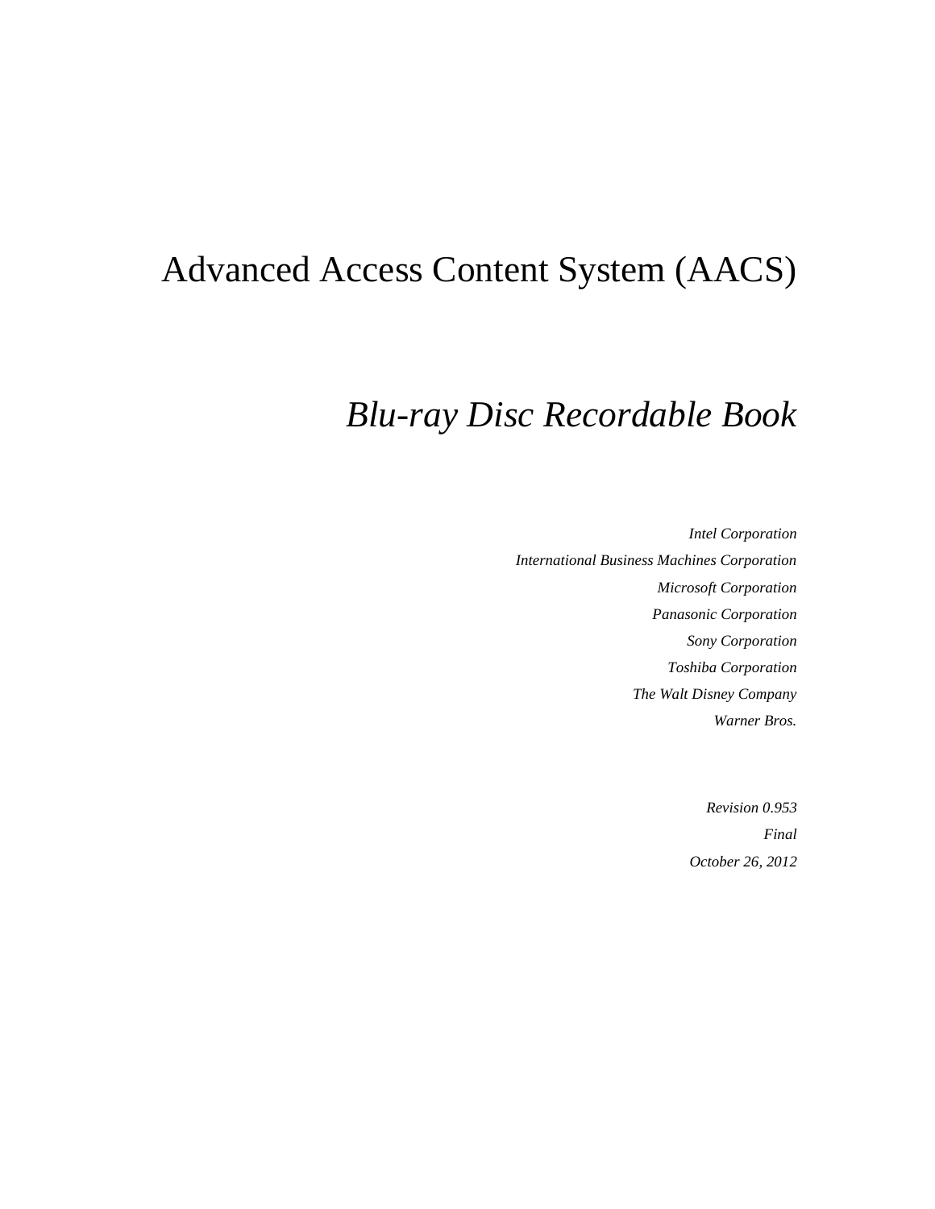# Advanced Access Content System (AACS)

## *Blu-ray Disc Recordable Book*

*Intel Corporation*

*International Business Machines Corporation*

*Microsoft Corporation*

*Panasonic Corporation*

*Sony Corporation*

*Toshiba Corporation*

*The Walt Disney Company*

*Warner Bros.*

*Revision 0.953*

*Final*

*October 26, 2012*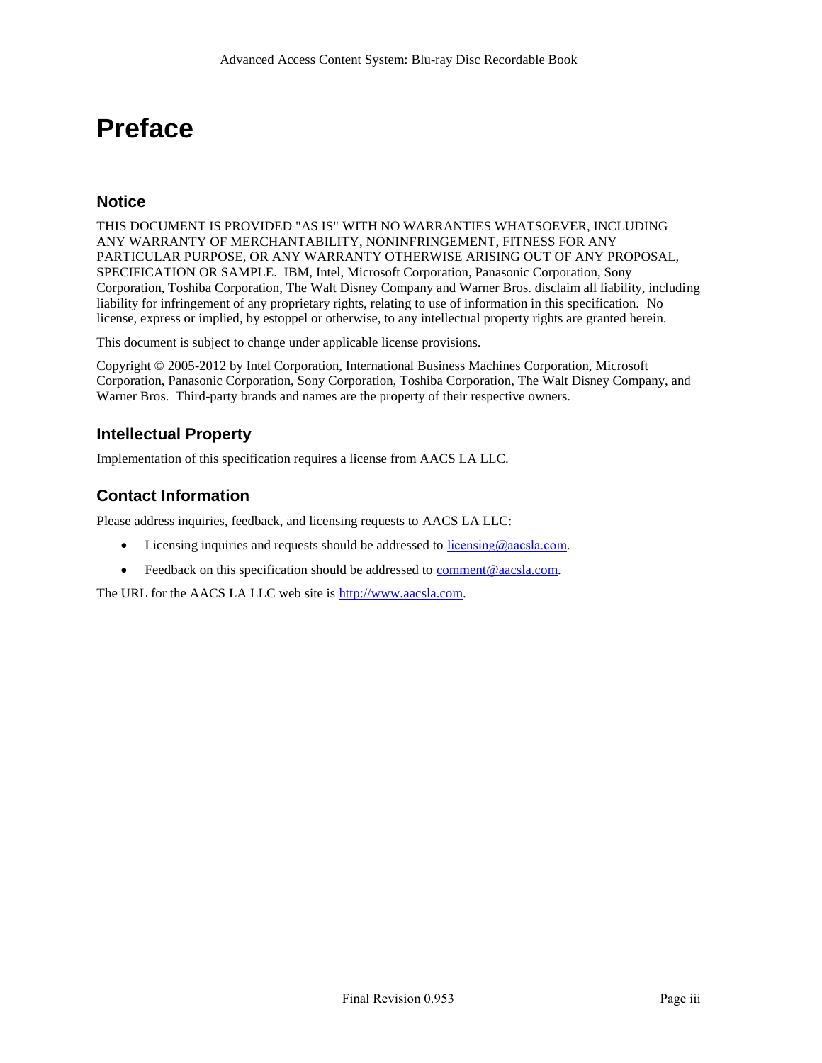# Preface

## Notice

THIS DOCUMENT IS PROVIDED "AS IS" WITH NO WARRANTIES WHATSOEVER, INCLUDING ANY WARRANTY OF MERCHANTABILITY, NONINFRINGEMENT, FITNESS FOR ANY PARTICULAR PURPOSE, OR ANY WARRANTY OTHERWISE ARISING OUT OF ANY PROPOSAL, SPECIFICATION OR SAMPLE. IBM, Intel, Microsoft Corporation, Panasonic Corporation, Sony Corporation, Toshiba Corporation, The Walt Disney Company and Warner Bros. disclaim all liability, including liability for infringement of any proprietary rights, relating to use of information in this specification. No license, express or implied, by estoppel or otherwise, to any intellectual property rights are granted herein.

This document is subject to change under applicable license provisions.

Copyright © 2005-2012 by Intel Corporation, International Business Machines Corporation, Microsoft Corporation, Panasonic Corporation, Sony Corporation, Toshiba Corporation, The Walt Disney Company, and Warner Bros. Third-party brands and names are the property of their respective owners.

## Intellectual Property

Implementation of this specification requires a license from AACS LA LLC.

## Contact Information

Please address inquiries, feedback, and licensing requests to AACS LA LLC:

- Licensing inquiries and requests should be addressed to licensing@aacsla.com.
- Feedback on this specification should be addressed to comment@aacsla.com.

The URL for the AACS LA LLC web site is http://www.aacsla.com.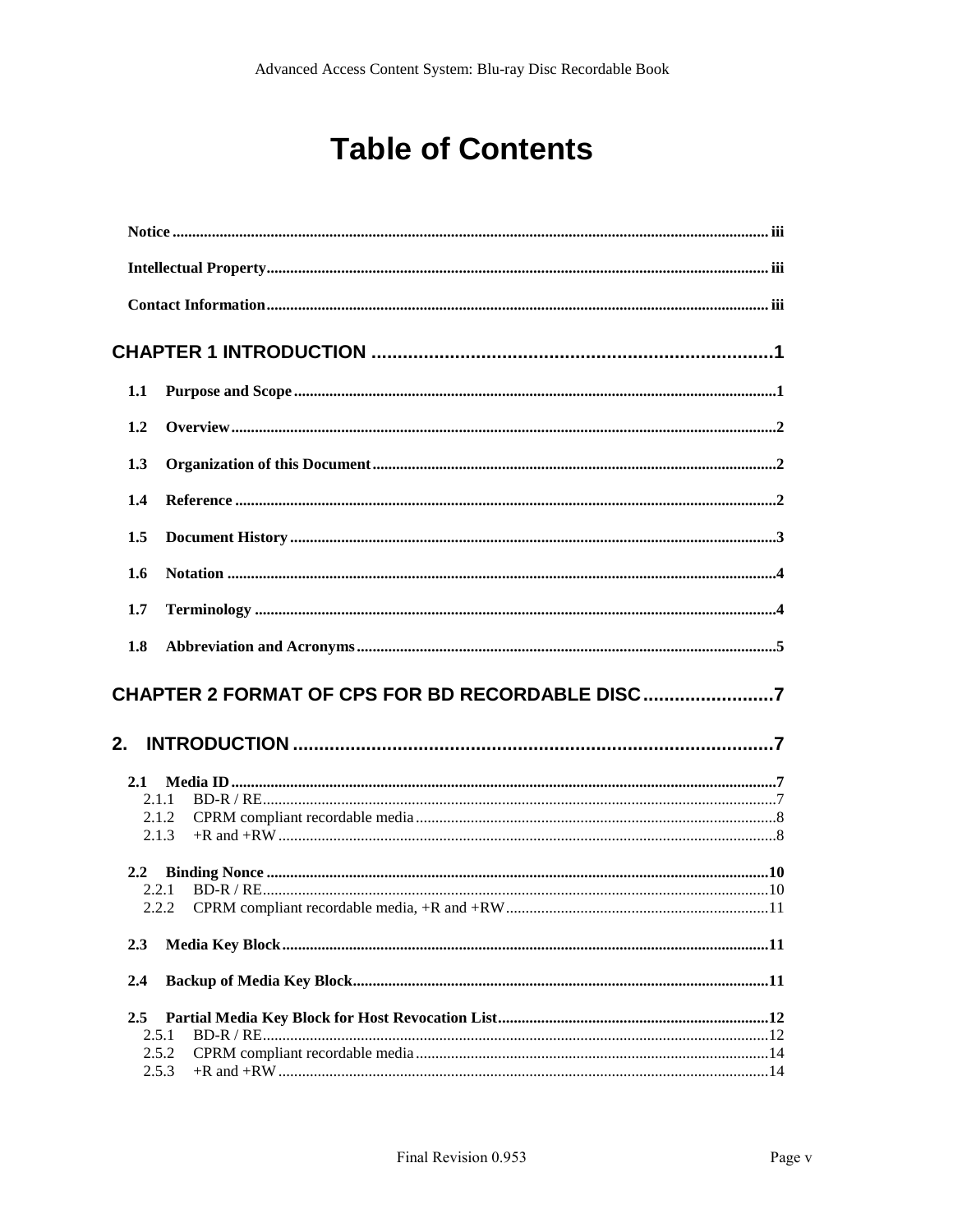# Table of Contents

**Notice** ............................................................ iii

**Intellectual Property** ............................................................ iii

**Contact Information** ............................................................ iii

**CHAPTER 1 INTRODUCTION** ............................................................ 1

**1.1 Purpose and Scope** ............................................................ 1

**1.2 Overview** ............................................................ 2

**1.3 Organization of this Document** ............................................................ 2

**1.4 Reference** ............................................................ 2

**1.5 Document History** ............................................................ 3

**1.6 Notation** ............................................................ 4

**1.7 Terminology** ............................................................ 4

**1.8 Abbreviation and Acronyms** ............................................................ 5

**CHAPTER 2 FORMAT OF CPS FOR BD RECORDABLE DISC** ............................................................ 7

**2. INTRODUCTION** ............................................................ 7

**2.1 Media ID** ............................................................ 7
- 2.1.1 BD-R / RE ............................................................ 7
- 2.1.2 CPRM compliant recordable media ............................................................ 8
- 2.1.3 +R and +RW ............................................................ 8

**2.2 Binding Nonce** ............................................................ 10
- 2.2.1 BD-R / RE ............................................................ 10
- 2.2.2 CPRM compliant recordable media, +R and +RW ............................................................ 11

**2.3 Media Key Block** ............................................................ 11

**2.4 Backup of Media Key Block** ............................................................ 11

**2.5 Partial Media Key Block for Host Revocation List** ............................................................ 12
- 2.5.1 BD-R / RE ............................................................ 12
- 2.5.2 CPRM compliant recordable media ............................................................ 14
- 2.5.3 +R and +RW ............................................................ 14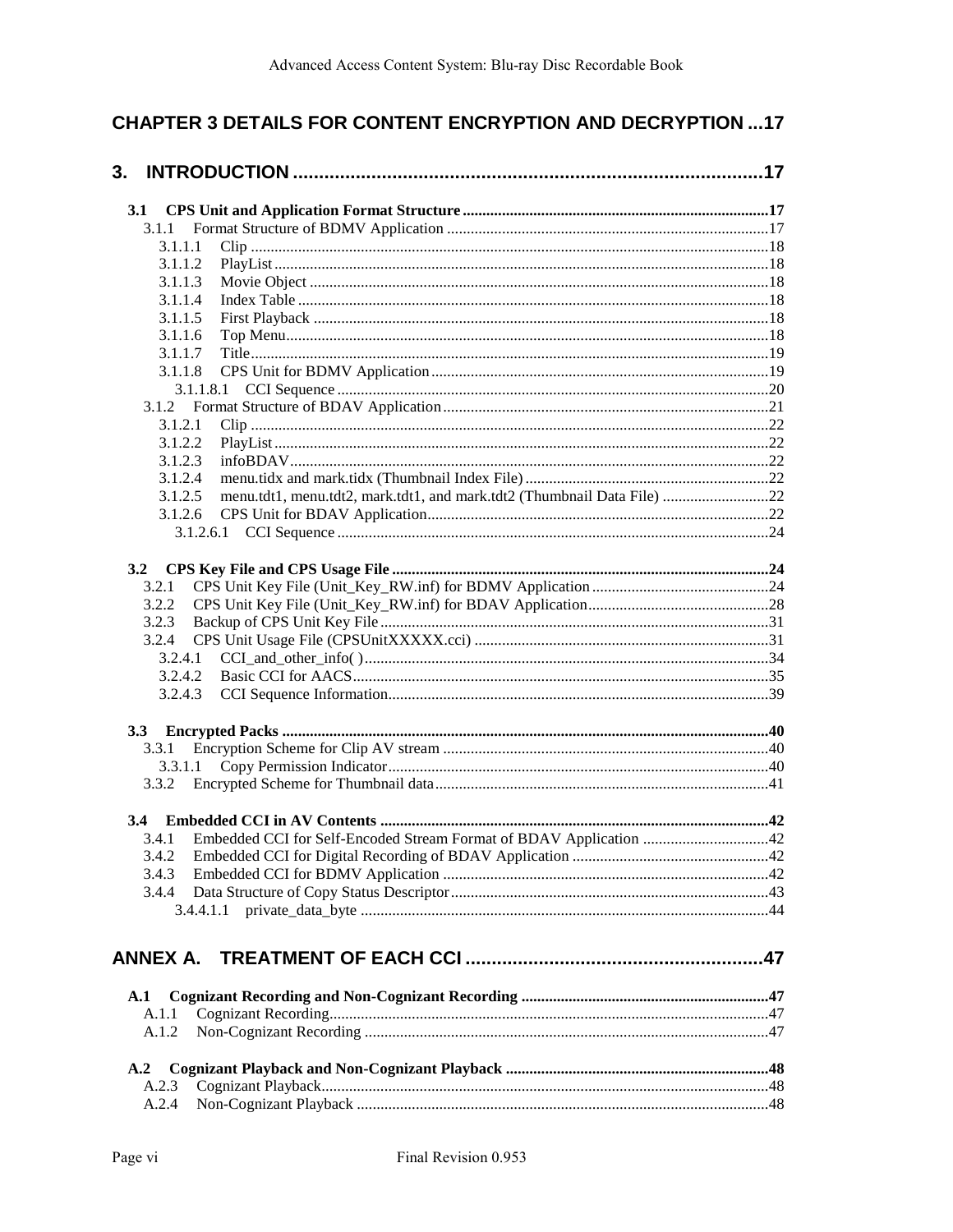**CHAPTER 3 DETAILS FOR CONTENT ENCRYPTION AND DECRYPTION ...17**

**3. INTRODUCTION ...17**

- **3.1 CPS Unit and Application Format Structure ...17**
  - 3.1.1 Format Structure of BDMV Application ...17
    - 3.1.1.1 Clip ...18
    - 3.1.1.2 PlayList ...18
    - 3.1.1.3 Movie Object ...18
    - 3.1.1.4 Index Table ...18
    - 3.1.1.5 First Playback ...18
    - 3.1.1.6 Top Menu ...18
    - 3.1.1.7 Title ...19
    - 3.1.1.8 CPS Unit for BDMV Application ...19
      - 3.1.1.8.1 CCI Sequence ...20
  - 3.1.2 Format Structure of BDAV Application ...21
    - 3.1.2.1 Clip ...22
    - 3.1.2.2 PlayList ...22
    - 3.1.2.3 infoBDAV ...22
    - 3.1.2.4 menu.tidx and mark.tidx (Thumbnail Index File) ...22
    - 3.1.2.5 menu.tdt1, menu.tdt2, mark.tdt1, and mark.tdt2 (Thumbnail Data File) ...22
    - 3.1.2.6 CPS Unit for BDAV Application ...22
      - 3.1.2.6.1 CCI Sequence ...24

- **3.2 CPS Key File and CPS Usage File ...24**
  - 3.2.1 CPS Unit Key File (Unit_Key_RW.inf) for BDMV Application ...24
  - 3.2.2 CPS Unit Key File (Unit_Key_RW.inf) for BDAV Application ...28
  - 3.2.3 Backup of CPS Unit Key File ...31
  - 3.2.4 CPS Unit Usage File (CPSUnitXXXXX.cci) ...31
    - 3.2.4.1 CCI_and_other_info( ) ...34
    - 3.2.4.2 Basic CCI for AACS ...35
    - 3.2.4.3 CCI Sequence Information ...39

- **3.3 Encrypted Packs ...40**
  - 3.3.1 Encryption Scheme for Clip AV stream ...40
    - 3.3.1.1 Copy Permission Indicator ...40
  - 3.3.2 Encrypted Scheme for Thumbnail data ...41

- **3.4 Embedded CCI in AV Contents ...42**
  - 3.4.1 Embedded CCI for Self-Encoded Stream Format of BDAV Application ...42
  - 3.4.2 Embedded CCI for Digital Recording of BDAV Application ...42
  - 3.4.3 Embedded CCI for BDMV Application ...42
  - 3.4.4 Data Structure of Copy Status Descriptor ...43
      - 3.4.4.1.1 private_data_byte ...44

**ANNEX A. TREATMENT OF EACH CCI ...47**

- **A.1 Cognizant Recording and Non-Cognizant Recording ...47**
  - A.1.1 Cognizant Recording ...47
  - A.1.2 Non-Cognizant Recording ...47

- **A.2 Cognizant Playback and Non-Cognizant Playback ...48**
  - A.2.3 Cognizant Playback ...48
  - A.2.4 Non-Cognizant Playback ...48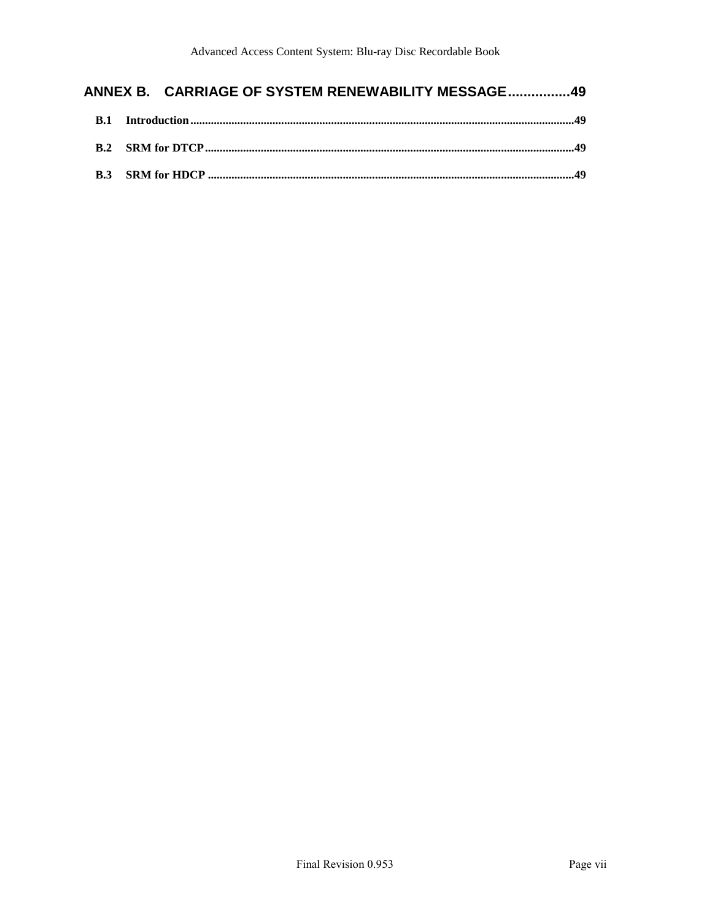**ANNEX B. CARRIAGE OF SYSTEM RENEWABILITY MESSAGE................49**

**B.1 Introduction.................................................................................................................................49**

**B.2 SRM for DTCP............................................................................................................................49**

**B.3 SRM for HDCP ...........................................................................................................................49**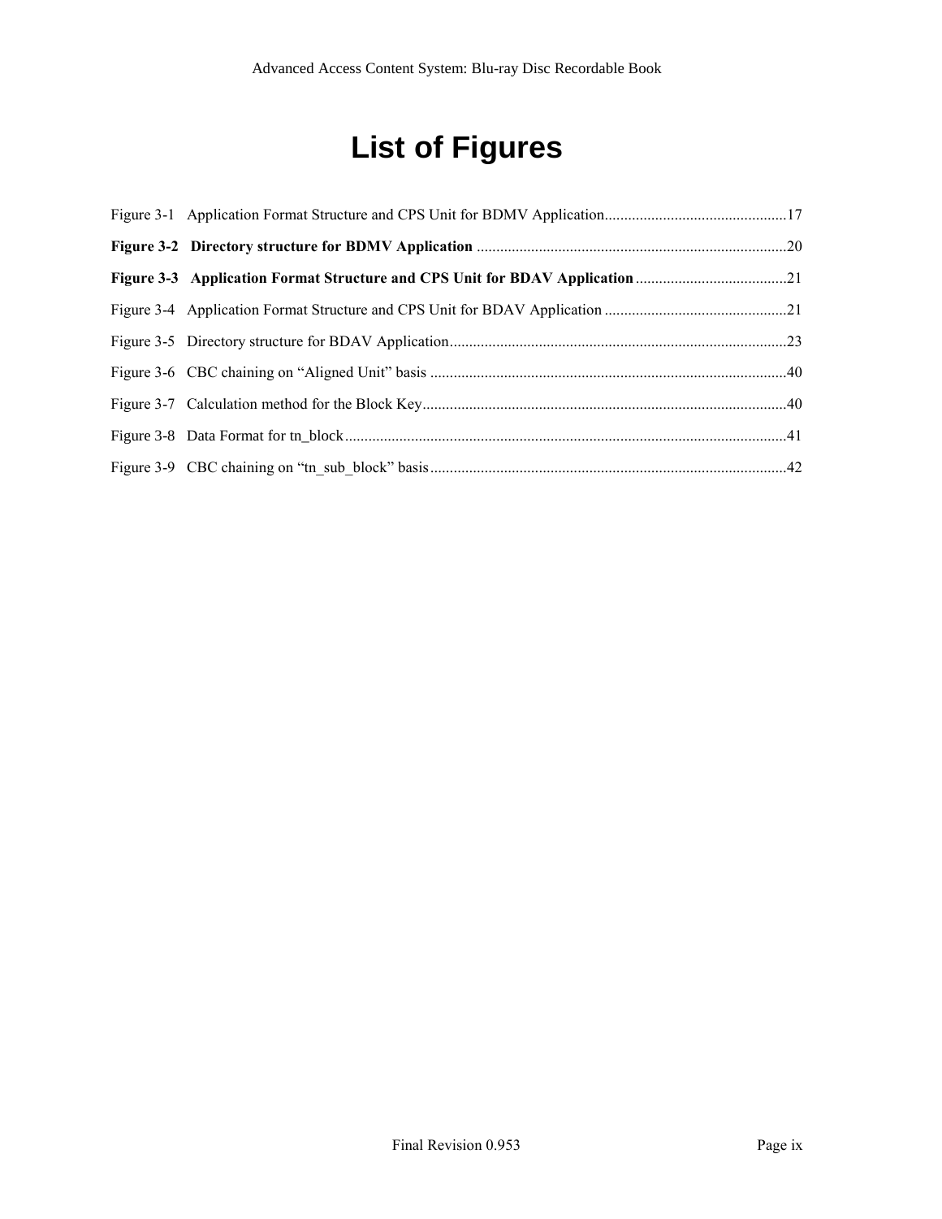# List of Figures

Figure 3-1 Application Format Structure and CPS Unit for BDMV Application ........ 17

**Figure 3-2 Directory structure for BDMV Application** ........ 20

**Figure 3-3 Application Format Structure and CPS Unit for BDAV Application** ........ 21

Figure 3-4 Application Format Structure and CPS Unit for BDAV Application ........ 21

Figure 3-5 Directory structure for BDAV Application ........ 23

Figure 3-6 CBC chaining on "Aligned Unit" basis ........ 40

Figure 3-7 Calculation method for the Block Key ........ 40

Figure 3-8 Data Format for tn_block ........ 41

Figure 3-9 CBC chaining on "tn_sub_block" basis ........ 42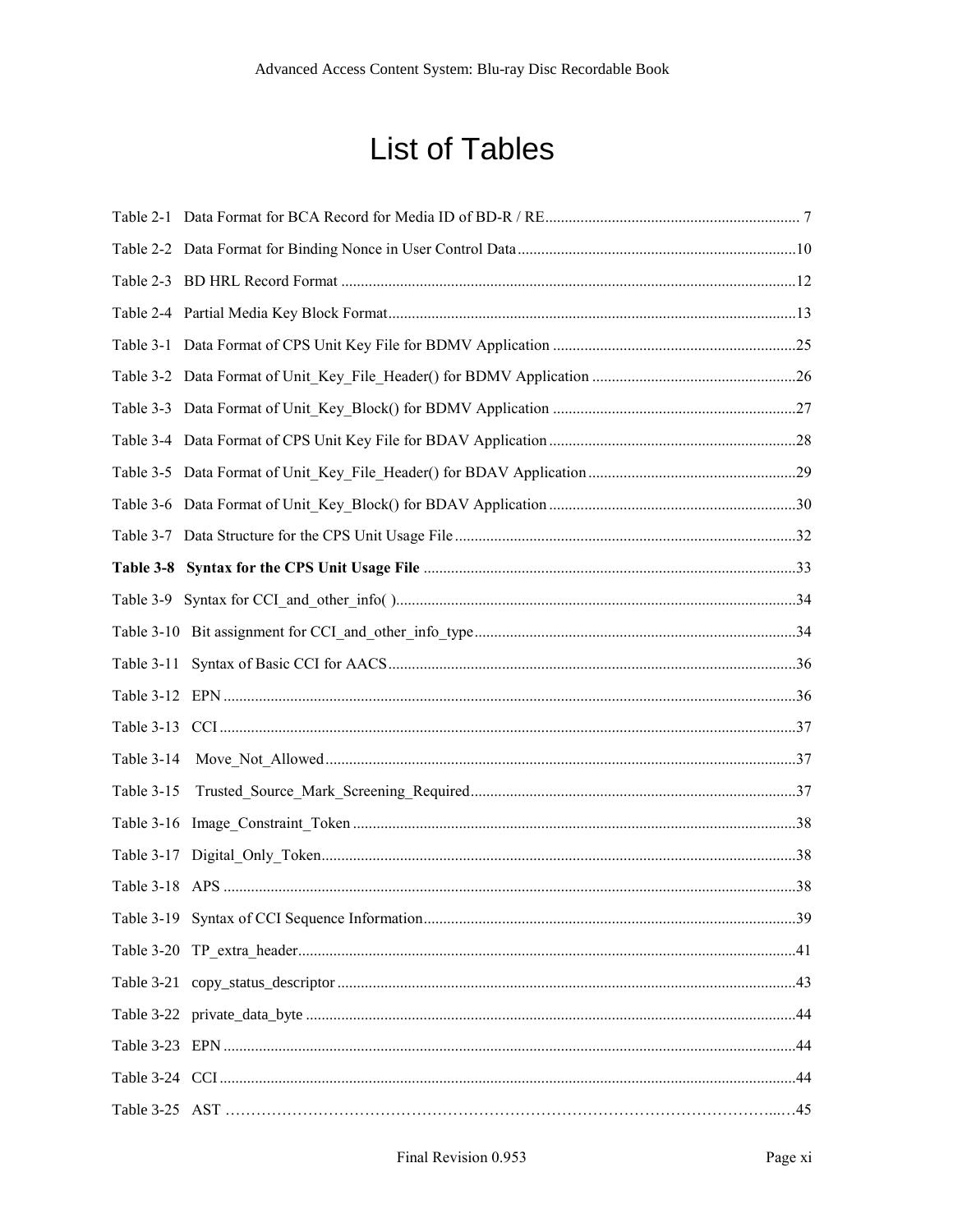# List of Tables

Table 2-1 Data Format for BCA Record for Media ID of BD-R / RE ................................................................ 7

Table 2-2 Data Format for Binding Nonce in User Control Data .......................................................................10

Table 2-3 BD HRL Record Format ...................................................................................................................12

Table 2-4 Partial Media Key Block Format........................................................................................................13

Table 3-1 Data Format of CPS Unit Key File for BDMV Application ..............................................................25

Table 3-2 Data Format of Unit_Key_File_Header() for BDMV Application ....................................................26

Table 3-3 Data Format of Unit_Key_Block() for BDMV Application ..............................................................27

Table 3-4 Data Format of CPS Unit Key File for BDAV Application ...............................................................28

Table 3-5 Data Format of Unit_Key_File_Header() for BDAV Application .....................................................29

Table 3-6 Data Format of Unit_Key_Block() for BDAV Application ...............................................................30

Table 3-7 Data Structure for the CPS Unit Usage File .......................................................................................32

**Table 3-8 Syntax for the CPS Unit Usage File** ...............................................................................................33

Table 3-9 Syntax for CCI_and_other_info( ).....................................................................................................34

Table 3-10 Bit assignment for CCI_and_other_info_type..................................................................................34

Table 3-11 Syntax of Basic CCI for AACS.......................................................................................................36

Table 3-12 EPN .................................................................................................................................................36

Table 3-13 CCI ..................................................................................................................................................37

Table 3-14 Move_Not_Allowed.......................................................................................................................37

Table 3-15 Trusted_Source_Mark_Screening_Required...................................................................................37

Table 3-16 Image_Constraint_Token ................................................................................................................38

Table 3-17 Digital_Only_Token........................................................................................................................38

Table 3-18 APS .................................................................................................................................................38

Table 3-19 Syntax of CCI Sequence Information..............................................................................................39

Table 3-20 TP_extra_header..............................................................................................................................41

Table 3-21 copy_status_descriptor ....................................................................................................................43

Table 3-22 private_data_byte ............................................................................................................................44

Table 3-23 EPN .................................................................................................................................................44

Table 3-24 CCI ..................................................................................................................................................44

Table 3-25 AST ……………………………………………………………………………………………...…45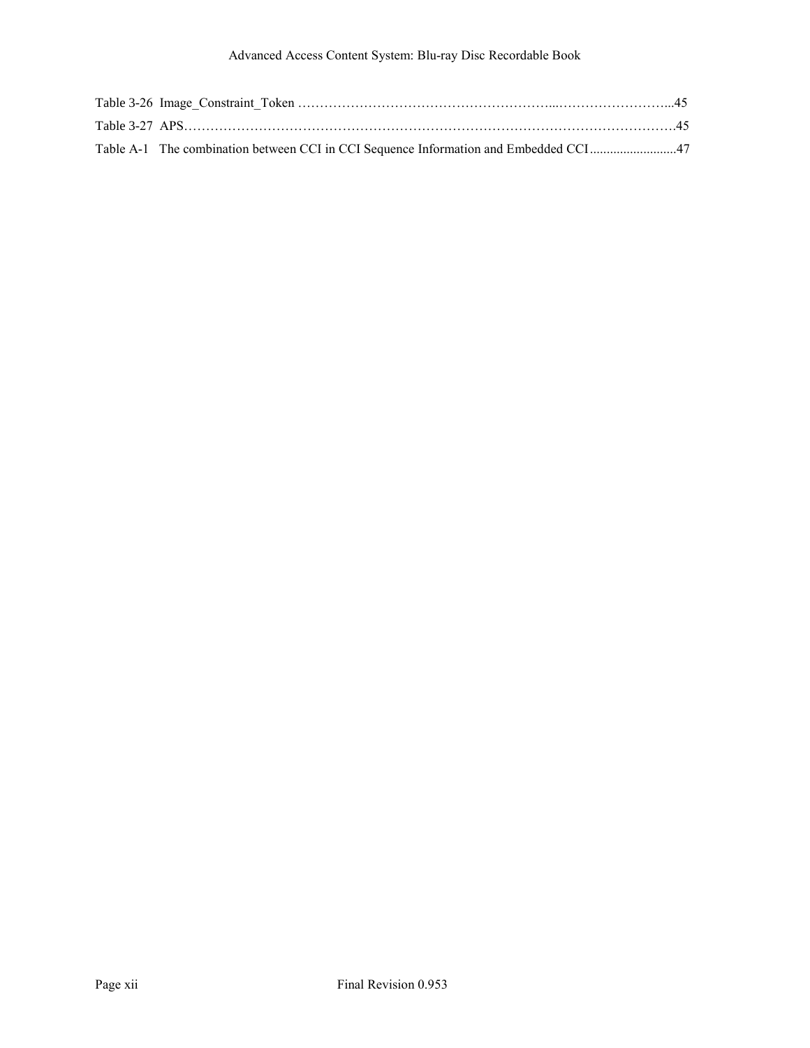Table 3-26 Image_Constraint_Token ………………………………………………………...……………………...45

Table 3-27 APS……………………………………………………………………………………………………45

Table A-1 The combination between CCI in CCI Sequence Information and Embedded CCI..........................47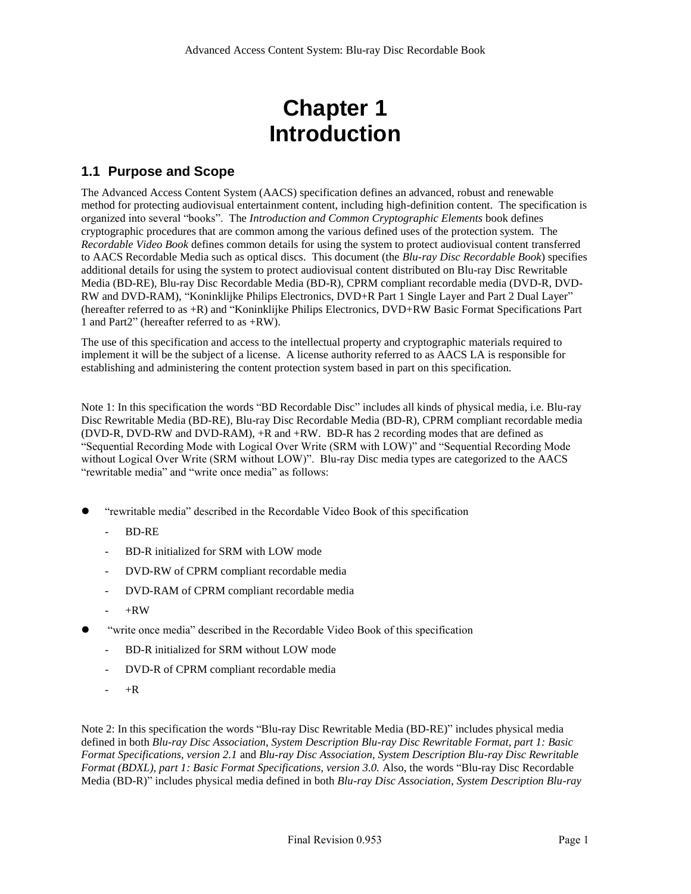# Chapter 1
# Introduction

## 1.1 Purpose and Scope

The Advanced Access Content System (AACS) specification defines an advanced, robust and renewable method for protecting audiovisual entertainment content, including high-definition content. The specification is organized into several "books". The *Introduction and Common Cryptographic Elements* book defines cryptographic procedures that are common among the various defined uses of the protection system. The *Recordable Video Book* defines common details for using the system to protect audiovisual content transferred to AACS Recordable Media such as optical discs. This document (the *Blu-ray Disc Recordable Book*) specifies additional details for using the system to protect audiovisual content distributed on Blu-ray Disc Rewritable Media (BD-RE), Blu-ray Disc Recordable Media (BD-R), CPRM compliant recordable media (DVD-R, DVD-RW and DVD-RAM), "Koninklijke Philips Electronics, DVD+R Part 1 Single Layer and Part 2 Dual Layer" (hereafter referred to as +R) and "Koninklijke Philips Electronics, DVD+RW Basic Format Specifications Part 1 and Part2" (hereafter referred to as +RW).

The use of this specification and access to the intellectual property and cryptographic materials required to implement it will be the subject of a license. A license authority referred to as AACS LA is responsible for establishing and administering the content protection system based in part on this specification.

Note 1: In this specification the words "BD Recordable Disc" includes all kinds of physical media, i.e. Blu-ray Disc Rewritable Media (BD-RE), Blu-ray Disc Recordable Media (BD-R), CPRM compliant recordable media (DVD-R, DVD-RW and DVD-RAM), +R and +RW. BD-R has 2 recording modes that are defined as "Sequential Recording Mode with Logical Over Write (SRM with LOW)" and "Sequential Recording Mode without Logical Over Write (SRM without LOW)". Blu-ray Disc media types are categorized to the AACS "rewritable media" and "write once media" as follows:

- "rewritable media" described in the Recordable Video Book of this specification
  - BD-RE
  - BD-R initialized for SRM with LOW mode
  - DVD-RW of CPRM compliant recordable media
  - DVD-RAM of CPRM compliant recordable media
  - +RW
- "write once media" described in the Recordable Video Book of this specification
  - BD-R initialized for SRM without LOW mode
  - DVD-R of CPRM compliant recordable media
  - +R

Note 2: In this specification the words "Blu-ray Disc Rewritable Media (BD-RE)" includes physical media defined in both *Blu-ray Disc Association, System Description Blu-ray Disc Rewritable Format, part 1: Basic Format Specifications, version 2.1* and *Blu-ray Disc Association, System Description Blu-ray Disc Rewritable Format (BDXL), part 1: Basic Format Specifications, version 3.0.* Also, the words "Blu-ray Disc Recordable Media (BD-R)" includes physical media defined in both *Blu-ray Disc Association, System Description Blu-ray*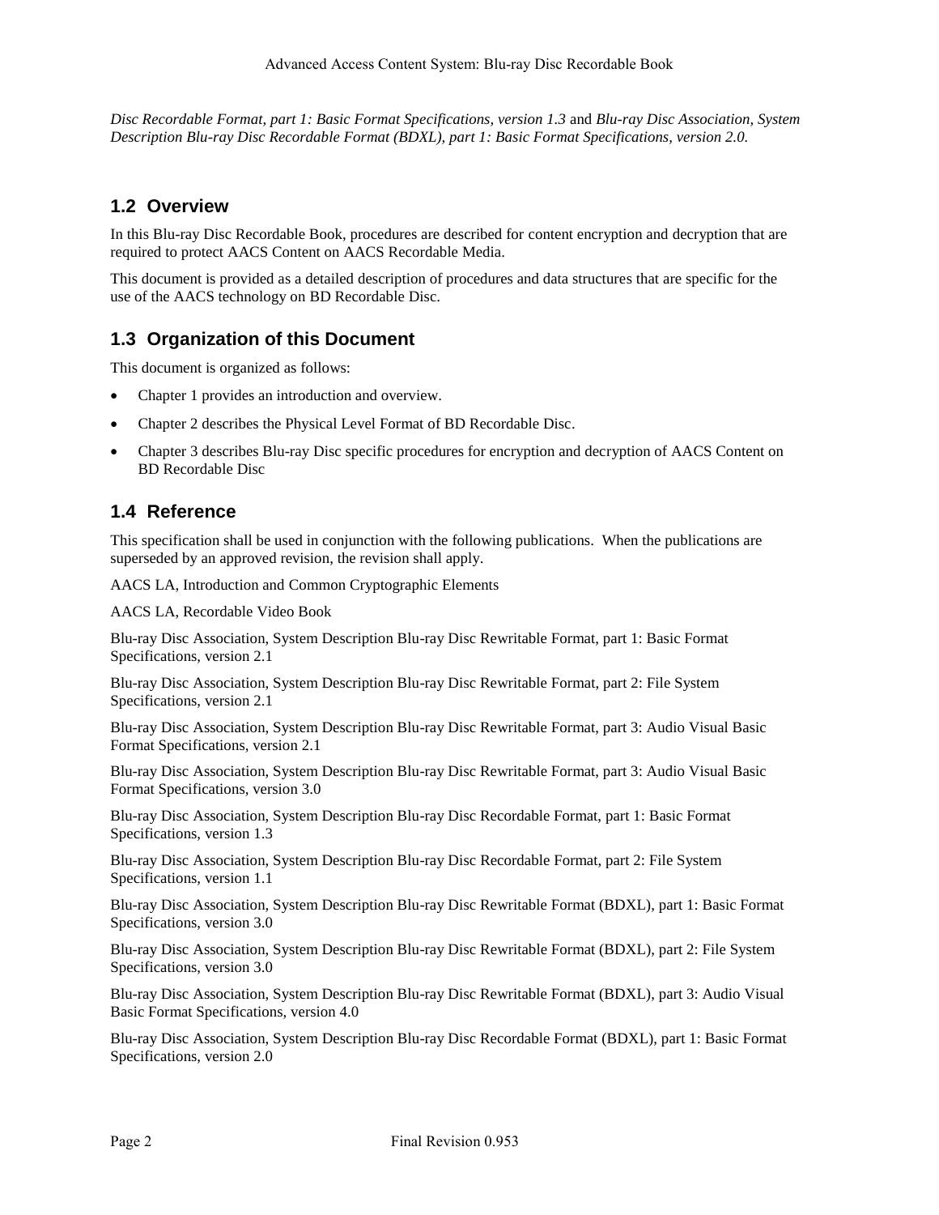*Disc Recordable Format, part 1: Basic Format Specifications, version 1.3* and *Blu-ray Disc Association, System Description Blu-ray Disc Recordable Format (BDXL), part 1: Basic Format Specifications, version 2.0.*

## 1.2 Overview

In this Blu-ray Disc Recordable Book, procedures are described for content encryption and decryption that are required to protect AACS Content on AACS Recordable Media.

This document is provided as a detailed description of procedures and data structures that are specific for the use of the AACS technology on BD Recordable Disc.

## 1.3 Organization of this Document

This document is organized as follows:

- Chapter 1 provides an introduction and overview.
- Chapter 2 describes the Physical Level Format of BD Recordable Disc.
- Chapter 3 describes Blu-ray Disc specific procedures for encryption and decryption of AACS Content on BD Recordable Disc

## 1.4 Reference

This specification shall be used in conjunction with the following publications. When the publications are superseded by an approved revision, the revision shall apply.

AACS LA, Introduction and Common Cryptographic Elements

AACS LA, Recordable Video Book

Blu-ray Disc Association, System Description Blu-ray Disc Rewritable Format, part 1: Basic Format Specifications, version 2.1

Blu-ray Disc Association, System Description Blu-ray Disc Rewritable Format, part 2: File System Specifications, version 2.1

Blu-ray Disc Association, System Description Blu-ray Disc Rewritable Format, part 3: Audio Visual Basic Format Specifications, version 2.1

Blu-ray Disc Association, System Description Blu-ray Disc Rewritable Format, part 3: Audio Visual Basic Format Specifications, version 3.0

Blu-ray Disc Association, System Description Blu-ray Disc Recordable Format, part 1: Basic Format Specifications, version 1.3

Blu-ray Disc Association, System Description Blu-ray Disc Recordable Format, part 2: File System Specifications, version 1.1

Blu-ray Disc Association, System Description Blu-ray Disc Rewritable Format (BDXL), part 1: Basic Format Specifications, version 3.0

Blu-ray Disc Association, System Description Blu-ray Disc Rewritable Format (BDXL), part 2: File System Specifications, version 3.0

Blu-ray Disc Association, System Description Blu-ray Disc Rewritable Format (BDXL), part 3: Audio Visual Basic Format Specifications, version 4.0

Blu-ray Disc Association, System Description Blu-ray Disc Recordable Format (BDXL), part 1: Basic Format Specifications, version 2.0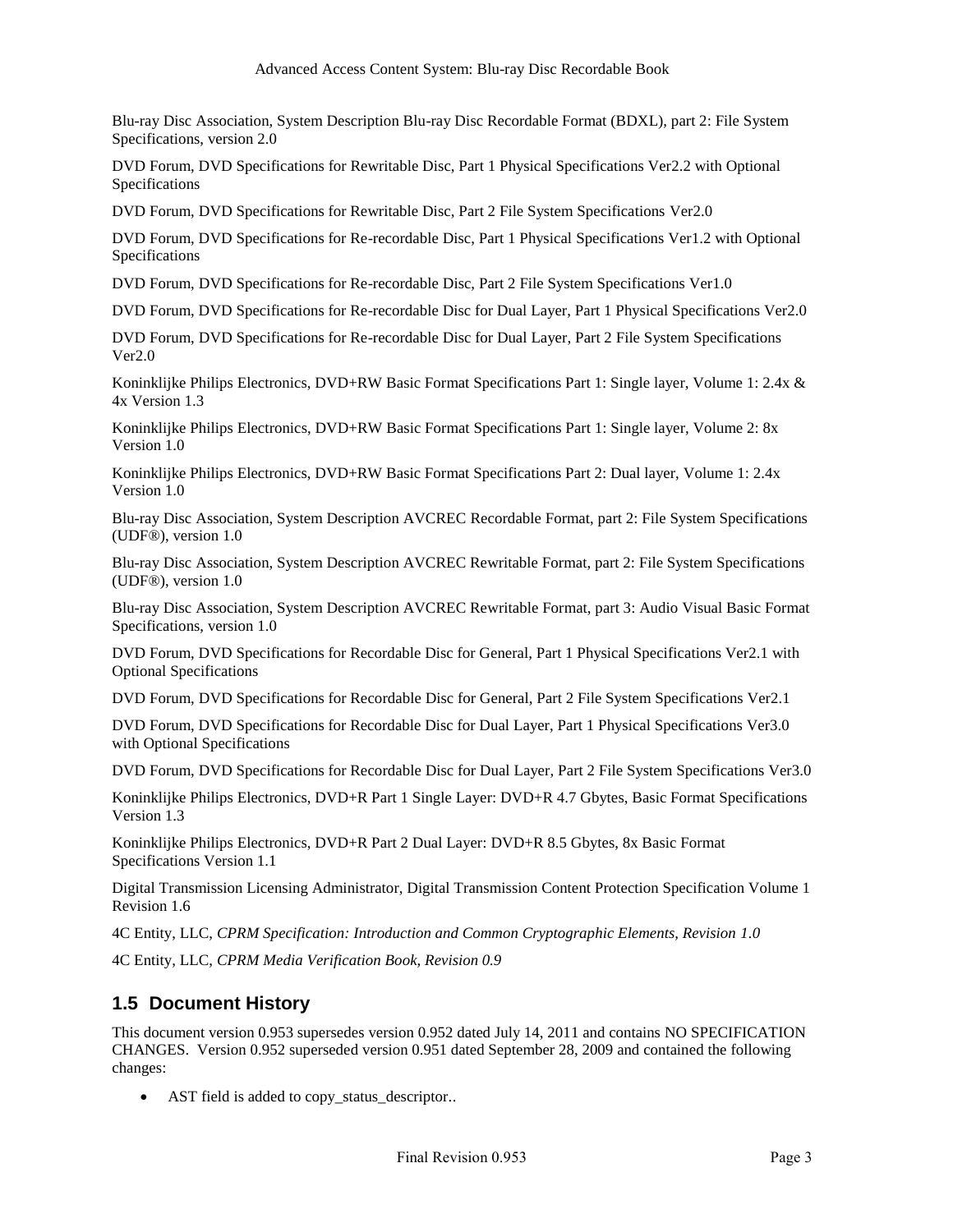Blu-ray Disc Association, System Description Blu-ray Disc Recordable Format (BDXL), part 2: File System Specifications, version 2.0

DVD Forum, DVD Specifications for Rewritable Disc, Part 1 Physical Specifications Ver2.2 with Optional Specifications

DVD Forum, DVD Specifications for Rewritable Disc, Part 2 File System Specifications Ver2.0

DVD Forum, DVD Specifications for Re-recordable Disc, Part 1 Physical Specifications Ver1.2 with Optional Specifications

DVD Forum, DVD Specifications for Re-recordable Disc, Part 2 File System Specifications Ver1.0

DVD Forum, DVD Specifications for Re-recordable Disc for Dual Layer, Part 1 Physical Specifications Ver2.0

DVD Forum, DVD Specifications for Re-recordable Disc for Dual Layer, Part 2 File System Specifications Ver2.0

Koninklijke Philips Electronics, DVD+RW Basic Format Specifications Part 1: Single layer, Volume 1: 2.4x & 4x Version 1.3

Koninklijke Philips Electronics, DVD+RW Basic Format Specifications Part 1: Single layer, Volume 2: 8x Version 1.0

Koninklijke Philips Electronics, DVD+RW Basic Format Specifications Part 2: Dual layer, Volume 1: 2.4x Version 1.0

Blu-ray Disc Association, System Description AVCREC Recordable Format, part 2: File System Specifications (UDF®), version 1.0

Blu-ray Disc Association, System Description AVCREC Rewritable Format, part 2: File System Specifications (UDF®), version 1.0

Blu-ray Disc Association, System Description AVCREC Rewritable Format, part 3: Audio Visual Basic Format Specifications, version 1.0

DVD Forum, DVD Specifications for Recordable Disc for General, Part 1 Physical Specifications Ver2.1 with Optional Specifications

DVD Forum, DVD Specifications for Recordable Disc for General, Part 2 File System Specifications Ver2.1

DVD Forum, DVD Specifications for Recordable Disc for Dual Layer, Part 1 Physical Specifications Ver3.0 with Optional Specifications

DVD Forum, DVD Specifications for Recordable Disc for Dual Layer, Part 2 File System Specifications Ver3.0

Koninklijke Philips Electronics, DVD+R Part 1 Single Layer: DVD+R 4.7 Gbytes, Basic Format Specifications Version 1.3

Koninklijke Philips Electronics, DVD+R Part 2 Dual Layer: DVD+R 8.5 Gbytes, 8x Basic Format Specifications Version 1.1

Digital Transmission Licensing Administrator, Digital Transmission Content Protection Specification Volume 1 Revision 1.6

4C Entity, LLC, *CPRM Specification: Introduction and Common Cryptographic Elements, Revision 1.0*

4C Entity, LLC, *CPRM Media Verification Book, Revision 0.9*

## 1.5 Document History

This document version 0.953 supersedes version 0.952 dated July 14, 2011 and contains NO SPECIFICATION CHANGES. Version 0.952 superseded version 0.951 dated September 28, 2009 and contained the following changes:

- AST field is added to copy_status_descriptor..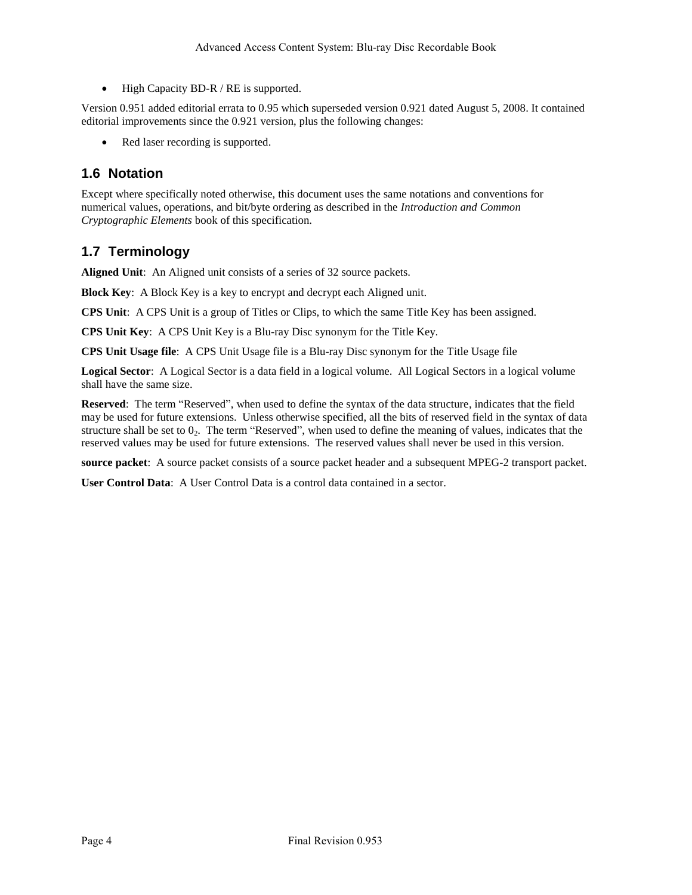- High Capacity BD-R / RE is supported.

Version 0.951 added editorial errata to 0.95 which superseded version 0.921 dated August 5, 2008. It contained editorial improvements since the 0.921 version, plus the following changes:

- Red laser recording is supported.

## 1.6 Notation

Except where specifically noted otherwise, this document uses the same notations and conventions for numerical values, operations, and bit/byte ordering as described in the *Introduction and Common Cryptographic Elements* book of this specification.

## 1.7 Terminology

**Aligned Unit**: An Aligned unit consists of a series of 32 source packets.

**Block Key**: A Block Key is a key to encrypt and decrypt each Aligned unit.

**CPS Unit**: A CPS Unit is a group of Titles or Clips, to which the same Title Key has been assigned.

**CPS Unit Key**: A CPS Unit Key is a Blu-ray Disc synonym for the Title Key.

**CPS Unit Usage file**: A CPS Unit Usage file is a Blu-ray Disc synonym for the Title Usage file

**Logical Sector**: A Logical Sector is a data field in a logical volume. All Logical Sectors in a logical volume shall have the same size.

**Reserved**: The term "Reserved", when used to define the syntax of the data structure, indicates that the field may be used for future extensions. Unless otherwise specified, all the bits of reserved field in the syntax of data structure shall be set to $0_2$. The term "Reserved", when used to define the meaning of values, indicates that the reserved values may be used for future extensions. The reserved values shall never be used in this version.

**source packet**: A source packet consists of a source packet header and a subsequent MPEG-2 transport packet.

**User Control Data**: A User Control Data is a control data contained in a sector.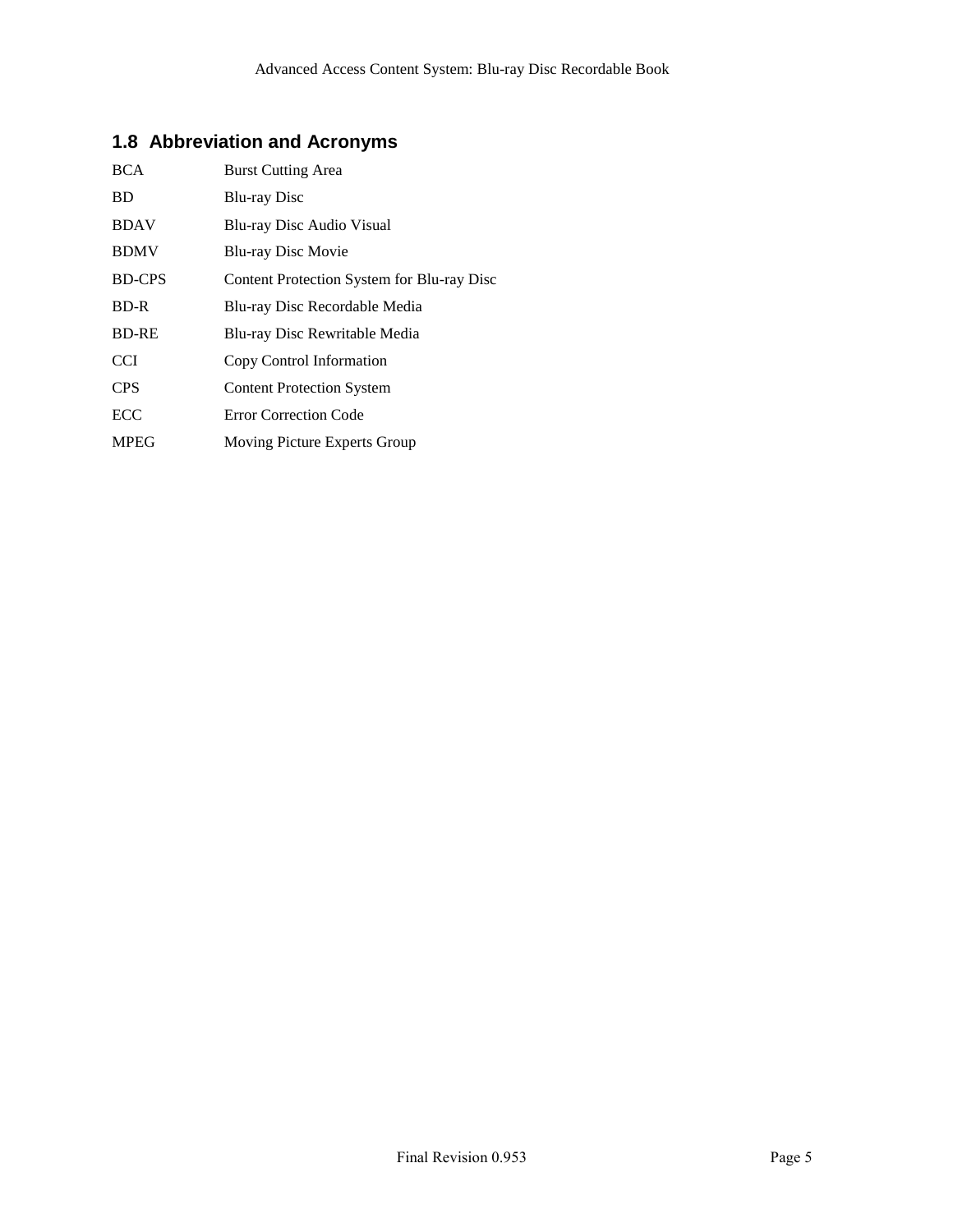## 1.8 Abbreviation and Acronyms

| | |
|---|---|
| BCA | Burst Cutting Area |
| BD | Blu-ray Disc |
| BDAV | Blu-ray Disc Audio Visual |
| BDMV | Blu-ray Disc Movie |
| BD-CPS | Content Protection System for Blu-ray Disc |
| BD-R | Blu-ray Disc Recordable Media |
| BD-RE | Blu-ray Disc Rewritable Media |
| CCI | Copy Control Information |
| CPS | Content Protection System |
| ECC | Error Correction Code |
| MPEG | Moving Picture Experts Group |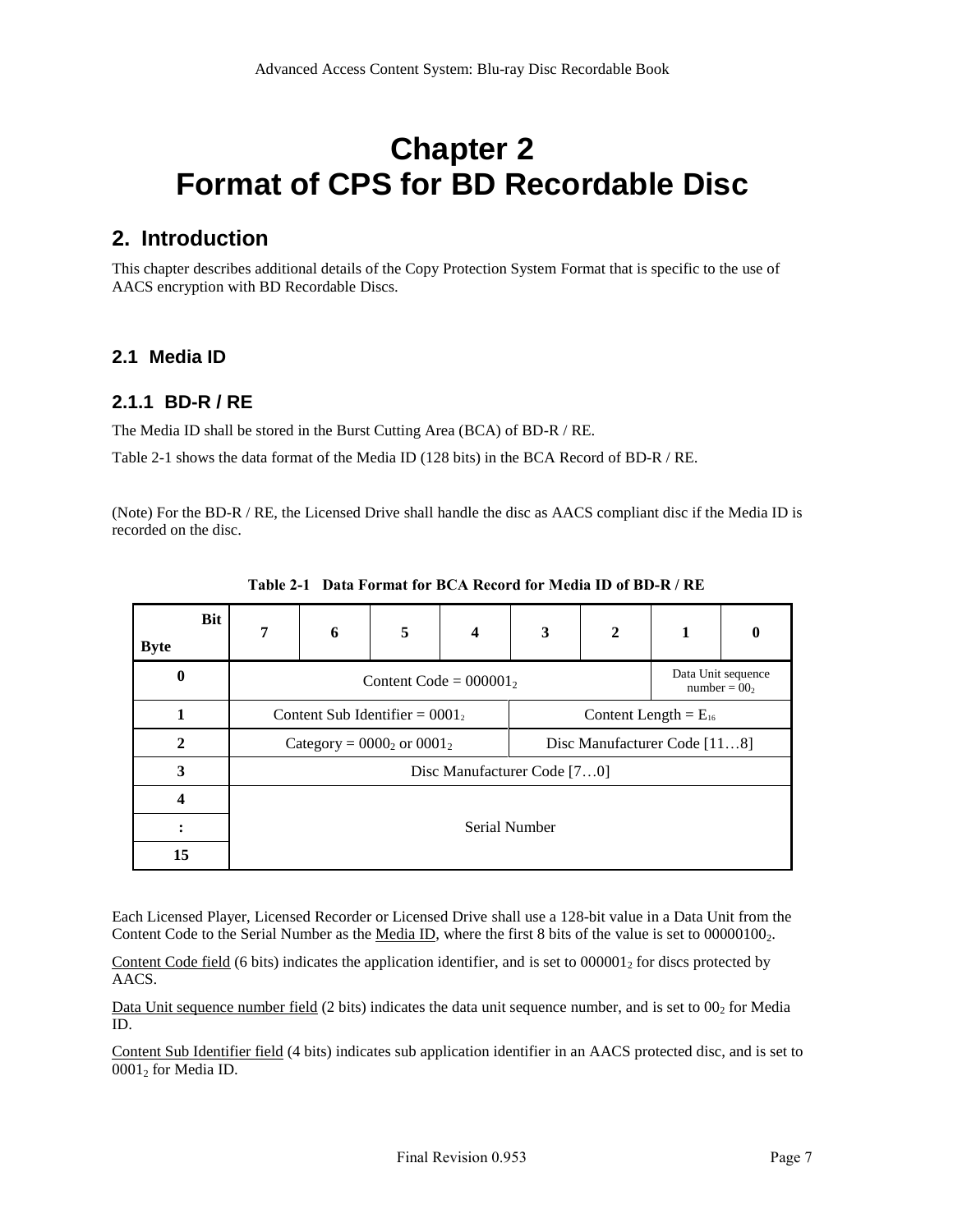# Chapter 2
# Format of CPS for BD Recordable Disc

## 2. Introduction

This chapter describes additional details of the Copy Protection System Format that is specific to the use of AACS encryption with BD Recordable Discs.

### 2.1 Media ID

#### 2.1.1 BD-R / RE

The Media ID shall be stored in the Burst Cutting Area (BCA) of BD-R / RE.

Table 2-1 shows the data format of the Media ID (128 bits) in the BCA Record of BD-R / RE.

(Note) For the BD-R / RE, the Licensed Drive shall handle the disc as AACS compliant disc if the Media ID is recorded on the disc.

**Table 2-1 Data Format for BCA Record for Media ID of BD-R / RE**

| Byte \ Bit | 7 | 6 | 5 | 4 | 3 | 2 | 1 | 0 |
|---|---|---|---|---|---|---|---|---|
| 0 | Content Code = $000001_2$ | | | | | | Data Unit sequence number = $00_2$ | |
| 1 | Content Sub Identifier = $0001_2$ | | | | Content Length = $E_{16}$ | | | |
| 2 | Category = $0000_2$ or $0001_2$ | | | | Disc Manufacturer Code [11…8] | | | |
| 3 | Disc Manufacturer Code [7…0] | | | | | | | |
| 4 | Serial Number | | | | | | | |
| : | | | | | | | | |
| 15 | | | | | | | | |

Each Licensed Player, Licensed Recorder or Licensed Drive shall use a 128-bit value in a Data Unit from the Content Code to the Serial Number as the Media ID, where the first 8 bits of the value is set to $00000100_2$.

Content Code field (6 bits) indicates the application identifier, and is set to $000001_2$ for discs protected by AACS.

Data Unit sequence number field (2 bits) indicates the data unit sequence number, and is set to $00_2$ for Media ID.

Content Sub Identifier field (4 bits) indicates sub application identifier in an AACS protected disc, and is set to $0001_2$ for Media ID.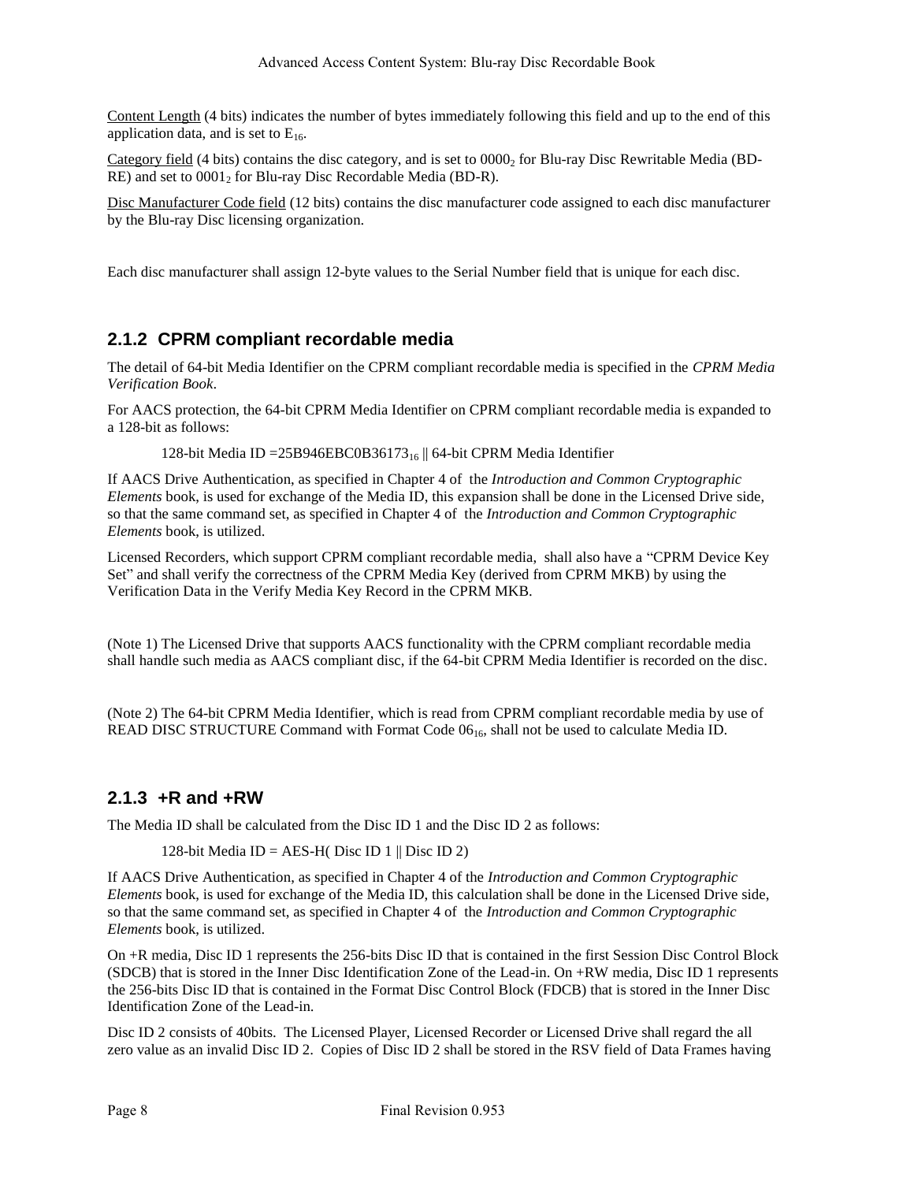Content Length (4 bits) indicates the number of bytes immediately following this field and up to the end of this application data, and is set to $E_{16}$.

Category field (4 bits) contains the disc category, and is set to $0000_2$ for Blu-ray Disc Rewritable Media (BD-RE) and set to $0001_2$ for Blu-ray Disc Recordable Media (BD-R).

Disc Manufacturer Code field (12 bits) contains the disc manufacturer code assigned to each disc manufacturer by the Blu-ray Disc licensing organization.

Each disc manufacturer shall assign 12-byte values to the Serial Number field that is unique for each disc.

### 2.1.2 CPRM compliant recordable media

The detail of 64-bit Media Identifier on the CPRM compliant recordable media is specified in the *CPRM Media Verification Book*.

For AACS protection, the 64-bit CPRM Media Identifier on CPRM compliant recordable media is expanded to a 128-bit as follows:

128-bit Media ID =$25B946EBC0B36173_{16}$ || 64-bit CPRM Media Identifier

If AACS Drive Authentication, as specified in Chapter 4 of the *Introduction and Common Cryptographic Elements* book, is used for exchange of the Media ID, this expansion shall be done in the Licensed Drive side, so that the same command set, as specified in Chapter 4 of the *Introduction and Common Cryptographic Elements* book, is utilized.

Licensed Recorders, which support CPRM compliant recordable media, shall also have a "CPRM Device Key Set" and shall verify the correctness of the CPRM Media Key (derived from CPRM MKB) by using the Verification Data in the Verify Media Key Record in the CPRM MKB.

(Note 1) The Licensed Drive that supports AACS functionality with the CPRM compliant recordable media shall handle such media as AACS compliant disc, if the 64-bit CPRM Media Identifier is recorded on the disc.

(Note 2) The 64-bit CPRM Media Identifier, which is read from CPRM compliant recordable media by use of READ DISC STRUCTURE Command with Format Code $06_{16}$, shall not be used to calculate Media ID.

### 2.1.3 +R and +RW

The Media ID shall be calculated from the Disc ID 1 and the Disc ID 2 as follows:

128-bit Media ID = AES-H( Disc ID 1 || Disc ID 2)

If AACS Drive Authentication, as specified in Chapter 4 of the *Introduction and Common Cryptographic Elements* book, is used for exchange of the Media ID, this calculation shall be done in the Licensed Drive side, so that the same command set, as specified in Chapter 4 of the *Introduction and Common Cryptographic Elements* book, is utilized.

On +R media, Disc ID 1 represents the 256-bits Disc ID that is contained in the first Session Disc Control Block (SDCB) that is stored in the Inner Disc Identification Zone of the Lead-in. On +RW media, Disc ID 1 represents the 256-bits Disc ID that is contained in the Format Disc Control Block (FDCB) that is stored in the Inner Disc Identification Zone of the Lead-in.

Disc ID 2 consists of 40bits. The Licensed Player, Licensed Recorder or Licensed Drive shall regard the all zero value as an invalid Disc ID 2. Copies of Disc ID 2 shall be stored in the RSV field of Data Frames having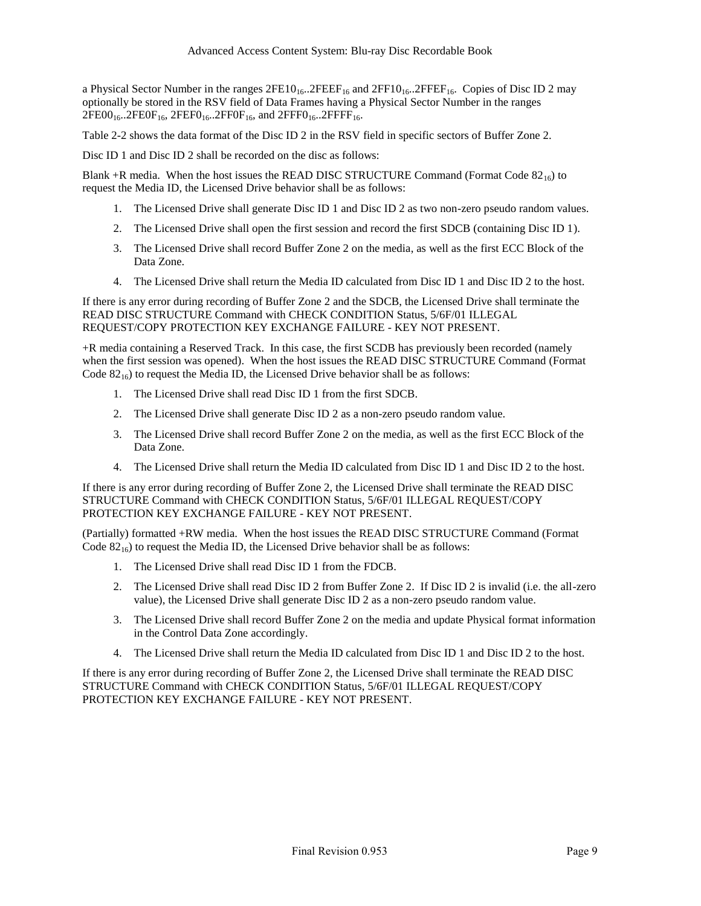a Physical Sector Number in the ranges $2FE10_{16}$..$2FEEF_{16}$ and $2FF10_{16}$..$2FFEF_{16}$. Copies of Disc ID 2 may optionally be stored in the RSV field of Data Frames having a Physical Sector Number in the ranges $2FE00_{16}$..$2FE0F_{16}$, $2FEF0_{16}$..$2FF0F_{16}$, and $2FFF0_{16}$..$2FFFF_{16}$.

Table 2-2 shows the data format of the Disc ID 2 in the RSV field in specific sectors of Buffer Zone 2.

Disc ID 1 and Disc ID 2 shall be recorded on the disc as follows:

Blank +R media. When the host issues the READ DISC STRUCTURE Command (Format Code $82_{16}$) to request the Media ID, the Licensed Drive behavior shall be as follows:

1. The Licensed Drive shall generate Disc ID 1 and Disc ID 2 as two non-zero pseudo random values.
2. The Licensed Drive shall open the first session and record the first SDCB (containing Disc ID 1).
3. The Licensed Drive shall record Buffer Zone 2 on the media, as well as the first ECC Block of the Data Zone.
4. The Licensed Drive shall return the Media ID calculated from Disc ID 1 and Disc ID 2 to the host.

If there is any error during recording of Buffer Zone 2 and the SDCB, the Licensed Drive shall terminate the READ DISC STRUCTURE Command with CHECK CONDITION Status, 5/6F/01 ILLEGAL REQUEST/COPY PROTECTION KEY EXCHANGE FAILURE - KEY NOT PRESENT.

+R media containing a Reserved Track. In this case, the first SCDB has previously been recorded (namely when the first session was opened). When the host issues the READ DISC STRUCTURE Command (Format Code $82_{16}$) to request the Media ID, the Licensed Drive behavior shall be as follows:

1. The Licensed Drive shall read Disc ID 1 from the first SDCB.
2. The Licensed Drive shall generate Disc ID 2 as a non-zero pseudo random value.
3. The Licensed Drive shall record Buffer Zone 2 on the media, as well as the first ECC Block of the Data Zone.
4. The Licensed Drive shall return the Media ID calculated from Disc ID 1 and Disc ID 2 to the host.

If there is any error during recording of Buffer Zone 2, the Licensed Drive shall terminate the READ DISC STRUCTURE Command with CHECK CONDITION Status, 5/6F/01 ILLEGAL REQUEST/COPY PROTECTION KEY EXCHANGE FAILURE - KEY NOT PRESENT.

(Partially) formatted +RW media. When the host issues the READ DISC STRUCTURE Command (Format Code $82_{16}$) to request the Media ID, the Licensed Drive behavior shall be as follows:

1. The Licensed Drive shall read Disc ID 1 from the FDCB.
2. The Licensed Drive shall read Disc ID 2 from Buffer Zone 2. If Disc ID 2 is invalid (i.e. the all-zero value), the Licensed Drive shall generate Disc ID 2 as a non-zero pseudo random value.
3. The Licensed Drive shall record Buffer Zone 2 on the media and update Physical format information in the Control Data Zone accordingly.
4. The Licensed Drive shall return the Media ID calculated from Disc ID 1 and Disc ID 2 to the host.

If there is any error during recording of Buffer Zone 2, the Licensed Drive shall terminate the READ DISC STRUCTURE Command with CHECK CONDITION Status, 5/6F/01 ILLEGAL REQUEST/COPY PROTECTION KEY EXCHANGE FAILURE - KEY NOT PRESENT.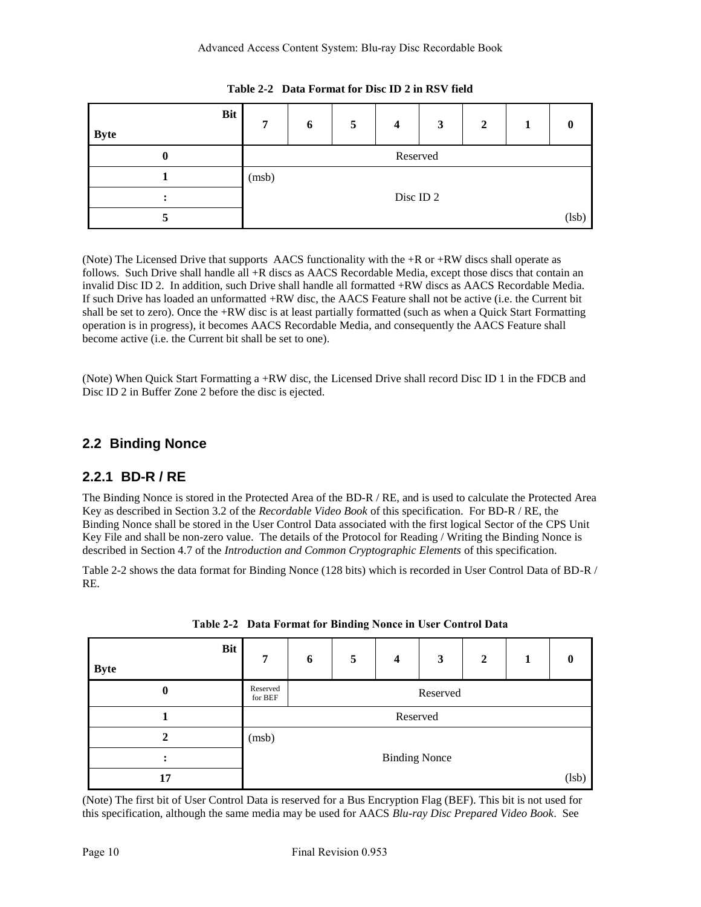**Table 2-2 Data Format for Disc ID 2 in RSV field**

| Byte \ Bit | 7 | 6 | 5 | 4 | 3 | 2 | 1 | 0 |
|---|---|---|---|---|---|---|---|---|
| 0 | Reserved | | | | | | | |
| 1 | (msb) | | | | | | | |
| : | Disc ID 2 | | | | | | | |
| 5 | | | | | | | | (lsb) |

(Note) The Licensed Drive that supports AACS functionality with the +R or +RW discs shall operate as follows. Such Drive shall handle all +R discs as AACS Recordable Media, except those discs that contain an invalid Disc ID 2. In addition, such Drive shall handle all formatted +RW discs as AACS Recordable Media. If such Drive has loaded an unformatted +RW disc, the AACS Feature shall not be active (i.e. the Current bit shall be set to zero). Once the +RW disc is at least partially formatted (such as when a Quick Start Formatting operation is in progress), it becomes AACS Recordable Media, and consequently the AACS Feature shall become active (i.e. the Current bit shall be set to one).

(Note) When Quick Start Formatting a +RW disc, the Licensed Drive shall record Disc ID 1 in the FDCB and Disc ID 2 in Buffer Zone 2 before the disc is ejected.

## 2.2 Binding Nonce

### 2.2.1 BD-R / RE

The Binding Nonce is stored in the Protected Area of the BD-R / RE, and is used to calculate the Protected Area Key as described in Section 3.2 of the *Recordable Video Book* of this specification. For BD-R / RE, the Binding Nonce shall be stored in the User Control Data associated with the first logical Sector of the CPS Unit Key File and shall be non-zero value. The details of the Protocol for Reading / Writing the Binding Nonce is described in Section 4.7 of the *Introduction and Common Cryptographic Elements* of this specification.

Table 2-2 shows the data format for Binding Nonce (128 bits) which is recorded in User Control Data of BD-R / RE.

**Table 2-2 Data Format for Binding Nonce in User Control Data**

| Byte \ Bit | 7 | 6 | 5 | 4 | 3 | 2 | 1 | 0 |
|---|---|---|---|---|---|---|---|---|
| 0 | Reserved for BEF | Reserved | | | | | | |
| 1 | Reserved | | | | | | | |
| 2 | (msb) | | | | | | | |
| : | Binding Nonce | | | | | | | |
| 17 | | | | | | | | (lsb) |

(Note) The first bit of User Control Data is reserved for a Bus Encryption Flag (BEF). This bit is not used for this specification, although the same media may be used for AACS *Blu-ray Disc Prepared Video Book*. See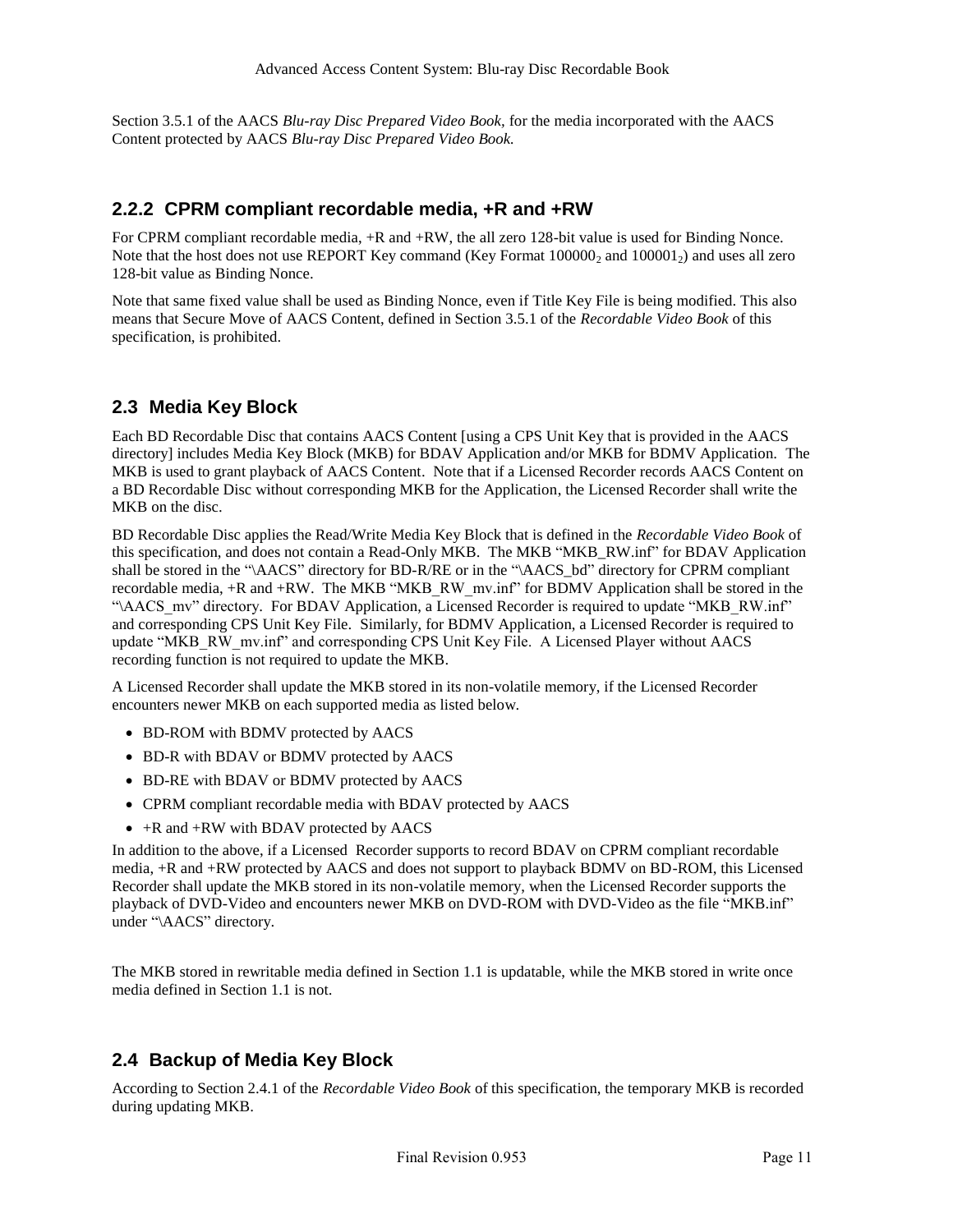Section 3.5.1 of the AACS *Blu-ray Disc Prepared Video Book,* for the media incorporated with the AACS Content protected by AACS *Blu-ray Disc Prepared Video Book.*

### 2.2.2 CPRM compliant recordable media, +R and +RW

For CPRM compliant recordable media, +R and +RW, the all zero 128-bit value is used for Binding Nonce. Note that the host does not use REPORT Key command (Key Format $100000_2$ and $100001_2$) and uses all zero 128-bit value as Binding Nonce.

Note that same fixed value shall be used as Binding Nonce, even if Title Key File is being modified. This also means that Secure Move of AACS Content, defined in Section 3.5.1 of the *Recordable Video Book* of this specification, is prohibited.

## 2.3 Media Key Block

Each BD Recordable Disc that contains AACS Content [using a CPS Unit Key that is provided in the AACS directory] includes Media Key Block (MKB) for BDAV Application and/or MKB for BDMV Application. The MKB is used to grant playback of AACS Content. Note that if a Licensed Recorder records AACS Content on a BD Recordable Disc without corresponding MKB for the Application, the Licensed Recorder shall write the MKB on the disc.

BD Recordable Disc applies the Read/Write Media Key Block that is defined in the *Recordable Video Book* of this specification, and does not contain a Read-Only MKB. The MKB "MKB_RW.inf" for BDAV Application shall be stored in the "\AACS" directory for BD-R/RE or in the "\AACS_bd" directory for CPRM compliant recordable media, +R and +RW. The MKB "MKB_RW_mv.inf" for BDMV Application shall be stored in the "\AACS_mv" directory. For BDAV Application, a Licensed Recorder is required to update "MKB_RW.inf" and corresponding CPS Unit Key File. Similarly, for BDMV Application, a Licensed Recorder is required to update "MKB_RW_mv.inf" and corresponding CPS Unit Key File. A Licensed Player without AACS recording function is not required to update the MKB.

A Licensed Recorder shall update the MKB stored in its non-volatile memory, if the Licensed Recorder encounters newer MKB on each supported media as listed below.

- BD-ROM with BDMV protected by AACS
- BD-R with BDAV or BDMV protected by AACS
- BD-RE with BDAV or BDMV protected by AACS
- CPRM compliant recordable media with BDAV protected by AACS
- +R and +RW with BDAV protected by AACS

In addition to the above, if a Licensed Recorder supports to record BDAV on CPRM compliant recordable media, +R and +RW protected by AACS and does not support to playback BDMV on BD-ROM, this Licensed Recorder shall update the MKB stored in its non-volatile memory, when the Licensed Recorder supports the playback of DVD-Video and encounters newer MKB on DVD-ROM with DVD-Video as the file "MKB.inf" under "\AACS" directory.

The MKB stored in rewritable media defined in Section 1.1 is updatable, while the MKB stored in write once media defined in Section 1.1 is not.

## 2.4 Backup of Media Key Block

According to Section 2.4.1 of the *Recordable Video Book* of this specification, the temporary MKB is recorded during updating MKB.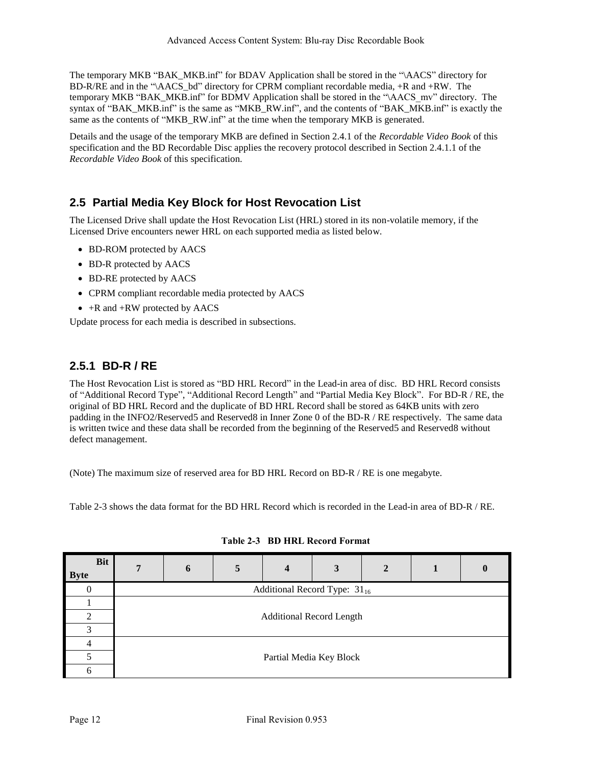The temporary MKB "BAK_MKB.inf" for BDAV Application shall be stored in the "\AACS" directory for BD-R/RE and in the "\AACS_bd" directory for CPRM compliant recordable media, +R and +RW. The temporary MKB "BAK_MKB.inf" for BDMV Application shall be stored in the "\AACS_mv" directory. The syntax of "BAK_MKB.inf" is the same as "MKB_RW.inf", and the contents of "BAK_MKB.inf" is exactly the same as the contents of "MKB_RW.inf" at the time when the temporary MKB is generated.

Details and the usage of the temporary MKB are defined in Section 2.4.1 of the *Recordable Video Book* of this specification and the BD Recordable Disc applies the recovery protocol described in Section 2.4.1.1 of the *Recordable Video Book* of this specification.

## 2.5 Partial Media Key Block for Host Revocation List

The Licensed Drive shall update the Host Revocation List (HRL) stored in its non-volatile memory, if the Licensed Drive encounters newer HRL on each supported media as listed below.

- BD-ROM protected by AACS
- BD-R protected by AACS
- BD-RE protected by AACS
- CPRM compliant recordable media protected by AACS
- +R and +RW protected by AACS

Update process for each media is described in subsections.

### 2.5.1 BD-R / RE

The Host Revocation List is stored as "BD HRL Record" in the Lead-in area of disc. BD HRL Record consists of "Additional Record Type", "Additional Record Length" and "Partial Media Key Block". For BD-R / RE, the original of BD HRL Record and the duplicate of BD HRL Record shall be stored as 64KB units with zero padding in the INFO2/Reserved5 and Reserved8 in Inner Zone 0 of the BD-R / RE respectively. The same data is written twice and these data shall be recorded from the beginning of the Reserved5 and Reserved8 without defect management.

(Note) The maximum size of reserved area for BD HRL Record on BD-R / RE is one megabyte.

Table 2-3 shows the data format for the BD HRL Record which is recorded in the Lead-in area of BD-R / RE.

**Table 2-3 BD HRL Record Format**

| Byte \ Bit | 7 | 6 | 5 | 4 | 3 | 2 | 1 | 0 |
|---|---|---|---|---|---|---|---|---|
| 0 | Additional Record Type: $31_{16}$ | | | | | | | |
| 1 | Additional Record Length | | | | | | | |
| 2 | | | | | | | | |
| 3 | | | | | | | | |
| 4 | Partial Media Key Block | | | | | | | |
| 5 | | | | | | | | |
| 6 | | | | | | | | |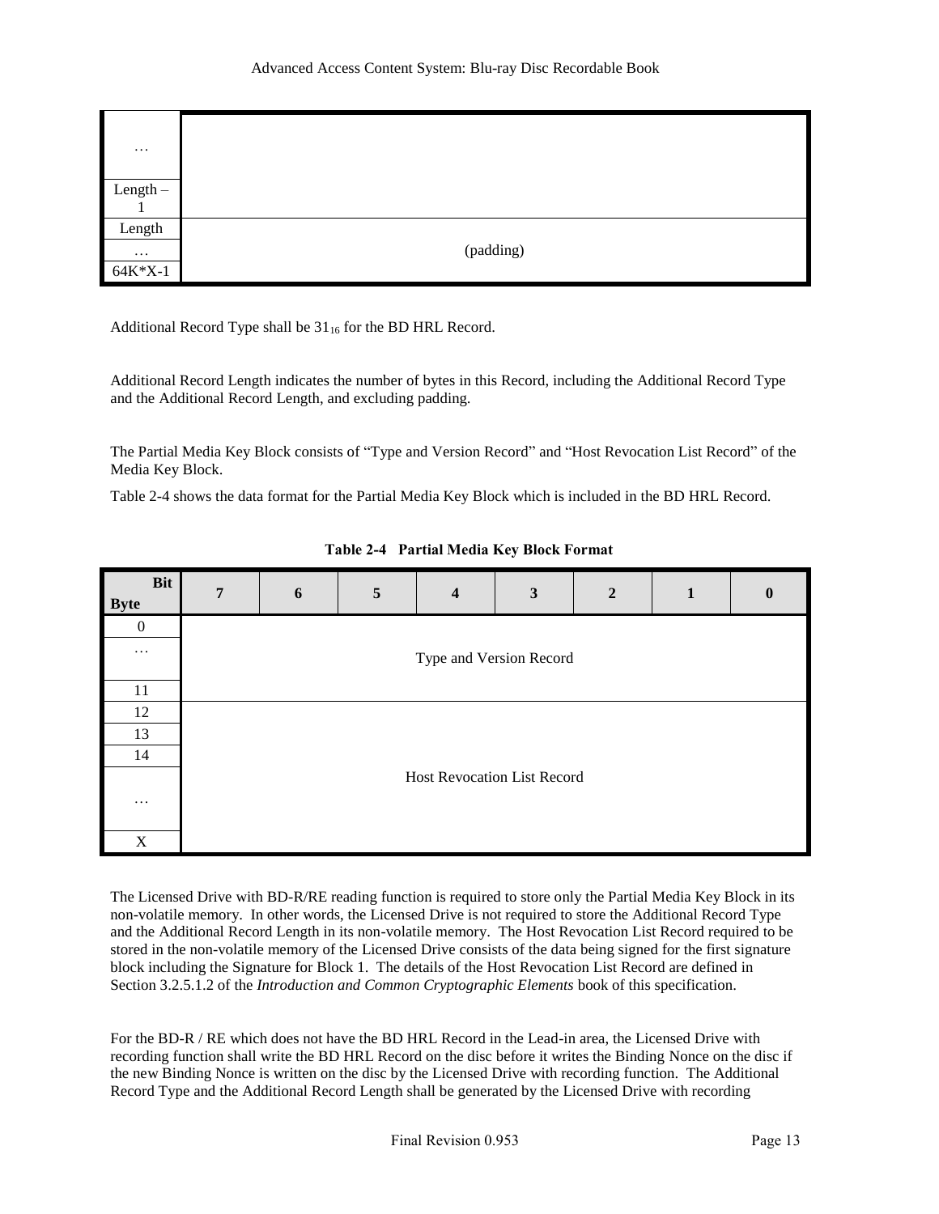| | |
|---|---|
| … | |
| Length – 1 | |
| Length | (padding) |
| … | |
| 64K*X-1 | |

Additional Record Type shall be $31_{16}$ for the BD HRL Record.

Additional Record Length indicates the number of bytes in this Record, including the Additional Record Type and the Additional Record Length, and excluding padding.

The Partial Media Key Block consists of "Type and Version Record" and "Host Revocation List Record" of the Media Key Block.

Table 2-4 shows the data format for the Partial Media Key Block which is included in the BD HRL Record.

**Table 2-4 Partial Media Key Block Format**

| Bit / Byte | 7 | 6 | 5 | 4 | 3 | 2 | 1 | 0 |
|---|---|---|---|---|---|---|---|---|
| 0 | Type and Version Record | | | | | | | |
| … | | | | | | | | |
| 11 | | | | | | | | |
| 12 | Host Revocation List Record | | | | | | | |
| 13 | | | | | | | | |
| 14 | | | | | | | | |
| … | | | | | | | | |
| X | | | | | | | | |

The Licensed Drive with BD-R/RE reading function is required to store only the Partial Media Key Block in its non-volatile memory. In other words, the Licensed Drive is not required to store the Additional Record Type and the Additional Record Length in its non-volatile memory. The Host Revocation List Record required to be stored in the non-volatile memory of the Licensed Drive consists of the data being signed for the first signature block including the Signature for Block 1. The details of the Host Revocation List Record are defined in Section 3.2.5.1.2 of the *Introduction and Common Cryptographic Elements* book of this specification.

For the BD-R / RE which does not have the BD HRL Record in the Lead-in area, the Licensed Drive with recording function shall write the BD HRL Record on the disc before it writes the Binding Nonce on the disc if the new Binding Nonce is written on the disc by the Licensed Drive with recording function. The Additional Record Type and the Additional Record Length shall be generated by the Licensed Drive with recording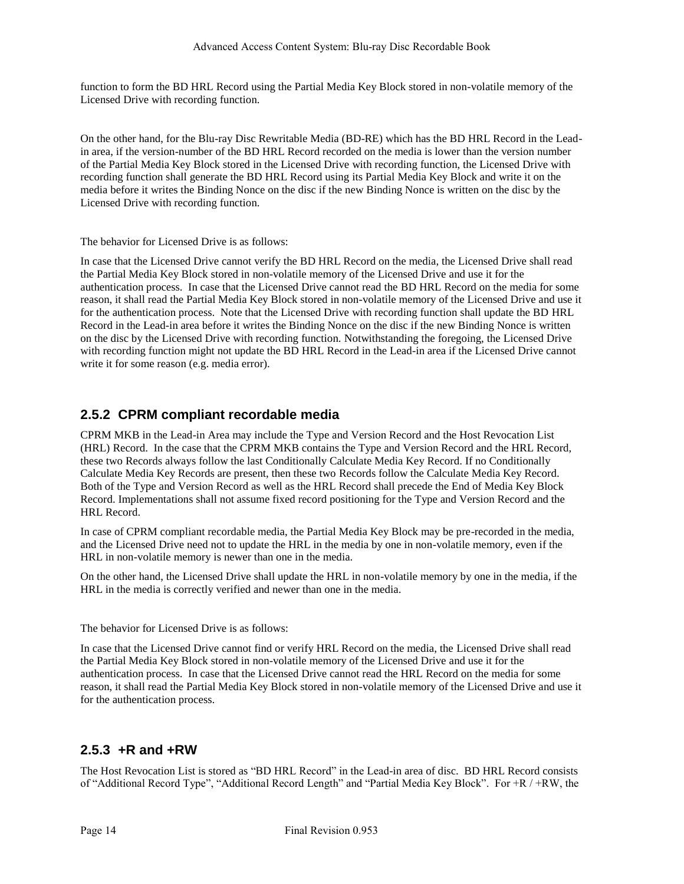function to form the BD HRL Record using the Partial Media Key Block stored in non-volatile memory of the Licensed Drive with recording function.

On the other hand, for the Blu-ray Disc Rewritable Media (BD-RE) which has the BD HRL Record in the Lead-in area, if the version-number of the BD HRL Record recorded on the media is lower than the version number of the Partial Media Key Block stored in the Licensed Drive with recording function, the Licensed Drive with recording function shall generate the BD HRL Record using its Partial Media Key Block and write it on the media before it writes the Binding Nonce on the disc if the new Binding Nonce is written on the disc by the Licensed Drive with recording function.

The behavior for Licensed Drive is as follows:

In case that the Licensed Drive cannot verify the BD HRL Record on the media, the Licensed Drive shall read the Partial Media Key Block stored in non-volatile memory of the Licensed Drive and use it for the authentication process. In case that the Licensed Drive cannot read the BD HRL Record on the media for some reason, it shall read the Partial Media Key Block stored in non-volatile memory of the Licensed Drive and use it for the authentication process. Note that the Licensed Drive with recording function shall update the BD HRL Record in the Lead-in area before it writes the Binding Nonce on the disc if the new Binding Nonce is written on the disc by the Licensed Drive with recording function. Notwithstanding the foregoing, the Licensed Drive with recording function might not update the BD HRL Record in the Lead-in area if the Licensed Drive cannot write it for some reason (e.g. media error).

### 2.5.2 CPRM compliant recordable media

CPRM MKB in the Lead-in Area may include the Type and Version Record and the Host Revocation List (HRL) Record. In the case that the CPRM MKB contains the Type and Version Record and the HRL Record, these two Records always follow the last Conditionally Calculate Media Key Record. If no Conditionally Calculate Media Key Records are present, then these two Records follow the Calculate Media Key Record. Both of the Type and Version Record as well as the HRL Record shall precede the End of Media Key Block Record. Implementations shall not assume fixed record positioning for the Type and Version Record and the HRL Record.

In case of CPRM compliant recordable media, the Partial Media Key Block may be pre-recorded in the media, and the Licensed Drive need not to update the HRL in the media by one in non-volatile memory, even if the HRL in non-volatile memory is newer than one in the media.

On the other hand, the Licensed Drive shall update the HRL in non-volatile memory by one in the media, if the HRL in the media is correctly verified and newer than one in the media.

The behavior for Licensed Drive is as follows:

In case that the Licensed Drive cannot find or verify HRL Record on the media, the Licensed Drive shall read the Partial Media Key Block stored in non-volatile memory of the Licensed Drive and use it for the authentication process. In case that the Licensed Drive cannot read the HRL Record on the media for some reason, it shall read the Partial Media Key Block stored in non-volatile memory of the Licensed Drive and use it for the authentication process.

### 2.5.3 +R and +RW

The Host Revocation List is stored as “BD HRL Record” in the Lead-in area of disc. BD HRL Record consists of “Additional Record Type”, “Additional Record Length” and “Partial Media Key Block”. For +R / +RW, the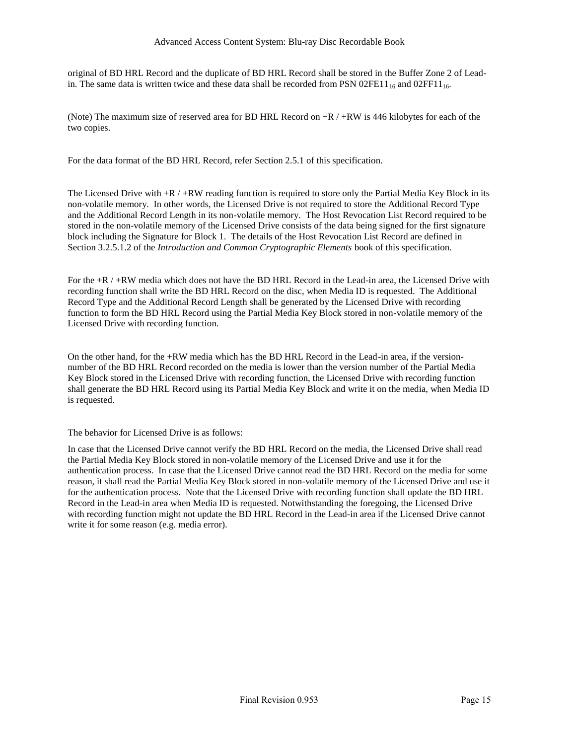original of BD HRL Record and the duplicate of BD HRL Record shall be stored in the Buffer Zone 2 of Lead-in. The same data is written twice and these data shall be recorded from PSN $02FE11_{16}$ and $02FF11_{16}$.

(Note) The maximum size of reserved area for BD HRL Record on +R / +RW is 446 kilobytes for each of the two copies.

For the data format of the BD HRL Record, refer Section 2.5.1 of this specification.

The Licensed Drive with +R / +RW reading function is required to store only the Partial Media Key Block in its non-volatile memory. In other words, the Licensed Drive is not required to store the Additional Record Type and the Additional Record Length in its non-volatile memory. The Host Revocation List Record required to be stored in the non-volatile memory of the Licensed Drive consists of the data being signed for the first signature block including the Signature for Block 1. The details of the Host Revocation List Record are defined in Section 3.2.5.1.2 of the *Introduction and Common Cryptographic Elements* book of this specification.

For the +R / +RW media which does not have the BD HRL Record in the Lead-in area, the Licensed Drive with recording function shall write the BD HRL Record on the disc, when Media ID is requested. The Additional Record Type and the Additional Record Length shall be generated by the Licensed Drive with recording function to form the BD HRL Record using the Partial Media Key Block stored in non-volatile memory of the Licensed Drive with recording function.

On the other hand, for the +RW media which has the BD HRL Record in the Lead-in area, if the version-number of the BD HRL Record recorded on the media is lower than the version number of the Partial Media Key Block stored in the Licensed Drive with recording function, the Licensed Drive with recording function shall generate the BD HRL Record using its Partial Media Key Block and write it on the media, when Media ID is requested.

The behavior for Licensed Drive is as follows:

In case that the Licensed Drive cannot verify the BD HRL Record on the media, the Licensed Drive shall read the Partial Media Key Block stored in non-volatile memory of the Licensed Drive and use it for the authentication process. In case that the Licensed Drive cannot read the BD HRL Record on the media for some reason, it shall read the Partial Media Key Block stored in non-volatile memory of the Licensed Drive and use it for the authentication process. Note that the Licensed Drive with recording function shall update the BD HRL Record in the Lead-in area when Media ID is requested. Notwithstanding the foregoing, the Licensed Drive with recording function might not update the BD HRL Record in the Lead-in area if the Licensed Drive cannot write it for some reason (e.g. media error).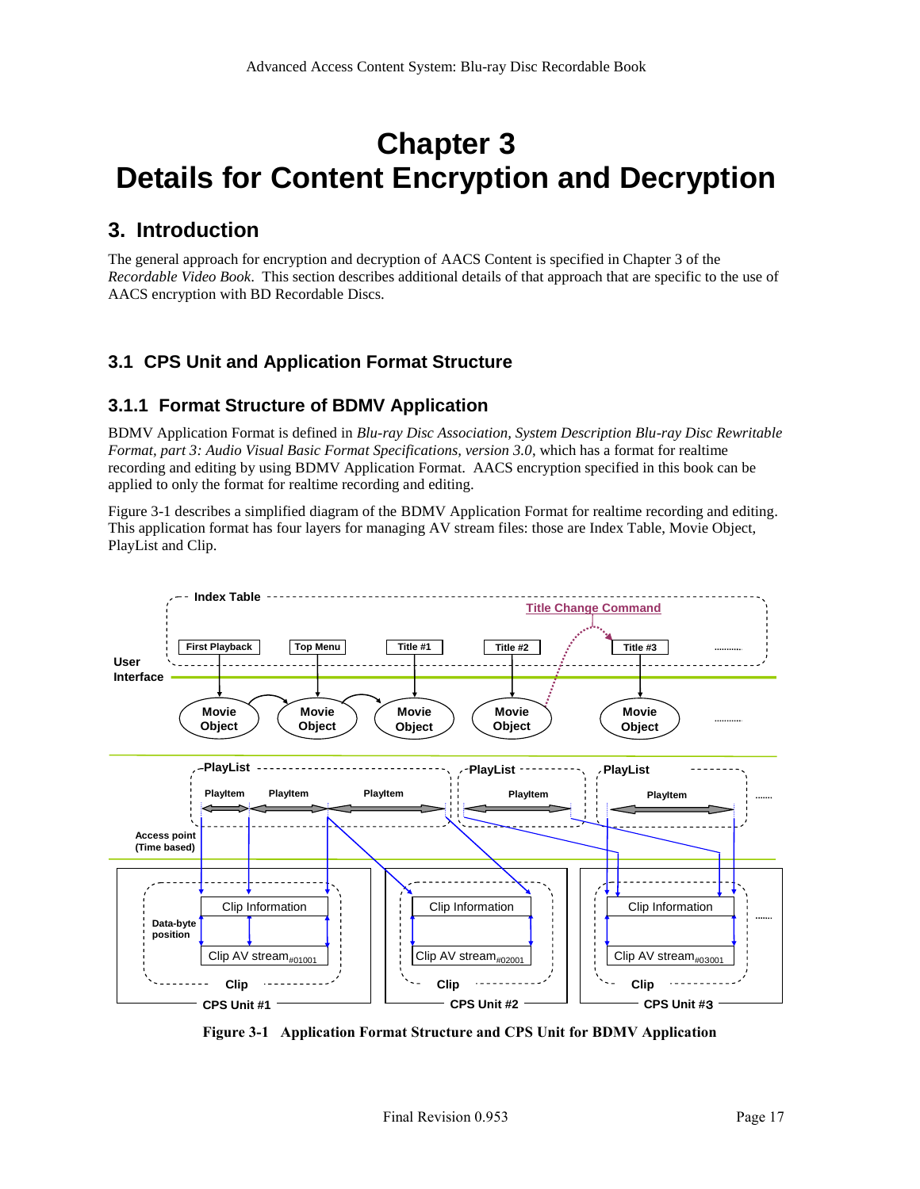# Chapter 3
# Details for Content Encryption and Decryption

## 3. Introduction

The general approach for encryption and decryption of AACS Content is specified in Chapter 3 of the *Recordable Video Book*. This section describes additional details of that approach that are specific to the use of AACS encryption with BD Recordable Discs.

## 3.1 CPS Unit and Application Format Structure

### 3.1.1 Format Structure of BDMV Application

BDMV Application Format is defined in *Blu-ray Disc Association, System Description Blu-ray Disc Rewritable Format, part 3: Audio Visual Basic Format Specifications, version 3.0*, which has a format for realtime recording and editing by using BDMV Application Format. AACS encryption specified in this book can be applied to only the format for realtime recording and editing.

Figure 3-1 describes a simplified diagram of the BDMV Application Format for realtime recording and editing. This application format has four layers for managing AV stream files: those are Index Table, Movie Object, PlayList and Clip.

**Figure 3-1 Application Format Structure and CPS Unit for BDMV Application**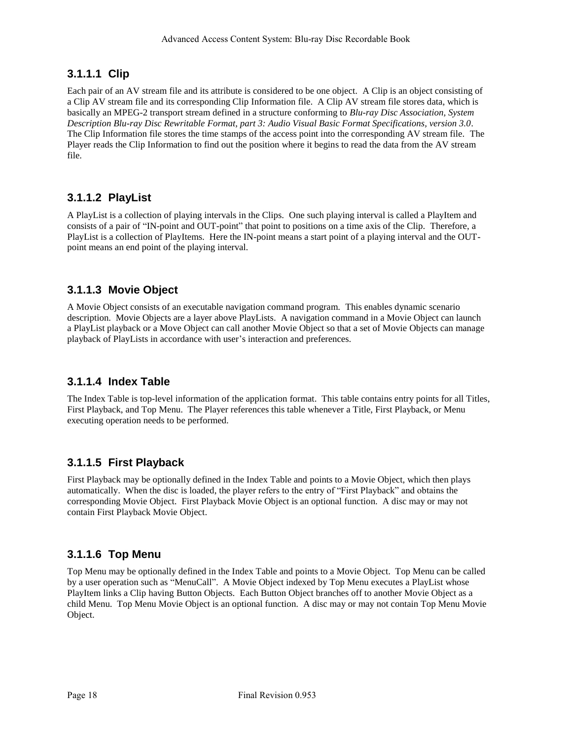#### 3.1.1.1 Clip

Each pair of an AV stream file and its attribute is considered to be one object. A Clip is an object consisting of a Clip AV stream file and its corresponding Clip Information file. A Clip AV stream file stores data, which is basically an MPEG-2 transport stream defined in a structure conforming to *Blu-ray Disc Association, System Description Blu-ray Disc Rewritable Format, part 3: Audio Visual Basic Format Specifications, version 3.0*. The Clip Information file stores the time stamps of the access point into the corresponding AV stream file. The Player reads the Clip Information to find out the position where it begins to read the data from the AV stream file.

#### 3.1.1.2 PlayList

A PlayList is a collection of playing intervals in the Clips. One such playing interval is called a PlayItem and consists of a pair of "IN-point and OUT-point" that point to positions on a time axis of the Clip. Therefore, a PlayList is a collection of PlayItems. Here the IN-point means a start point of a playing interval and the OUT-point means an end point of the playing interval.

#### 3.1.1.3 Movie Object

A Movie Object consists of an executable navigation command program. This enables dynamic scenario description. Movie Objects are a layer above PlayLists. A navigation command in a Movie Object can launch a PlayList playback or a Move Object can call another Movie Object so that a set of Movie Objects can manage playback of PlayLists in accordance with user's interaction and preferences.

#### 3.1.1.4 Index Table

The Index Table is top-level information of the application format. This table contains entry points for all Titles, First Playback, and Top Menu. The Player references this table whenever a Title, First Playback, or Menu executing operation needs to be performed.

#### 3.1.1.5 First Playback

First Playback may be optionally defined in the Index Table and points to a Movie Object, which then plays automatically. When the disc is loaded, the player refers to the entry of "First Playback" and obtains the corresponding Movie Object. First Playback Movie Object is an optional function. A disc may or may not contain First Playback Movie Object.

#### 3.1.1.6 Top Menu

Top Menu may be optionally defined in the Index Table and points to a Movie Object. Top Menu can be called by a user operation such as "MenuCall". A Movie Object indexed by Top Menu executes a PlayList whose PlayItem links a Clip having Button Objects. Each Button Object branches off to another Movie Object as a child Menu. Top Menu Movie Object is an optional function. A disc may or may not contain Top Menu Movie Object.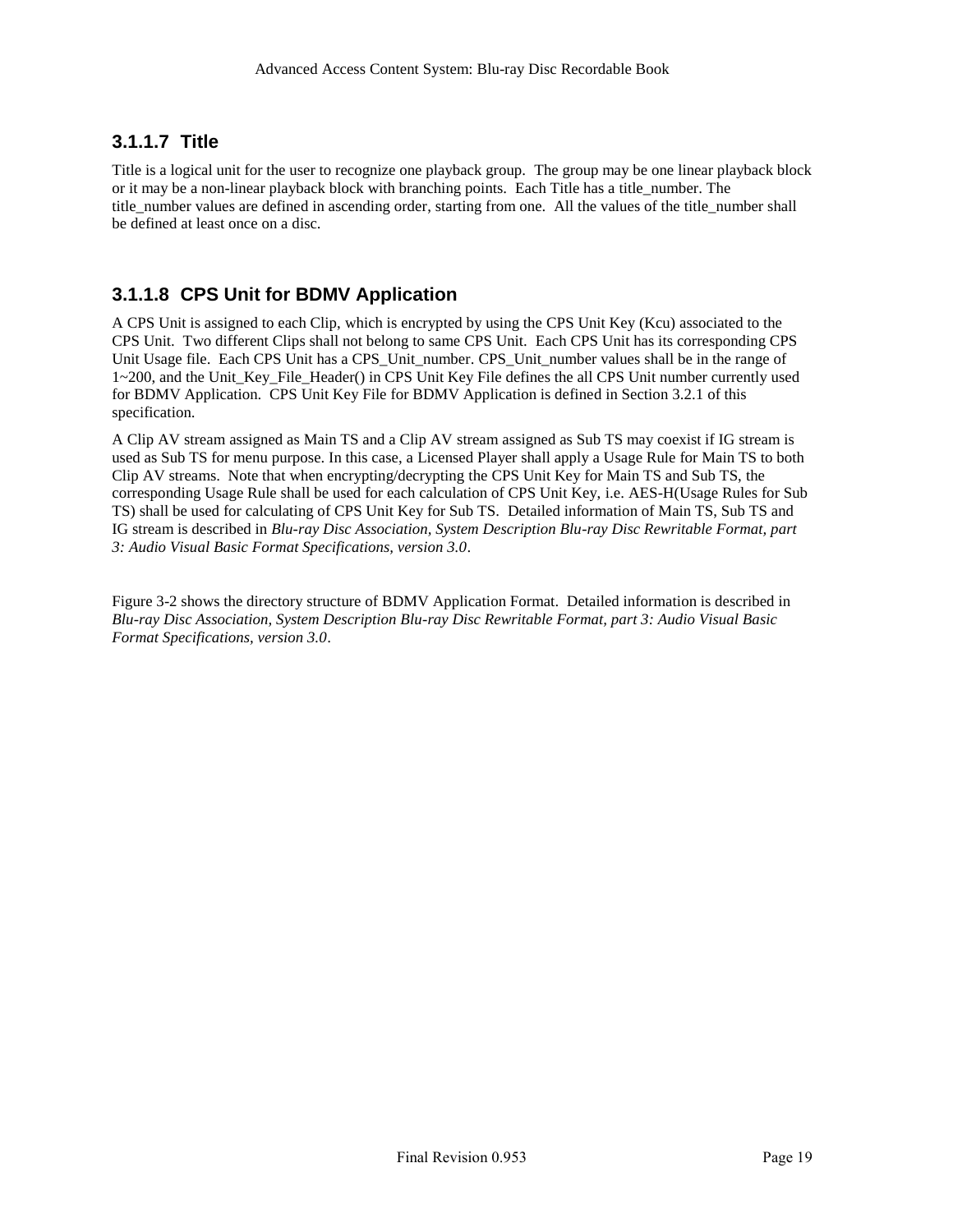#### 3.1.1.7 Title

Title is a logical unit for the user to recognize one playback group. The group may be one linear playback block or it may be a non-linear playback block with branching points. Each Title has a title_number. The title_number values are defined in ascending order, starting from one. All the values of the title_number shall be defined at least once on a disc.

#### 3.1.1.8 CPS Unit for BDMV Application

A CPS Unit is assigned to each Clip, which is encrypted by using the CPS Unit Key (Kcu) associated to the CPS Unit. Two different Clips shall not belong to same CPS Unit. Each CPS Unit has its corresponding CPS Unit Usage file. Each CPS Unit has a CPS_Unit_number. CPS_Unit_number values shall be in the range of 1~200, and the Unit_Key_File_Header() in CPS Unit Key File defines the all CPS Unit number currently used for BDMV Application. CPS Unit Key File for BDMV Application is defined in Section 3.2.1 of this specification.

A Clip AV stream assigned as Main TS and a Clip AV stream assigned as Sub TS may coexist if IG stream is used as Sub TS for menu purpose. In this case, a Licensed Player shall apply a Usage Rule for Main TS to both Clip AV streams. Note that when encrypting/decrypting the CPS Unit Key for Main TS and Sub TS, the corresponding Usage Rule shall be used for each calculation of CPS Unit Key, i.e. AES-H(Usage Rules for Sub TS) shall be used for calculating of CPS Unit Key for Sub TS. Detailed information of Main TS, Sub TS and IG stream is described in *Blu-ray Disc Association, System Description Blu-ray Disc Rewritable Format, part 3: Audio Visual Basic Format Specifications, version 3.0*.

Figure 3-2 shows the directory structure of BDMV Application Format. Detailed information is described in *Blu-ray Disc Association, System Description Blu-ray Disc Rewritable Format, part 3: Audio Visual Basic Format Specifications, version 3.0*.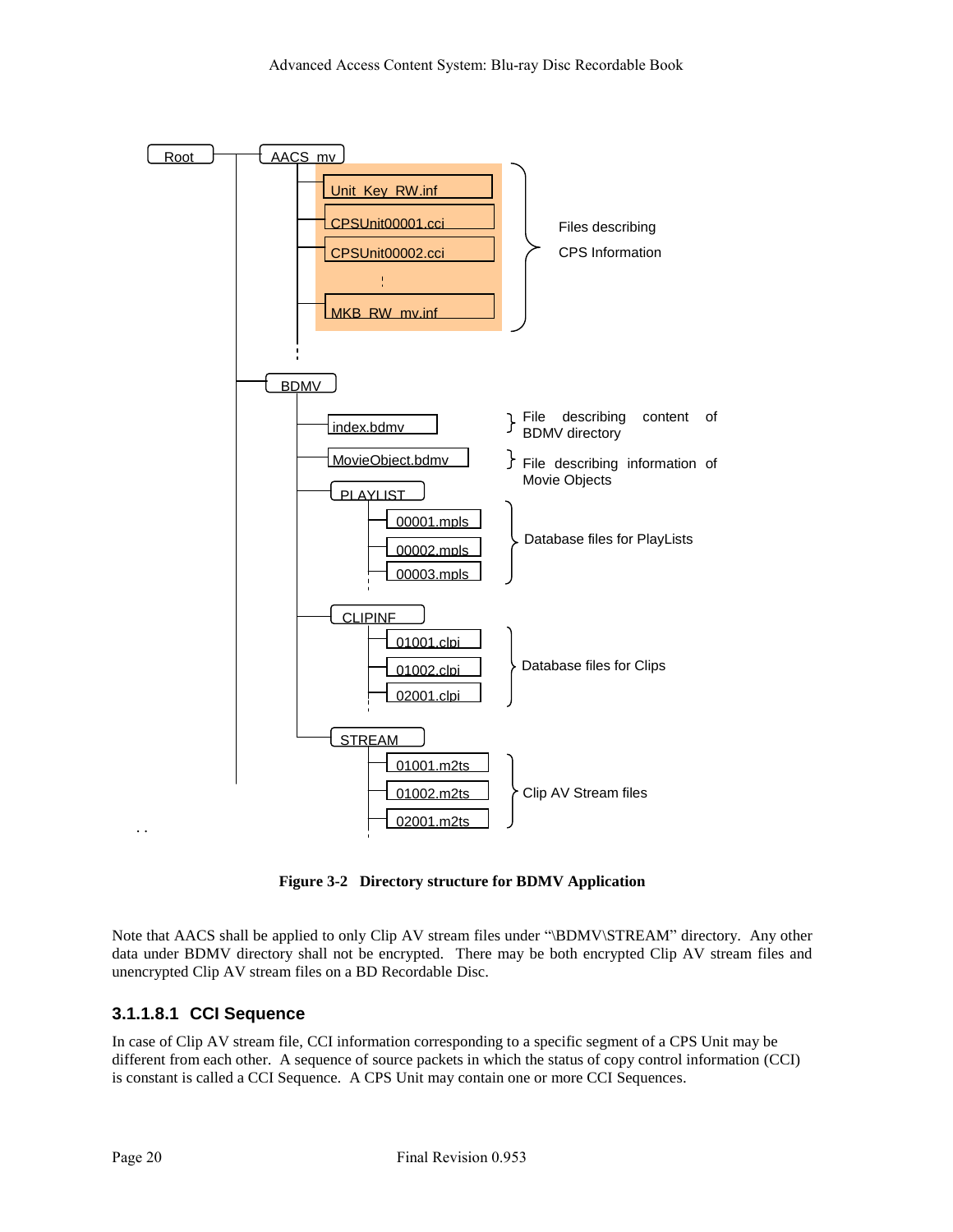```
Root
└── AACS_mv
│   ├── Unit_Key_RW.inf         ┐
│   ├── CPSUnit00001.cci        │  Files describing
│   ├── CPSUnit00002.cci        │  CPS Information
│   │        :                  │
│   └── MKB_RW_mv.inf           ┘
│   :
└── BDMV
    ├── index.bdmv              } File describing content of BDMV directory
    ├── MovieObject.bdmv        } File describing information of Movie Objects
    ├── PLAYLIST
    │   ├── 00001.mpls          ┐
    │   ├── 00002.mpls          │  Database files for PlayLists
    │   ├── 00003.mpls          ┘
    │   :
    ├── CLIPINF
    │   ├── 01001.clpi          ┐
    │   ├── 01002.clpi          │  Database files for Clips
    │   ├── 02001.clpi          ┘
    │   :
    └── STREAM
        ├── 01001.m2ts          ┐
        ├── 01002.m2ts          │  Clip AV Stream files
        ├── 02001.m2ts          ┘
        :
```

**Figure 3-2 Directory structure for BDMV Application**

Note that AACS shall be applied to only Clip AV stream files under "\BDMV\STREAM" directory. Any other data under BDMV directory shall not be encrypted. There may be both encrypted Clip AV stream files and unencrypted Clip AV stream files on a BD Recordable Disc.

#### 3.1.1.8.1 CCI Sequence

In case of Clip AV stream file, CCI information corresponding to a specific segment of a CPS Unit may be different from each other. A sequence of source packets in which the status of copy control information (CCI) is constant is called a CCI Sequence. A CPS Unit may contain one or more CCI Sequences.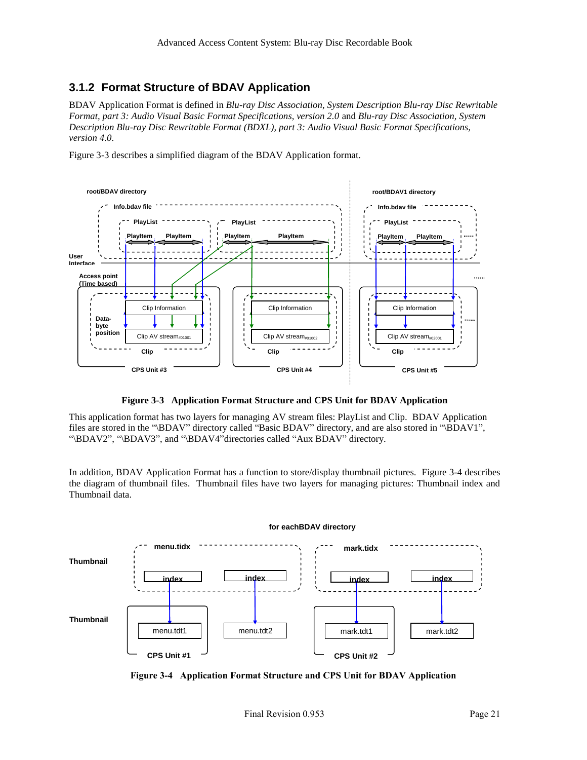### 3.1.2 Format Structure of BDAV Application

BDAV Application Format is defined in *Blu-ray Disc Association, System Description Blu-ray Disc Rewritable Format, part 3: Audio Visual Basic Format Specifications, version 2.0* and *Blu-ray Disc Association, System Description Blu-ray Disc Rewritable Format (BDXL), part 3: Audio Visual Basic Format Specifications, version 4.0*.

Figure 3-3 describes a simplified diagram of the BDAV Application format.

**Figure 3-3 Application Format Structure and CPS Unit for BDAV Application**

This application format has two layers for managing AV stream files: PlayList and Clip. BDAV Application files are stored in the "\BDAV" directory called "Basic BDAV" directory, and are also stored in "\BDAV1", "\BDAV2", "\BDAV3", and "\BDAV4"directories called "Aux BDAV" directory.

In addition, BDAV Application Format has a function to store/display thumbnail pictures. Figure 3-4 describes the diagram of thumbnail files. Thumbnail files have two layers for managing pictures: Thumbnail index and Thumbnail data.

**Figure 3-4 Application Format Structure and CPS Unit for BDAV Application**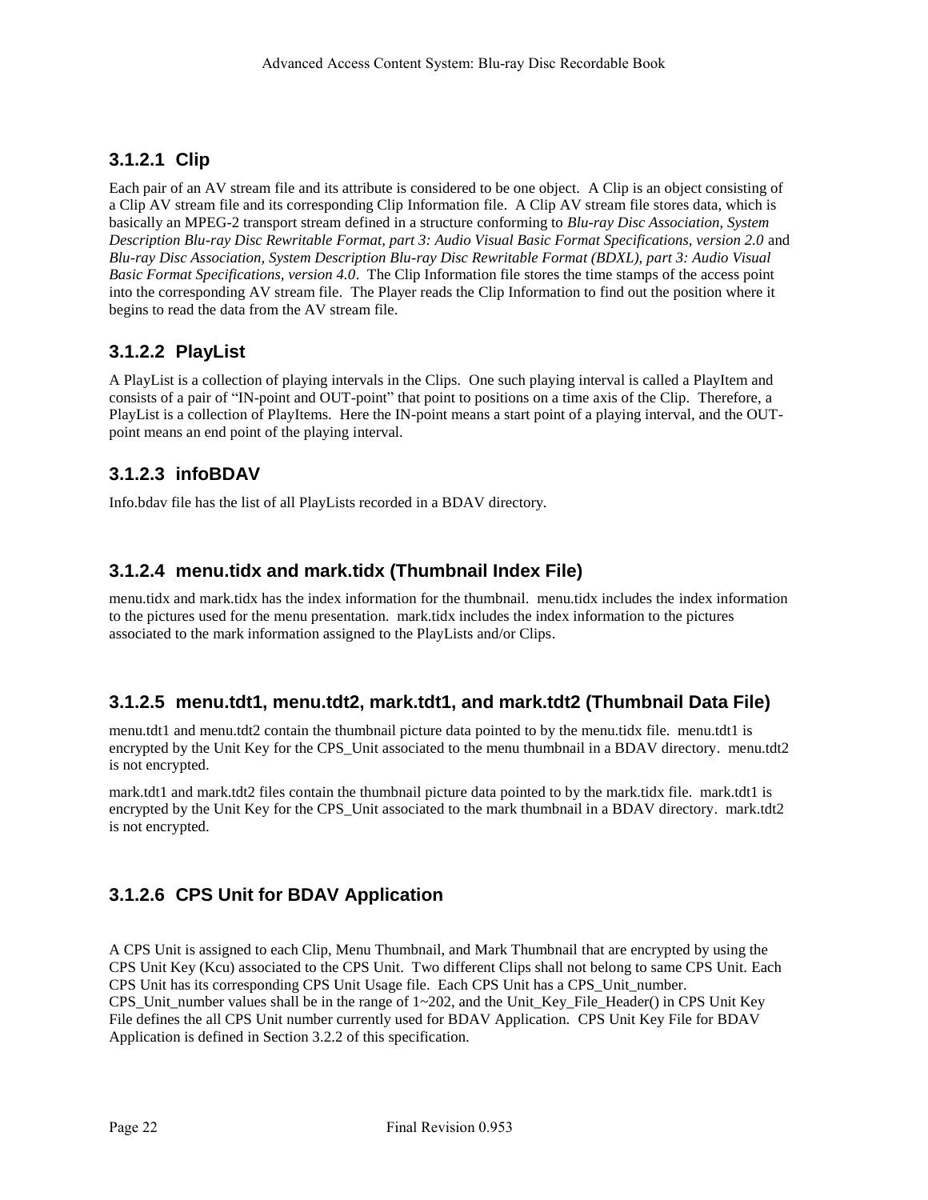#### 3.1.2.1 Clip

Each pair of an AV stream file and its attribute is considered to be one object. A Clip is an object consisting of a Clip AV stream file and its corresponding Clip Information file. A Clip AV stream file stores data, which is basically an MPEG-2 transport stream defined in a structure conforming to *Blu-ray Disc Association, System Description Blu-ray Disc Rewritable Format, part 3: Audio Visual Basic Format Specifications, version 2.0* and *Blu-ray Disc Association, System Description Blu-ray Disc Rewritable Format (BDXL), part 3: Audio Visual Basic Format Specifications, version 4.0*. The Clip Information file stores the time stamps of the access point into the corresponding AV stream file. The Player reads the Clip Information to find out the position where it begins to read the data from the AV stream file.

#### 3.1.2.2 PlayList

A PlayList is a collection of playing intervals in the Clips. One such playing interval is called a PlayItem and consists of a pair of “IN-point and OUT-point” that point to positions on a time axis of the Clip. Therefore, a PlayList is a collection of PlayItems. Here the IN-point means a start point of a playing interval, and the OUT-point means an end point of the playing interval.

#### 3.1.2.3 infoBDAV

Info.bdav file has the list of all PlayLists recorded in a BDAV directory.

#### 3.1.2.4 menu.tidx and mark.tidx (Thumbnail Index File)

menu.tidx and mark.tidx has the index information for the thumbnail. menu.tidx includes the index information to the pictures used for the menu presentation. mark.tidx includes the index information to the pictures associated to the mark information assigned to the PlayLists and/or Clips.

#### 3.1.2.5 menu.tdt1, menu.tdt2, mark.tdt1, and mark.tdt2 (Thumbnail Data File)

menu.tdt1 and menu.tdt2 contain the thumbnail picture data pointed to by the menu.tidx file. menu.tdt1 is encrypted by the Unit Key for the CPS_Unit associated to the menu thumbnail in a BDAV directory. menu.tdt2 is not encrypted.

mark.tdt1 and mark.tdt2 files contain the thumbnail picture data pointed to by the mark.tidx file. mark.tdt1 is encrypted by the Unit Key for the CPS_Unit associated to the mark thumbnail in a BDAV directory. mark.tdt2 is not encrypted.

#### 3.1.2.6 CPS Unit for BDAV Application

A CPS Unit is assigned to each Clip, Menu Thumbnail, and Mark Thumbnail that are encrypted by using the CPS Unit Key (Kcu) associated to the CPS Unit. Two different Clips shall not belong to same CPS Unit. Each CPS Unit has its corresponding CPS Unit Usage file. Each CPS Unit has a CPS_Unit_number. CPS_Unit_number values shall be in the range of 1~202, and the Unit_Key_File_Header() in CPS Unit Key File defines the all CPS Unit number currently used for BDAV Application. CPS Unit Key File for BDAV Application is defined in Section 3.2.2 of this specification.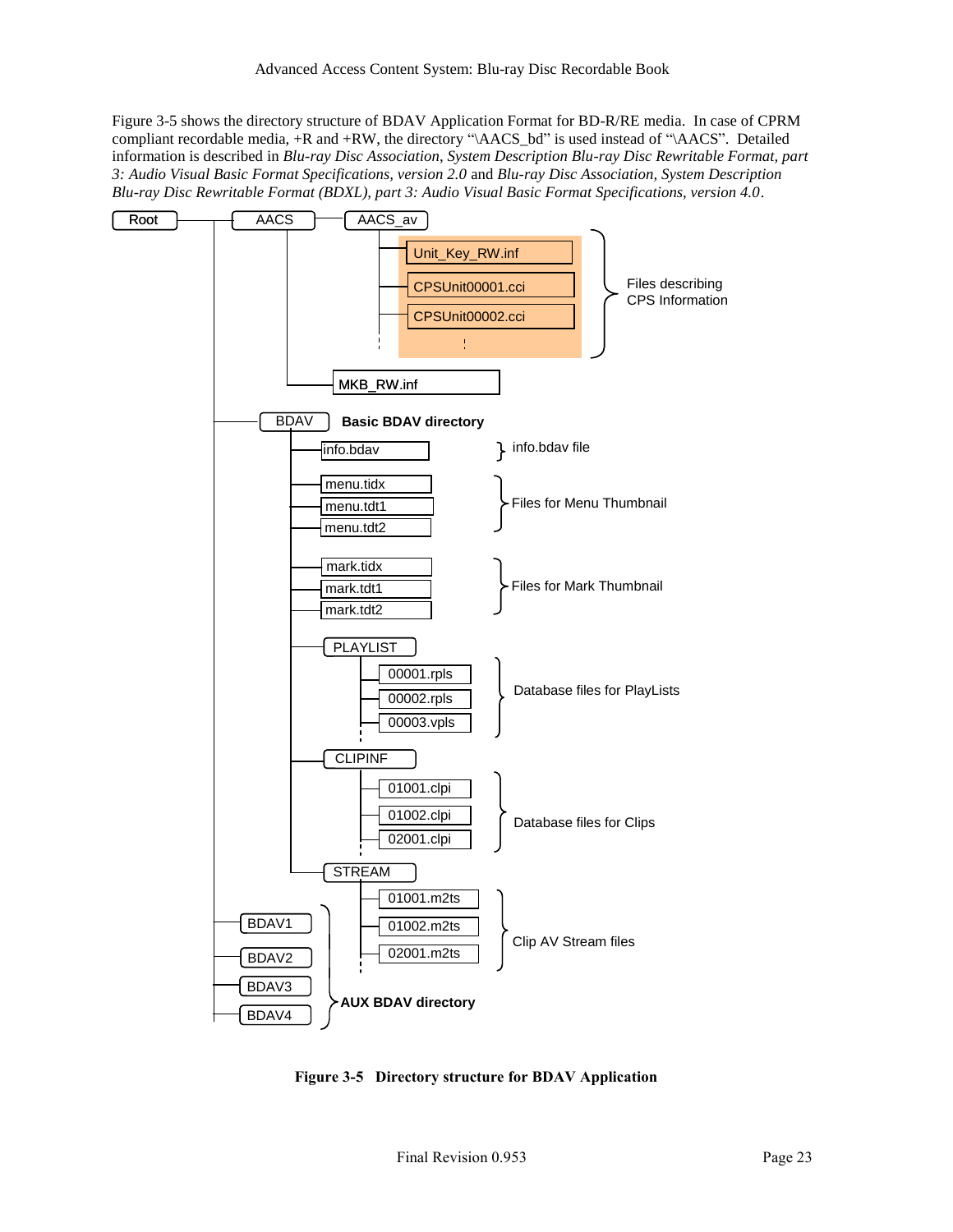Figure 3-5 shows the directory structure of BDAV Application Format for BD-R/RE media. In case of CPRM compliant recordable media, +R and +RW, the directory "\AACS_bd" is used instead of "\AACS". Detailed information is described in *Blu-ray Disc Association, System Description Blu-ray Disc Rewritable Format, part 3: Audio Visual Basic Format Specifications, version 2.0* and *Blu-ray Disc Association, System Description Blu-ray Disc Rewritable Format (BDXL), part 3: Audio Visual Basic Format Specifications, version 4.0*.

```
Root
├── AACS
│   ├── AACS_av
│   │   ├── Unit_Key_RW.inf      }
│   │   ├── CPSUnit00001.cci     } Files describing
│   │   ├── CPSUnit00002.cci     } CPS Information
│   │   └── :
│   └── MKB_RW.inf
├── BDAV                          Basic BDAV directory
│   ├── info.bdav                 } info.bdav file
│   ├── menu.tidx                 }
│   ├── menu.tdt1                 } Files for Menu Thumbnail
│   ├── menu.tdt2                 }
│   ├── mark.tidx                 }
│   ├── mark.tdt1                 } Files for Mark Thumbnail
│   ├── mark.tdt2                 }
│   ├── PLAYLIST
│   │   ├── 00001.rpls            }
│   │   ├── 00002.rpls            } Database files for PlayLists
│   │   ├── 00003.vpls            }
│   │   └── :
│   ├── CLIPINF
│   │   ├── 01001.clpi            }
│   │   ├── 01002.clpi            } Database files for Clips
│   │   ├── 02001.clpi            }
│   │   └── :
│   └── STREAM
│       ├── 01001.m2ts            }
│       ├── 01002.m2ts            } Clip AV Stream files
│       ├── 02001.m2ts            }
│       └── :
├── BDAV1                         }
├── BDAV2                         } AUX BDAV directory
├── BDAV3                         }
└── BDAV4                         }
```

**Figure 3-5 Directory structure for BDAV Application**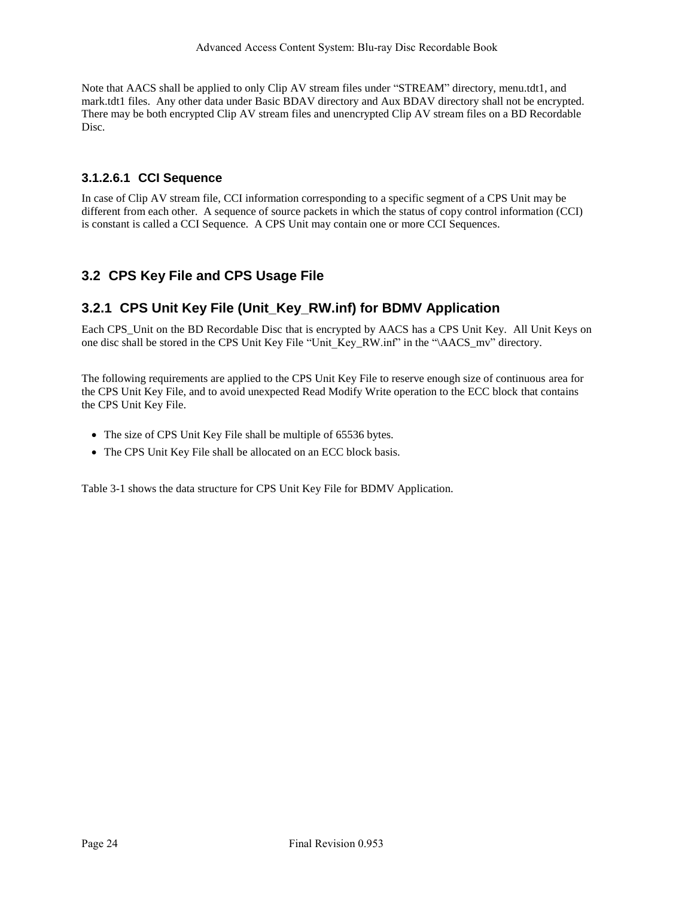Note that AACS shall be applied to only Clip AV stream files under "STREAM" directory, menu.tdt1, and mark.tdt1 files. Any other data under Basic BDAV directory and Aux BDAV directory shall not be encrypted. There may be both encrypted Clip AV stream files and unencrypted Clip AV stream files on a BD Recordable Disc.

#### 3.1.2.6.1 CCI Sequence

In case of Clip AV stream file, CCI information corresponding to a specific segment of a CPS Unit may be different from each other. A sequence of source packets in which the status of copy control information (CCI) is constant is called a CCI Sequence. A CPS Unit may contain one or more CCI Sequences.

## 3.2 CPS Key File and CPS Usage File

### 3.2.1 CPS Unit Key File (Unit_Key_RW.inf) for BDMV Application

Each CPS_Unit on the BD Recordable Disc that is encrypted by AACS has a CPS Unit Key. All Unit Keys on one disc shall be stored in the CPS Unit Key File "Unit_Key_RW.inf" in the "\AACS_mv" directory.

The following requirements are applied to the CPS Unit Key File to reserve enough size of continuous area for the CPS Unit Key File, and to avoid unexpected Read Modify Write operation to the ECC block that contains the CPS Unit Key File.

- The size of CPS Unit Key File shall be multiple of 65536 bytes.
- The CPS Unit Key File shall be allocated on an ECC block basis.

Table 3-1 shows the data structure for CPS Unit Key File for BDMV Application.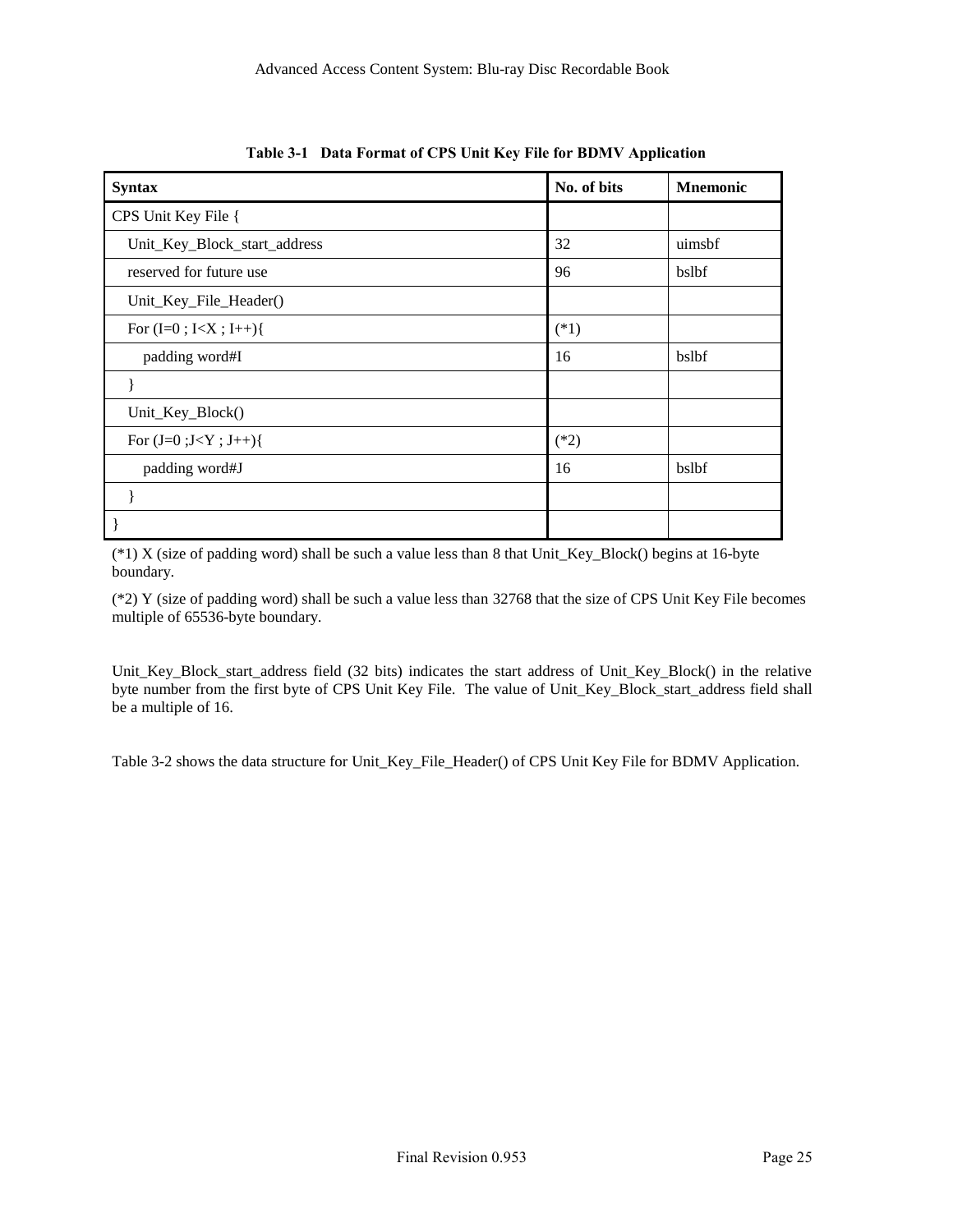**Table 3-1 Data Format of CPS Unit Key File for BDMV Application**

| Syntax | No. of bits | Mnemonic |
|---|---|---|
| CPS Unit Key File { | | |
| Unit_Key_Block_start_address | 32 | uimsbf |
| reserved for future use | 96 | bslbf |
| Unit_Key_File_Header() | | |
| For (I=0 ; I<X ; I++){ | (*1) | |
| padding word#I | 16 | bslbf |
| } | | |
| Unit_Key_Block() | | |
| For (J=0 ;J<Y ; J++){ | (*2) | |
| padding word#J | 16 | bslbf |
| } | | |
| } | | |

(*1) X (size of padding word) shall be such a value less than 8 that Unit_Key_Block() begins at 16-byte boundary.

(*2) Y (size of padding word) shall be such a value less than 32768 that the size of CPS Unit Key File becomes multiple of 65536-byte boundary.

Unit_Key_Block_start_address field (32 bits) indicates the start address of Unit_Key_Block() in the relative byte number from the first byte of CPS Unit Key File. The value of Unit_Key_Block_start_address field shall be a multiple of 16.

Table 3-2 shows the data structure for Unit_Key_File_Header() of CPS Unit Key File for BDMV Application.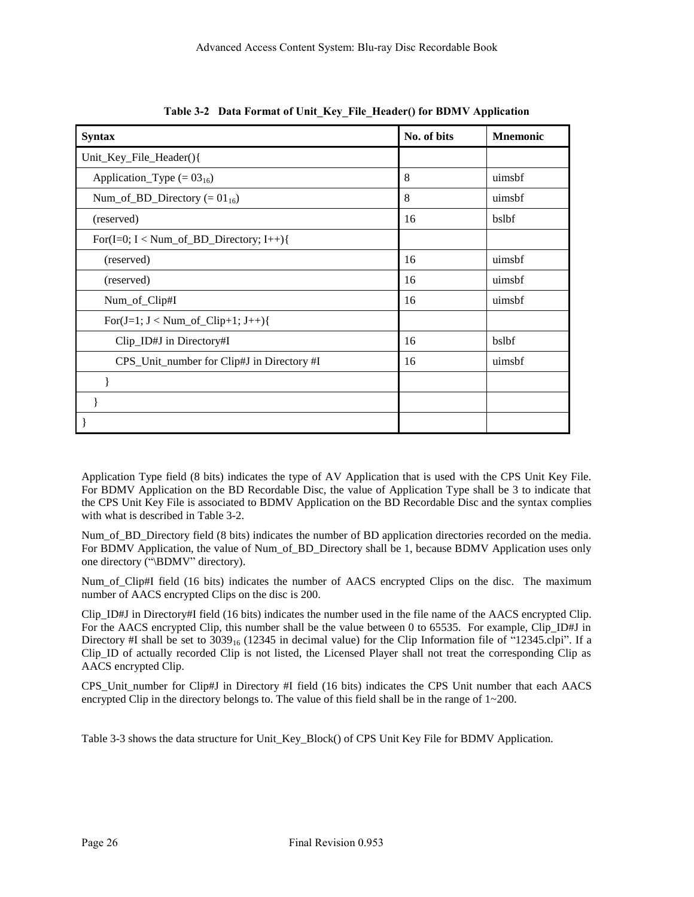**Table 3-2 Data Format of Unit_Key_File_Header() for BDMV Application**

| Syntax | No. of bits | Mnemonic |
|---|---|---|
| Unit_Key_File_Header(){ | | |
| Application_Type (= $03_{16}$) | 8 | uimsbf |
| Num_of_BD_Directory (= $01_{16}$) | 8 | uimsbf |
| (reserved) | 16 | bslbf |
| For(I=0; I < Num_of_BD_Directory; I++){ | | |
| (reserved) | 16 | uimsbf |
| (reserved) | 16 | uimsbf |
| Num_of_Clip#I | 16 | uimsbf |
| For(J=1; J < Num_of_Clip+1; J++){ | | |
| Clip_ID#J in Directory#I | 16 | bslbf |
| CPS_Unit_number for Clip#J in Directory #I | 16 | uimsbf |
| } | | |
| } | | |
| } | | |

Application Type field (8 bits) indicates the type of AV Application that is used with the CPS Unit Key File. For BDMV Application on the BD Recordable Disc, the value of Application Type shall be 3 to indicate that the CPS Unit Key File is associated to BDMV Application on the BD Recordable Disc and the syntax complies with what is described in Table 3-2.

Num_of_BD_Directory field (8 bits) indicates the number of BD application directories recorded on the media. For BDMV Application, the value of Num_of_BD_Directory shall be 1, because BDMV Application uses only one directory ("\BDMV" directory).

Num_of_Clip#I field (16 bits) indicates the number of AACS encrypted Clips on the disc. The maximum number of AACS encrypted Clips on the disc is 200.

Clip_ID#J in Directory#I field (16 bits) indicates the number used in the file name of the AACS encrypted Clip. For the AACS encrypted Clip, this number shall be the value between 0 to 65535. For example, Clip_ID#J in Directory #I shall be set to $3039_{16}$ (12345 in decimal value) for the Clip Information file of "12345.clpi". If a Clip_ID of actually recorded Clip is not listed, the Licensed Player shall not treat the corresponding Clip as AACS encrypted Clip.

CPS_Unit_number for Clip#J in Directory #I field (16 bits) indicates the CPS Unit number that each AACS encrypted Clip in the directory belongs to. The value of this field shall be in the range of 1~200.

Table 3-3 shows the data structure for Unit_Key_Block() of CPS Unit Key File for BDMV Application.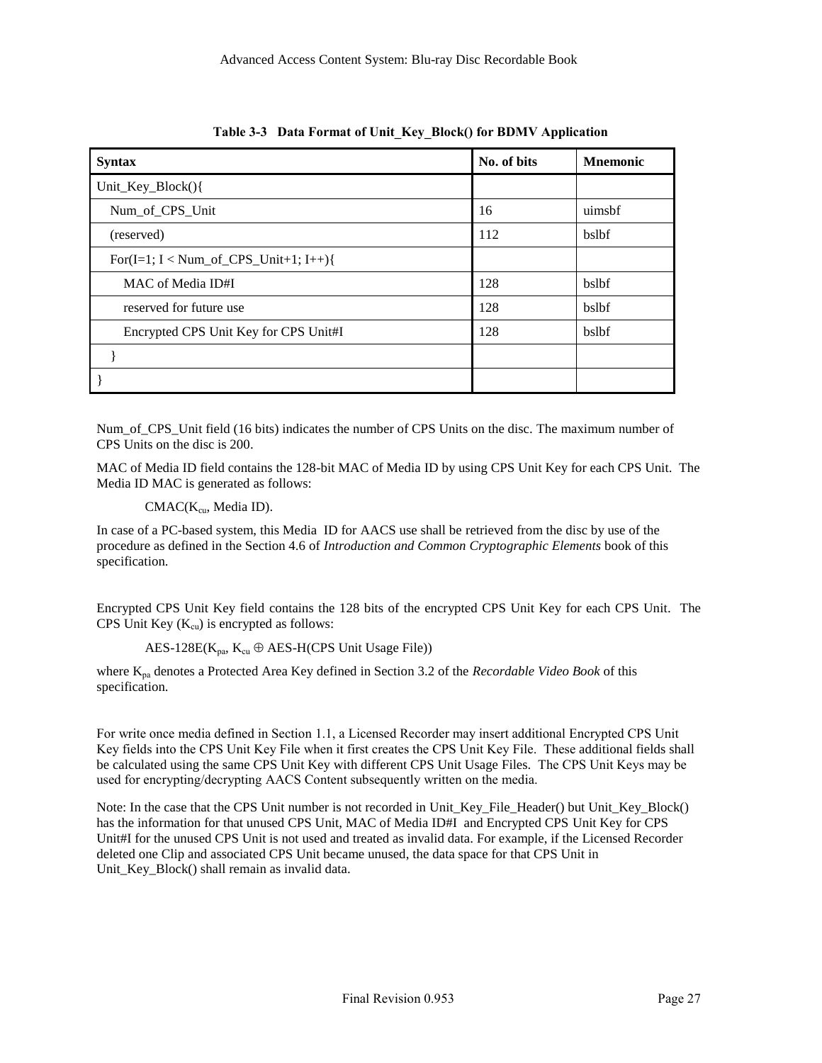**Table 3-3 Data Format of Unit_Key_Block() for BDMV Application**

| Syntax | No. of bits | Mnemonic |
|---|---|---|
| Unit_Key_Block(){ | | |
| Num_of_CPS_Unit | 16 | uimsbf |
| (reserved) | 112 | bslbf |
| For(I=1; I < Num_of_CPS_Unit+1; I++){ | | |
| MAC of Media ID#I | 128 | bslbf |
| reserved for future use | 128 | bslbf |
| Encrypted CPS Unit Key for CPS Unit#I | 128 | bslbf |
| } | | |
| } | | |

Num_of_CPS_Unit field (16 bits) indicates the number of CPS Units on the disc. The maximum number of CPS Units on the disc is 200.

MAC of Media ID field contains the 128-bit MAC of Media ID by using CPS Unit Key for each CPS Unit. The Media ID MAC is generated as follows:

$CMAC(K_{cu}, \text{Media ID})$.

In case of a PC-based system, this Media ID for AACS use shall be retrieved from the disc by use of the procedure as defined in the Section 4.6 of *Introduction and Common Cryptographic Elements* book of this specification.

Encrypted CPS Unit Key field contains the 128 bits of the encrypted CPS Unit Key for each CPS Unit. The CPS Unit Key ($K_{cu}$) is encrypted as follows:

$\text{AES-128E}(K_{pa}, K_{cu} \oplus \text{AES-H(CPS Unit Usage File)})$

where $K_{pa}$ denotes a Protected Area Key defined in Section 3.2 of the *Recordable Video Book* of this specification.

For write once media defined in Section 1.1, a Licensed Recorder may insert additional Encrypted CPS Unit Key fields into the CPS Unit Key File when it first creates the CPS Unit Key File. These additional fields shall be calculated using the same CPS Unit Key with different CPS Unit Usage Files. The CPS Unit Keys may be used for encrypting/decrypting AACS Content subsequently written on the media.

Note: In the case that the CPS Unit number is not recorded in Unit_Key_File_Header() but Unit_Key_Block() has the information for that unused CPS Unit, MAC of Media ID#I and Encrypted CPS Unit Key for CPS Unit#I for the unused CPS Unit is not used and treated as invalid data. For example, if the Licensed Recorder deleted one Clip and associated CPS Unit became unused, the data space for that CPS Unit in Unit_Key_Block() shall remain as invalid data.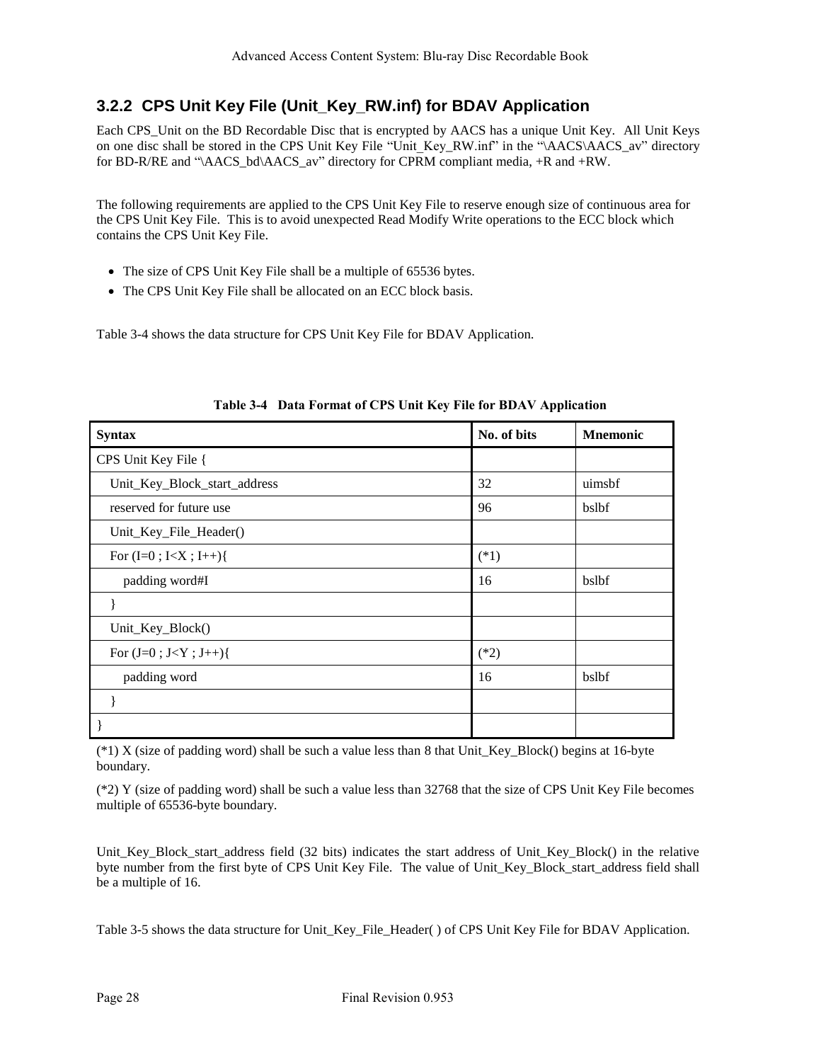### 3.2.2 CPS Unit Key File (Unit_Key_RW.inf) for BDAV Application

Each CPS_Unit on the BD Recordable Disc that is encrypted by AACS has a unique Unit Key. All Unit Keys on one disc shall be stored in the CPS Unit Key File "Unit_Key_RW.inf" in the "\AACS\AACS_av" directory for BD-R/RE and "\AACS_bd\AACS_av" directory for CPRM compliant media, +R and +RW.

The following requirements are applied to the CPS Unit Key File to reserve enough size of continuous area for the CPS Unit Key File. This is to avoid unexpected Read Modify Write operations to the ECC block which contains the CPS Unit Key File.

- The size of CPS Unit Key File shall be a multiple of 65536 bytes.
- The CPS Unit Key File shall be allocated on an ECC block basis.

Table 3-4 shows the data structure for CPS Unit Key File for BDAV Application.

**Table 3-4 Data Format of CPS Unit Key File for BDAV Application**

| Syntax | No. of bits | Mnemonic |
|---|---|---|
| CPS Unit Key File { | | |
| Unit_Key_Block_start_address | 32 | uimsbf |
| reserved for future use | 96 | bslbf |
| Unit_Key_File_Header() | | |
| For (I=0 ; I<X ; I++){ | (*1) | |
| padding word#I | 16 | bslbf |
| } | | |
| Unit_Key_Block() | | |
| For (J=0 ; J<Y ; J++){ | (*2) | |
| padding word | 16 | bslbf |
| } | | |
| } | | |

(*1) X (size of padding word) shall be such a value less than 8 that Unit_Key_Block() begins at 16-byte boundary.

(*2) Y (size of padding word) shall be such a value less than 32768 that the size of CPS Unit Key File becomes multiple of 65536-byte boundary.

Unit_Key_Block_start_address field (32 bits) indicates the start address of Unit_Key_Block() in the relative byte number from the first byte of CPS Unit Key File. The value of Unit_Key_Block_start_address field shall be a multiple of 16.

Table 3-5 shows the data structure for Unit_Key_File_Header( ) of CPS Unit Key File for BDAV Application.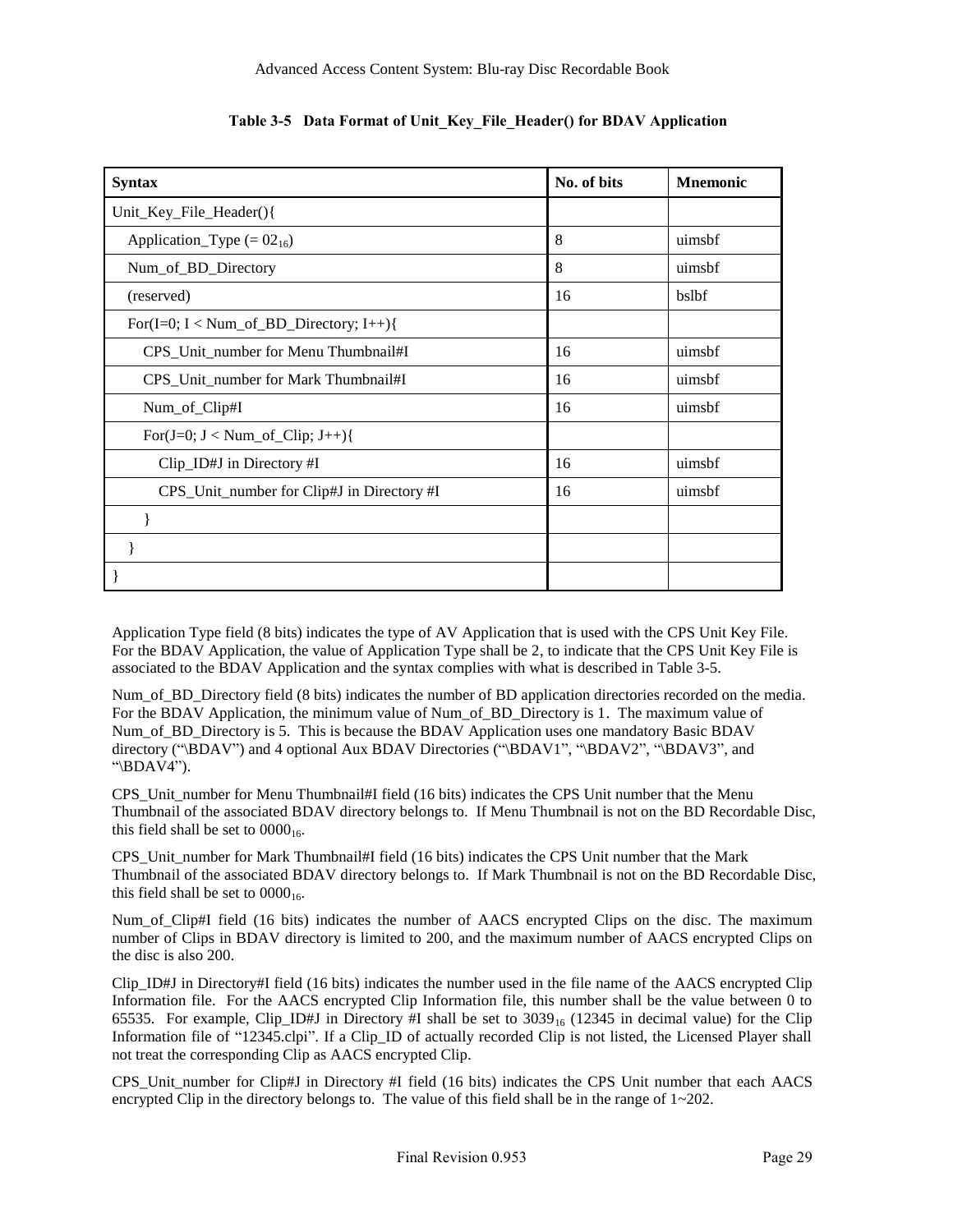**Table 3-5 Data Format of Unit_Key_File_Header() for BDAV Application**

| Syntax | No. of bits | Mnemonic |
|---|---|---|
| Unit_Key_File_Header(){ | | |
| Application_Type (= $02_{16}$) | 8 | uimsbf |
| Num_of_BD_Directory | 8 | uimsbf |
| (reserved) | 16 | bslbf |
| For(I=0; I < Num_of_BD_Directory; I++){ | | |
| CPS_Unit_number for Menu Thumbnail#I | 16 | uimsbf |
| CPS_Unit_number for Mark Thumbnail#I | 16 | uimsbf |
| Num_of_Clip#I | 16 | uimsbf |
| For(J=0; J < Num_of_Clip; J++){ | | |
| Clip_ID#J in Directory #I | 16 | uimsbf |
| CPS_Unit_number for Clip#J in Directory #I | 16 | uimsbf |
| } | | |
| } | | |
| } | | |

Application Type field (8 bits) indicates the type of AV Application that is used with the CPS Unit Key File. For the BDAV Application, the value of Application Type shall be 2, to indicate that the CPS Unit Key File is associated to the BDAV Application and the syntax complies with what is described in Table 3-5.

Num_of_BD_Directory field (8 bits) indicates the number of BD application directories recorded on the media. For the BDAV Application, the minimum value of Num_of_BD_Directory is 1. The maximum value of Num_of_BD_Directory is 5. This is because the BDAV Application uses one mandatory Basic BDAV directory ("\BDAV") and 4 optional Aux BDAV Directories ("\BDAV1", "\BDAV2", "\BDAV3", and "\BDAV4").

CPS_Unit_number for Menu Thumbnail#I field (16 bits) indicates the CPS Unit number that the Menu Thumbnail of the associated BDAV directory belongs to. If Menu Thumbnail is not on the BD Recordable Disc, this field shall be set to $0000_{16}$.

CPS_Unit_number for Mark Thumbnail#I field (16 bits) indicates the CPS Unit number that the Mark Thumbnail of the associated BDAV directory belongs to. If Mark Thumbnail is not on the BD Recordable Disc, this field shall be set to $0000_{16}$.

Num_of_Clip#I field (16 bits) indicates the number of AACS encrypted Clips on the disc. The maximum number of Clips in BDAV directory is limited to 200, and the maximum number of AACS encrypted Clips on the disc is also 200.

Clip_ID#J in Directory#I field (16 bits) indicates the number used in the file name of the AACS encrypted Clip Information file. For the AACS encrypted Clip Information file, this number shall be the value between 0 to 65535. For example, Clip_ID#J in Directory #I shall be set to $3039_{16}$ (12345 in decimal value) for the Clip Information file of "12345.clpi". If a Clip_ID of actually recorded Clip is not listed, the Licensed Player shall not treat the corresponding Clip as AACS encrypted Clip.

CPS_Unit_number for Clip#J in Directory #I field (16 bits) indicates the CPS Unit number that each AACS encrypted Clip in the directory belongs to. The value of this field shall be in the range of 1~202.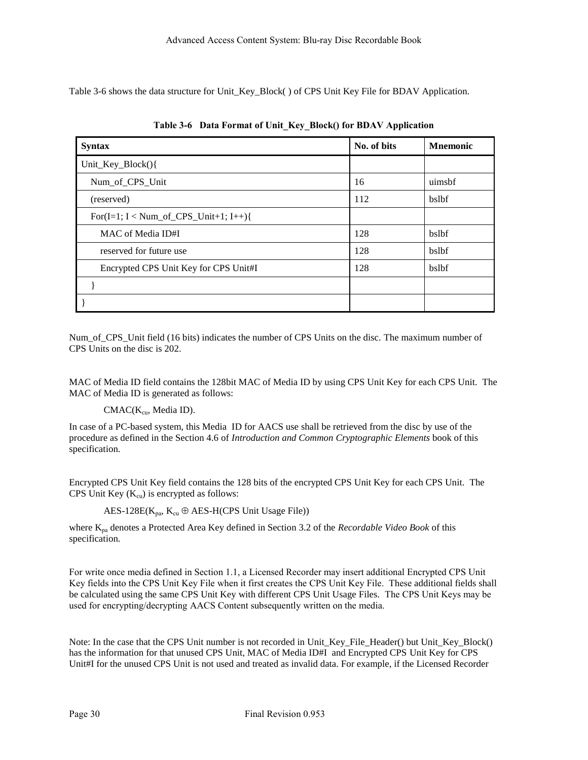Table 3-6 shows the data structure for Unit_Key_Block( ) of CPS Unit Key File for BDAV Application.

**Table 3-6 Data Format of Unit_Key_Block() for BDAV Application**

| Syntax | No. of bits | Mnemonic |
|---|---|---|
| Unit_Key_Block(){ | | |
| Num_of_CPS_Unit | 16 | uimsbf |
| (reserved) | 112 | bslbf |
| For(I=1; I < Num_of_CPS_Unit+1; I++){ | | |
| MAC of Media ID#I | 128 | bslbf |
| reserved for future use | 128 | bslbf |
| Encrypted CPS Unit Key for CPS Unit#I | 128 | bslbf |
| } | | |
| } | | |

Num_of_CPS_Unit field (16 bits) indicates the number of CPS Units on the disc. The maximum number of CPS Units on the disc is 202.

MAC of Media ID field contains the 128bit MAC of Media ID by using CPS Unit Key for each CPS Unit. The MAC of Media ID is generated as follows:

CMAC($K_{cu}$, Media ID).

In case of a PC-based system, this Media ID for AACS use shall be retrieved from the disc by use of the procedure as defined in the Section 4.6 of *Introduction and Common Cryptographic Elements* book of this specification.

Encrypted CPS Unit Key field contains the 128 bits of the encrypted CPS Unit Key for each CPS Unit. The CPS Unit Key ($K_{cu}$) is encrypted as follows:

AES-128E($K_{pa}$, $K_{cu} \oplus$ AES-H(CPS Unit Usage File))

where $K_{pa}$ denotes a Protected Area Key defined in Section 3.2 of the *Recordable Video Book* of this specification.

For write once media defined in Section 1.1, a Licensed Recorder may insert additional Encrypted CPS Unit Key fields into the CPS Unit Key File when it first creates the CPS Unit Key File. These additional fields shall be calculated using the same CPS Unit Key with different CPS Unit Usage Files. The CPS Unit Keys may be used for encrypting/decrypting AACS Content subsequently written on the media.

Note: In the case that the CPS Unit number is not recorded in Unit_Key_File_Header() but Unit_Key_Block() has the information for that unused CPS Unit, MAC of Media ID#I and Encrypted CPS Unit Key for CPS Unit#I for the unused CPS Unit is not used and treated as invalid data. For example, if the Licensed Recorder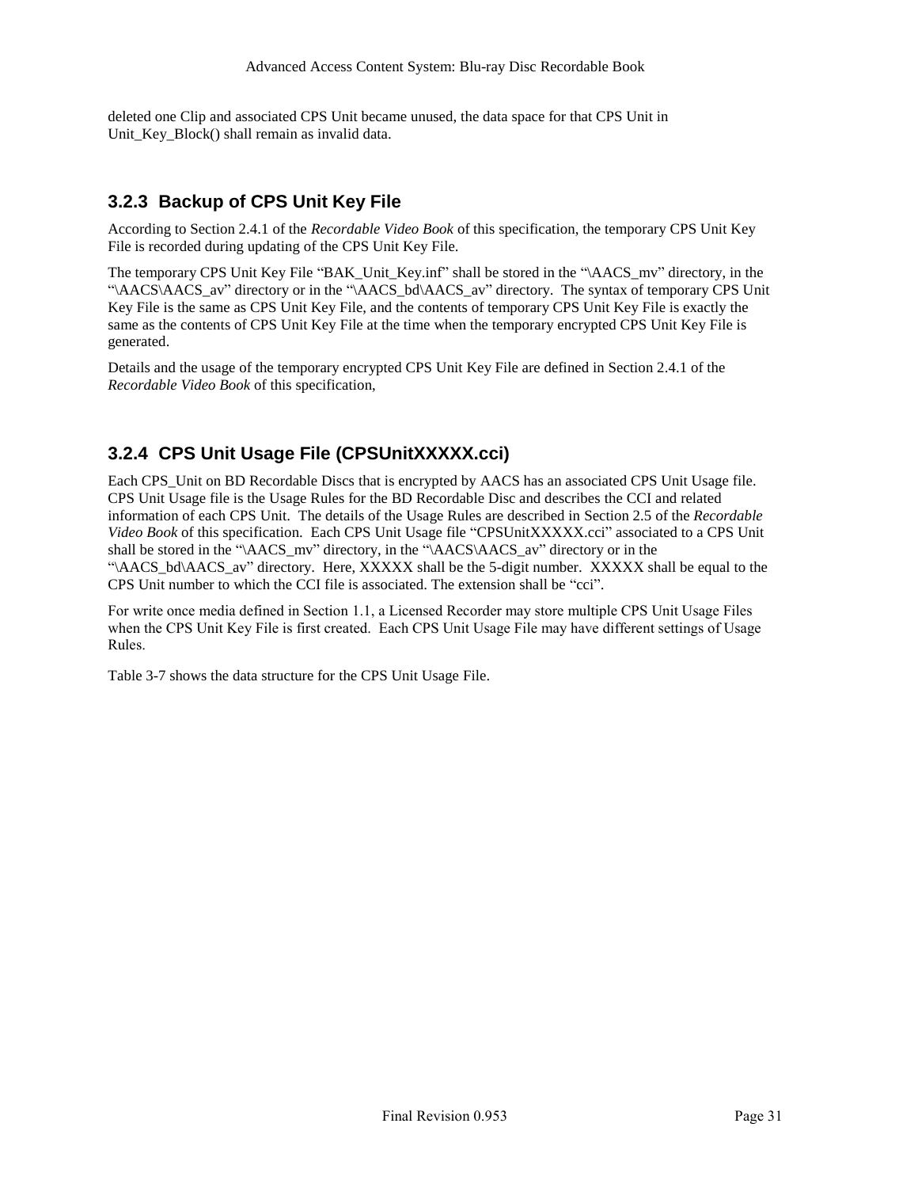deleted one Clip and associated CPS Unit became unused, the data space for that CPS Unit in Unit_Key_Block() shall remain as invalid data.

### 3.2.3 Backup of CPS Unit Key File

According to Section 2.4.1 of the *Recordable Video Book* of this specification, the temporary CPS Unit Key File is recorded during updating of the CPS Unit Key File.

The temporary CPS Unit Key File "BAK_Unit_Key.inf" shall be stored in the "\AACS_mv" directory, in the "\AACS\AACS_av" directory or in the "\AACS_bd\AACS_av" directory. The syntax of temporary CPS Unit Key File is the same as CPS Unit Key File, and the contents of temporary CPS Unit Key File is exactly the same as the contents of CPS Unit Key File at the time when the temporary encrypted CPS Unit Key File is generated.

Details and the usage of the temporary encrypted CPS Unit Key File are defined in Section 2.4.1 of the *Recordable Video Book* of this specification,

### 3.2.4 CPS Unit Usage File (CPSUnitXXXXX.cci)

Each CPS_Unit on BD Recordable Discs that is encrypted by AACS has an associated CPS Unit Usage file. CPS Unit Usage file is the Usage Rules for the BD Recordable Disc and describes the CCI and related information of each CPS Unit. The details of the Usage Rules are described in Section 2.5 of the *Recordable Video Book* of this specification. Each CPS Unit Usage file "CPSUnitXXXXX.cci" associated to a CPS Unit shall be stored in the "\AACS_mv" directory, in the "\AACS\AACS_av" directory or in the "\AACS_bd\AACS_av" directory. Here, XXXXX shall be the 5-digit number. XXXXX shall be equal to the CPS Unit number to which the CCI file is associated. The extension shall be "cci".

For write once media defined in Section 1.1, a Licensed Recorder may store multiple CPS Unit Usage Files when the CPS Unit Key File is first created. Each CPS Unit Usage File may have different settings of Usage Rules.

Table 3-7 shows the data structure for the CPS Unit Usage File.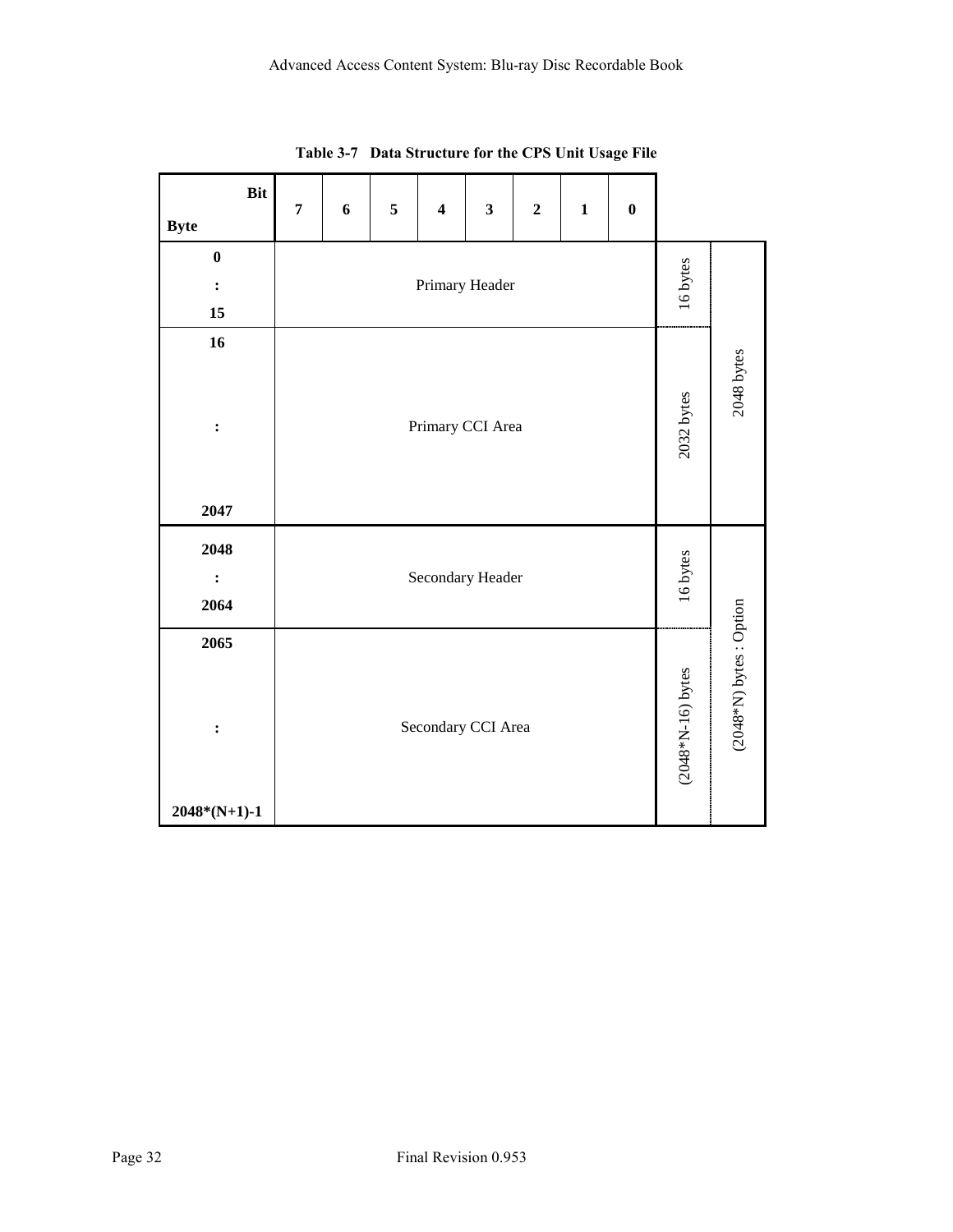**Table 3-7 Data Structure for the CPS Unit Usage File**

| Byte \ Bit | 7 | 6 | 5 | 4 | 3 | 2 | 1 | 0 | | |
|---|---|---|---|---|---|---|---|---|---|---|
| 0 : 15 | Primary Header | | | | | | | | 16 bytes | 2048 bytes |
| 16 : 2047 | Primary CCI Area | | | | | | | | 2032 bytes | |
| 2048 : 2064 | Secondary Header | | | | | | | | 16 bytes | (2048*N) bytes : Option |
| 2065 : 2048*(N+1)-1 | Secondary CCI Area | | | | | | | | (2048*N-16) bytes | |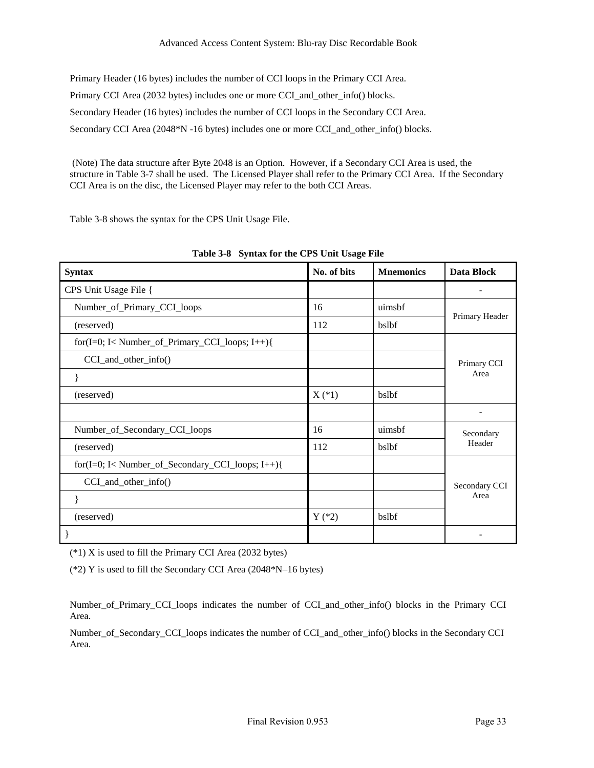Primary Header (16 bytes) includes the number of CCI loops in the Primary CCI Area.

Primary CCI Area (2032 bytes) includes one or more CCI_and_other_info() blocks.

Secondary Header (16 bytes) includes the number of CCI loops in the Secondary CCI Area.

Secondary CCI Area (2048*N -16 bytes) includes one or more CCI_and_other_info() blocks.

(Note) The data structure after Byte 2048 is an Option. However, if a Secondary CCI Area is used, the structure in Table 3-7 shall be used. The Licensed Player shall refer to the Primary CCI Area. If the Secondary CCI Area is on the disc, the Licensed Player may refer to the both CCI Areas.

Table 3-8 shows the syntax for the CPS Unit Usage File.

**Table 3-8 Syntax for the CPS Unit Usage File**

| Syntax | No. of bits | Mnemonics | Data Block |
|---|---|---|---|
| CPS Unit Usage File { | | | - |
| Number_of_Primary_CCI_loops | 16 | uimsbf | Primary Header |
| (reserved) | 112 | bslbf | |
| for(I=0; I< Number_of_Primary_CCI_loops; I++){ | | | Primary CCI Area |
| CCI_and_other_info() | | | |
| } | | | |
| (reserved) | X (*1) | bslbf | |
| | | | - |
| Number_of_Secondary_CCI_loops | 16 | uimsbf | Secondary Header |
| (reserved) | 112 | bslbf | |
| for(I=0; I< Number_of_Secondary_CCI_loops; I++){ | | | Secondary CCI Area |
| CCI_and_other_info() | | | |
| } | | | |
| (reserved) | Y (*2) | bslbf | |
| } | | | - |

(*1) X is used to fill the Primary CCI Area (2032 bytes)

(*2) Y is used to fill the Secondary CCI Area (2048*N–16 bytes)

Number_of_Primary_CCI_loops indicates the number of CCI_and_other_info() blocks in the Primary CCI Area.

Number_of_Secondary_CCI_loops indicates the number of CCI_and_other_info() blocks in the Secondary CCI Area.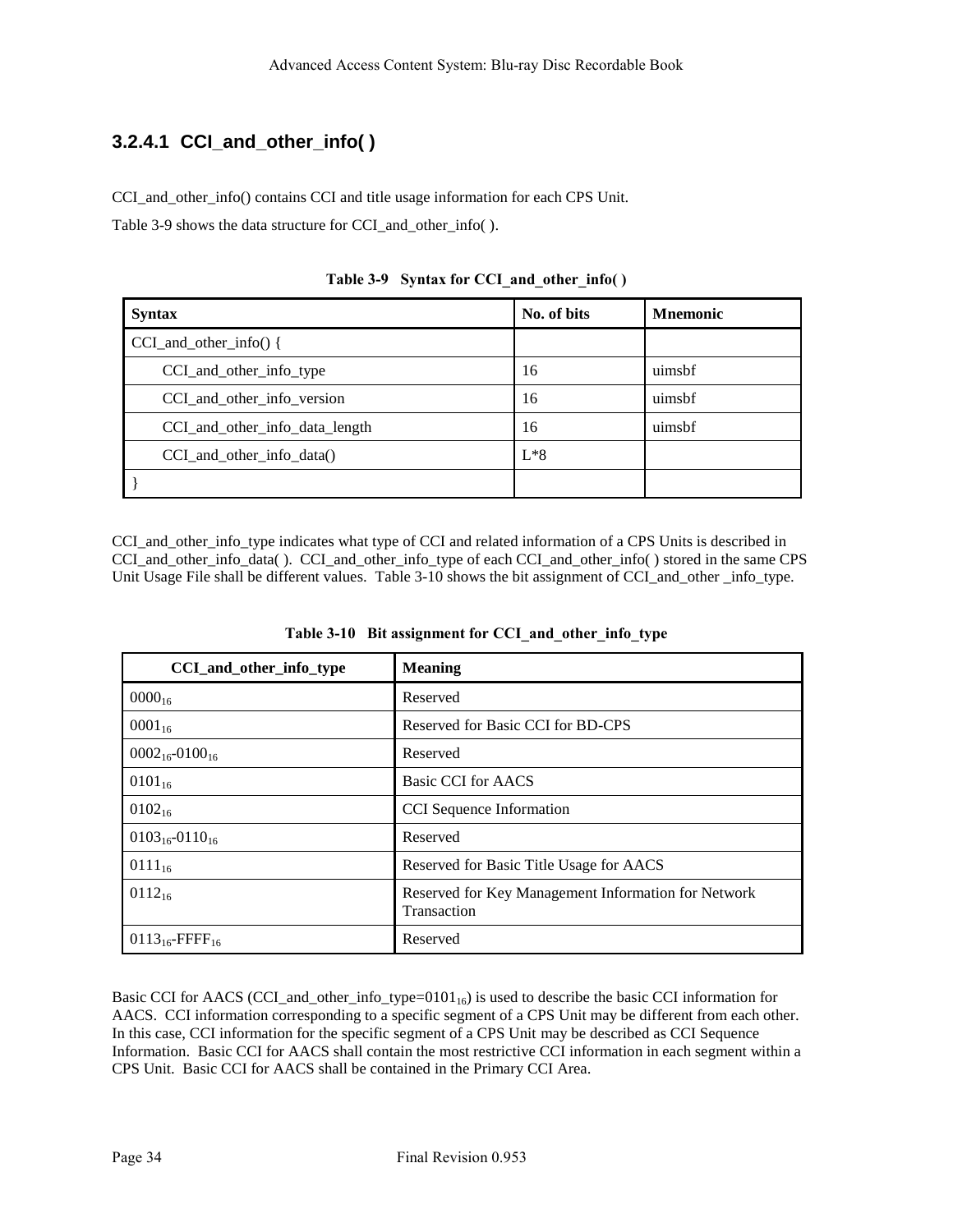### 3.2.4.1 CCI_and_other_info( )

CCI_and_other_info() contains CCI and title usage information for each CPS Unit.

Table 3-9 shows the data structure for CCI_and_other_info( ).

**Table 3-9 Syntax for CCI_and_other_info( )**

| Syntax | No. of bits | Mnemonic |
|---|---|---|
| CCI_and_other_info() { | | |
| CCI_and_other_info_type | 16 | uimsbf |
| CCI_and_other_info_version | 16 | uimsbf |
| CCI_and_other_info_data_length | 16 | uimsbf |
| CCI_and_other_info_data() | L*8 | |
| } | | |

CCI_and_other_info_type indicates what type of CCI and related information of a CPS Units is described in CCI_and_other_info_data( ). CCI_and_other_info_type of each CCI_and_other_info( ) stored in the same CPS Unit Usage File shall be different values. Table 3-10 shows the bit assignment of CCI_and_other _info_type.

**Table 3-10 Bit assignment for CCI_and_other_info_type**

| CCI_and_other_info_type | Meaning |
|---|---|
| $0000_{16}$ | Reserved |
| $0001_{16}$ | Reserved for Basic CCI for BD-CPS |
| $0002_{16}$-$0100_{16}$ | Reserved |
| $0101_{16}$ | Basic CCI for AACS |
| $0102_{16}$ | CCI Sequence Information |
| $0103_{16}$-$0110_{16}$ | Reserved |
| $0111_{16}$ | Reserved for Basic Title Usage for AACS |
| $0112_{16}$ | Reserved for Key Management Information for Network Transaction |
| $0113_{16}$-$FFFF_{16}$ | Reserved |

Basic CCI for AACS (CCI_and_other_info_type=$0101_{16}$) is used to describe the basic CCI information for AACS. CCI information corresponding to a specific segment of a CPS Unit may be different from each other. In this case, CCI information for the specific segment of a CPS Unit may be described as CCI Sequence Information. Basic CCI for AACS shall contain the most restrictive CCI information in each segment within a CPS Unit. Basic CCI for AACS shall be contained in the Primary CCI Area.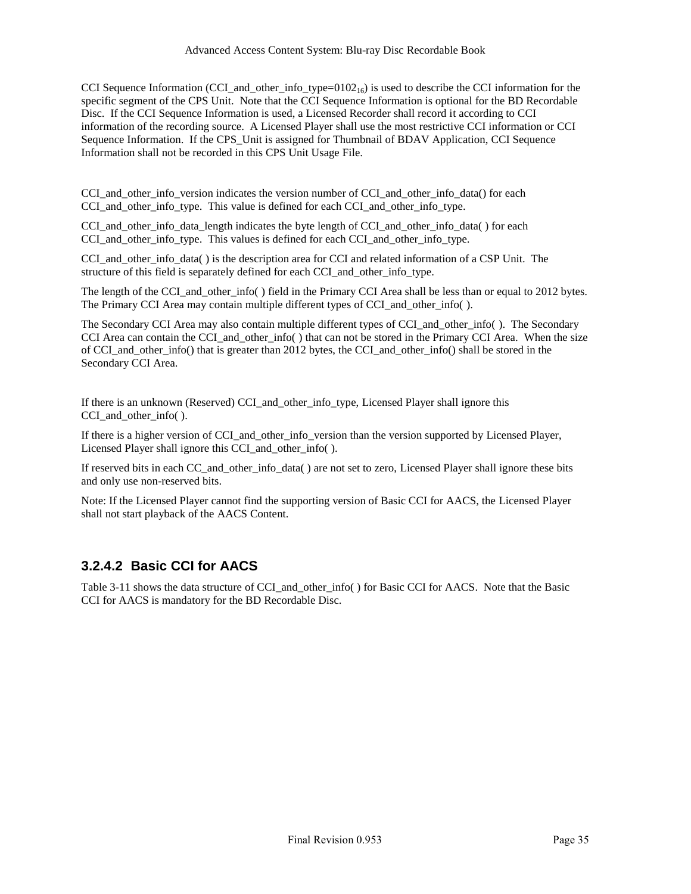CCI Sequence Information (CCI_and_other_info_type=$0102_{16}$) is used to describe the CCI information for the specific segment of the CPS Unit. Note that the CCI Sequence Information is optional for the BD Recordable Disc. If the CCI Sequence Information is used, a Licensed Recorder shall record it according to CCI information of the recording source. A Licensed Player shall use the most restrictive CCI information or CCI Sequence Information. If the CPS_Unit is assigned for Thumbnail of BDAV Application, CCI Sequence Information shall not be recorded in this CPS Unit Usage File.

CCI_and_other_info_version indicates the version number of CCI_and_other_info_data() for each CCI_and_other_info_type. This value is defined for each CCI_and_other_info_type.

CCI_and_other_info_data_length indicates the byte length of CCI_and_other_info_data( ) for each CCI_and_other_info_type. This values is defined for each CCI_and_other_info_type.

CCI_and_other_info_data( ) is the description area for CCI and related information of a CSP Unit. The structure of this field is separately defined for each CCI_and_other_info_type.

The length of the CCI_and_other_info( ) field in the Primary CCI Area shall be less than or equal to 2012 bytes. The Primary CCI Area may contain multiple different types of CCI_and_other_info( ).

The Secondary CCI Area may also contain multiple different types of CCI_and_other_info( ). The Secondary CCI Area can contain the CCI_and_other_info( ) that can not be stored in the Primary CCI Area. When the size of CCI_and_other_info() that is greater than 2012 bytes, the CCI_and_other_info() shall be stored in the Secondary CCI Area.

If there is an unknown (Reserved) CCI_and_other_info_type, Licensed Player shall ignore this CCI_and_other_info( ).

If there is a higher version of CCI_and_other_info_version than the version supported by Licensed Player, Licensed Player shall ignore this CCI_and_other_info( ).

If reserved bits in each CC_and_other_info_data( ) are not set to zero, Licensed Player shall ignore these bits and only use non-reserved bits.

Note: If the Licensed Player cannot find the supporting version of Basic CCI for AACS, the Licensed Player shall not start playback of the AACS Content.

### 3.2.4.2 Basic CCI for AACS

Table 3-11 shows the data structure of CCI_and_other_info( ) for Basic CCI for AACS. Note that the Basic CCI for AACS is mandatory for the BD Recordable Disc.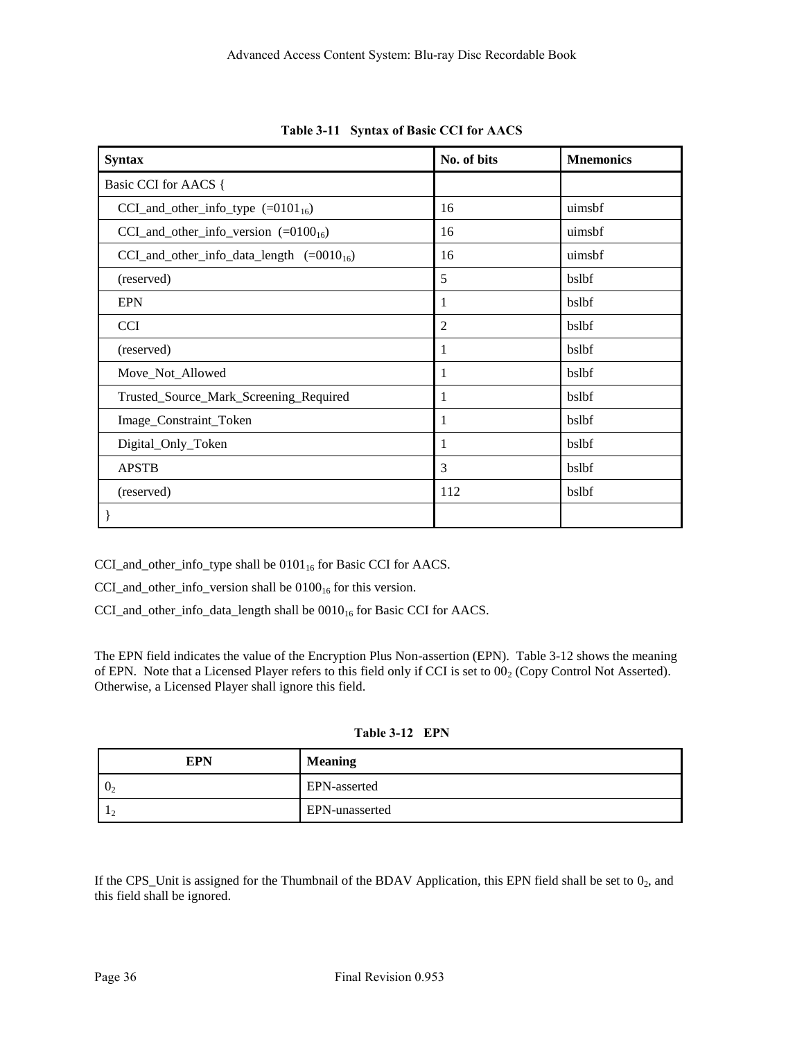**Table 3-11 Syntax of Basic CCI for AACS**

| Syntax | No. of bits | Mnemonics |
|---|---|---|
| Basic CCI for AACS { | | |
| CCI_and_other_info_type (=$0101_{16}$) | 16 | uimsbf |
| CCI_and_other_info_version (=$0100_{16}$) | 16 | uimsbf |
| CCI_and_other_info_data_length (=$0010_{16}$) | 16 | uimsbf |
| (reserved) | 5 | bslbf |
| EPN | 1 | bslbf |
| CCI | 2 | bslbf |
| (reserved) | 1 | bslbf |
| Move_Not_Allowed | 1 | bslbf |
| Trusted_Source_Mark_Screening_Required | 1 | bslbf |
| Image_Constraint_Token | 1 | bslbf |
| Digital_Only_Token | 1 | bslbf |
| APSTB | 3 | bslbf |
| (reserved) | 112 | bslbf |
| } | | |

CCI_and_other_info_type shall be $0101_{16}$ for Basic CCI for AACS.

CCI_and_other_info_version shall be $0100_{16}$ for this version.

CCI_and_other_info_data_length shall be $0010_{16}$ for Basic CCI for AACS.

The EPN field indicates the value of the Encryption Plus Non-assertion (EPN). Table 3-12 shows the meaning of EPN. Note that a Licensed Player refers to this field only if CCI is set to $00_2$ (Copy Control Not Asserted). Otherwise, a Licensed Player shall ignore this field.

**Table 3-12 EPN**

| EPN | Meaning |
|---|---|
| $0_2$ | EPN-asserted |
| $1_2$ | EPN-unasserted |

If the CPS_Unit is assigned for the Thumbnail of the BDAV Application, this EPN field shall be set to $0_2$, and this field shall be ignored.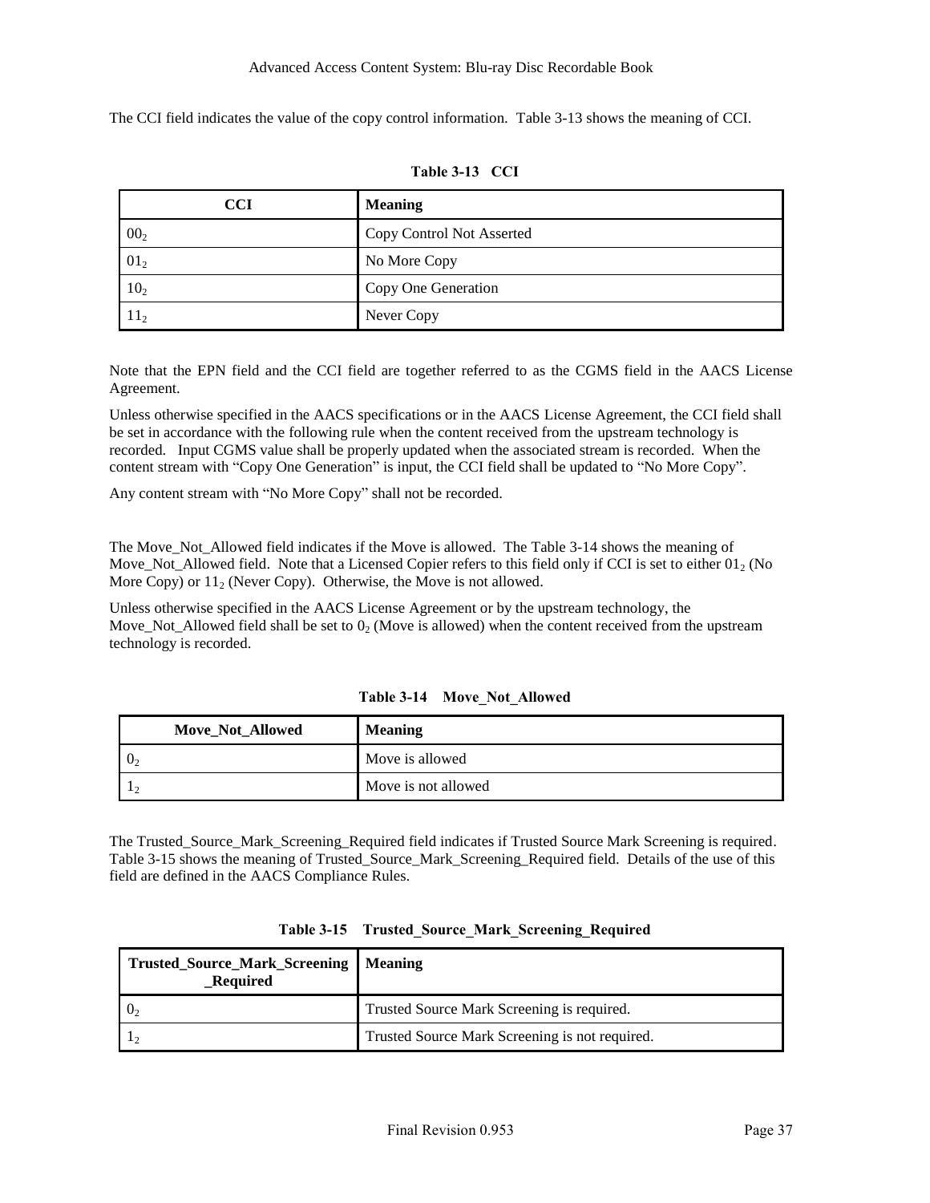The CCI field indicates the value of the copy control information. Table 3-13 shows the meaning of CCI.

**Table 3-13 CCI**

| CCI | Meaning |
|---|---|
| $00_2$ | Copy Control Not Asserted |
| $01_2$ | No More Copy |
| $10_2$ | Copy One Generation |
| $11_2$ | Never Copy |

Note that the EPN field and the CCI field are together referred to as the CGMS field in the AACS License Agreement.

Unless otherwise specified in the AACS specifications or in the AACS License Agreement, the CCI field shall be set in accordance with the following rule when the content received from the upstream technology is recorded. Input CGMS value shall be properly updated when the associated stream is recorded. When the content stream with “Copy One Generation” is input, the CCI field shall be updated to “No More Copy”.

Any content stream with “No More Copy” shall not be recorded.

The Move_Not_Allowed field indicates if the Move is allowed. The Table 3-14 shows the meaning of Move_Not_Allowed field. Note that a Licensed Copier refers to this field only if CCI is set to either $01_2$ (No More Copy) or $11_2$ (Never Copy). Otherwise, the Move is not allowed.

Unless otherwise specified in the AACS License Agreement or by the upstream technology, the Move_Not_Allowed field shall be set to $0_2$ (Move is allowed) when the content received from the upstream technology is recorded.

**Table 3-14 Move_Not_Allowed**

| Move_Not_Allowed | Meaning |
|---|---|
| $0_2$ | Move is allowed |
| $1_2$ | Move is not allowed |

The Trusted_Source_Mark_Screening_Required field indicates if Trusted Source Mark Screening is required. Table 3-15 shows the meaning of Trusted_Source_Mark_Screening_Required field. Details of the use of this field are defined in the AACS Compliance Rules.

**Table 3-15 Trusted_Source_Mark_Screening_Required**

| Trusted_Source_Mark_Screening_Required | Meaning |
|---|---|
| $0_2$ | Trusted Source Mark Screening is required. |
| $1_2$ | Trusted Source Mark Screening is not required. |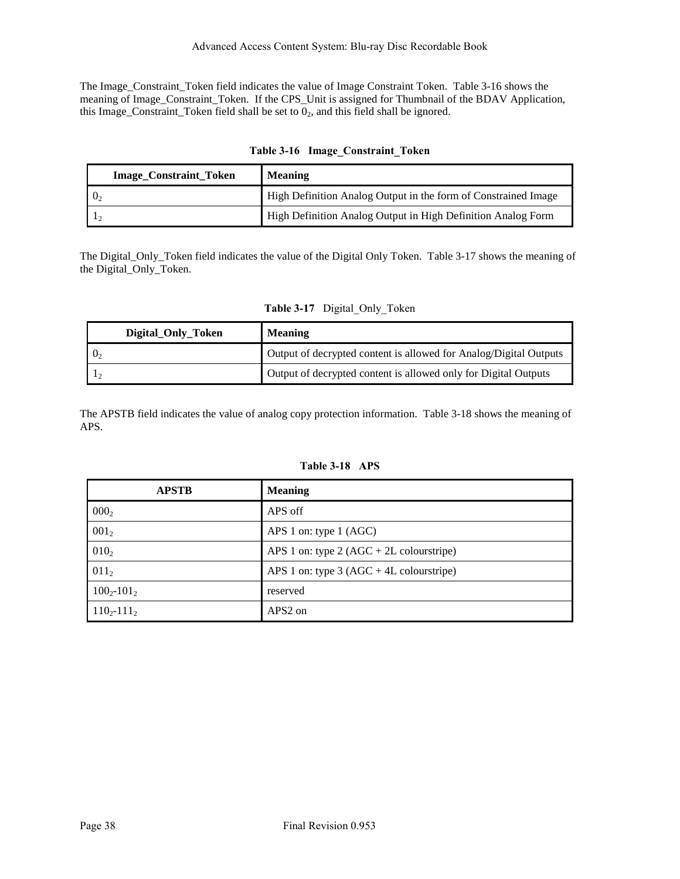The Image_Constraint_Token field indicates the value of Image Constraint Token. Table 3-16 shows the meaning of Image_Constraint_Token. If the CPS_Unit is assigned for Thumbnail of the BDAV Application, this Image_Constraint_Token field shall be set to $0_2$, and this field shall be ignored.

**Table 3-16 Image_Constraint_Token**

| Image_Constraint_Token | Meaning |
|---|---|
| $0_2$ | High Definition Analog Output in the form of Constrained Image |
| $1_2$ | High Definition Analog Output in High Definition Analog Form |

The Digital_Only_Token field indicates the value of the Digital Only Token. Table 3-17 shows the meaning of the Digital_Only_Token.

**Table 3-17** Digital_Only_Token

| Digital_Only_Token | Meaning |
|---|---|
| $0_2$ | Output of decrypted content is allowed for Analog/Digital Outputs |
| $1_2$ | Output of decrypted content is allowed only for Digital Outputs |

The APSTB field indicates the value of analog copy protection information. Table 3-18 shows the meaning of APS.

**Table 3-18 APS**

| APSTB | Meaning |
|---|---|
| $000_2$ | APS off |
| $001_2$ | APS 1 on: type 1 (AGC) |
| $010_2$ | APS 1 on: type 2 (AGC + 2L colourstripe) |
| $011_2$ | APS 1 on: type 3 (AGC + 4L colourstripe) |
| $100_2$-$101_2$ | reserved |
| $110_2$-$111_2$ | APS2 on |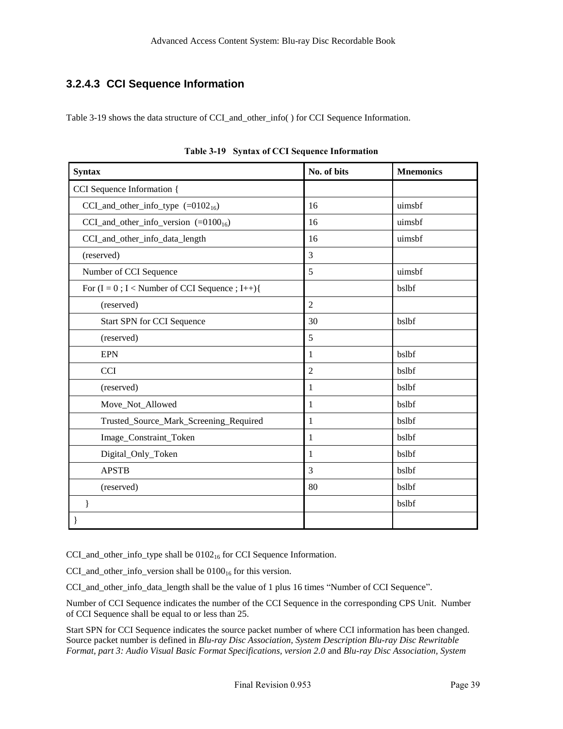### 3.2.4.3 CCI Sequence Information

Table 3-19 shows the data structure of CCI_and_other_info( ) for CCI Sequence Information.

**Table 3-19 Syntax of CCI Sequence Information**

| Syntax | No. of bits | Mnemonics |
|---|---|---|
| CCI Sequence Information { | | |
| CCI_and_other_info_type (=$0102_{16}$) | 16 | uimsbf |
| CCI_and_other_info_version (=$0100_{16}$) | 16 | uimsbf |
| CCI_and_other_info_data_length | 16 | uimsbf |
| (reserved) | 3 | |
| Number of CCI Sequence | 5 | uimsbf |
| For (I = 0 ; I < Number of CCI Sequence ; I++){ | | bslbf |
| (reserved) | 2 | |
| Start SPN for CCI Sequence | 30 | bslbf |
| (reserved) | 5 | |
| EPN | 1 | bslbf |
| CCI | 2 | bslbf |
| (reserved) | 1 | bslbf |
| Move_Not_Allowed | 1 | bslbf |
| Trusted_Source_Mark_Screening_Required | 1 | bslbf |
| Image_Constraint_Token | 1 | bslbf |
| Digital_Only_Token | 1 | bslbf |
| APSTB | 3 | bslbf |
| (reserved) | 80 | bslbf |
| } | | bslbf |
| } | | |

CCI_and_other_info_type shall be $0102_{16}$ for CCI Sequence Information.

CCI_and_other_info_version shall be $0100_{16}$ for this version.

CCI_and_other_info_data_length shall be the value of 1 plus 16 times "Number of CCI Sequence".

Number of CCI Sequence indicates the number of the CCI Sequence in the corresponding CPS Unit. Number of CCI Sequence shall be equal to or less than 25.

Start SPN for CCI Sequence indicates the source packet number of where CCI information has been changed. Source packet number is defined in *Blu-ray Disc Association, System Description Blu-ray Disc Rewritable Format, part 3: Audio Visual Basic Format Specifications, version 2.0* and *Blu-ray Disc Association, System*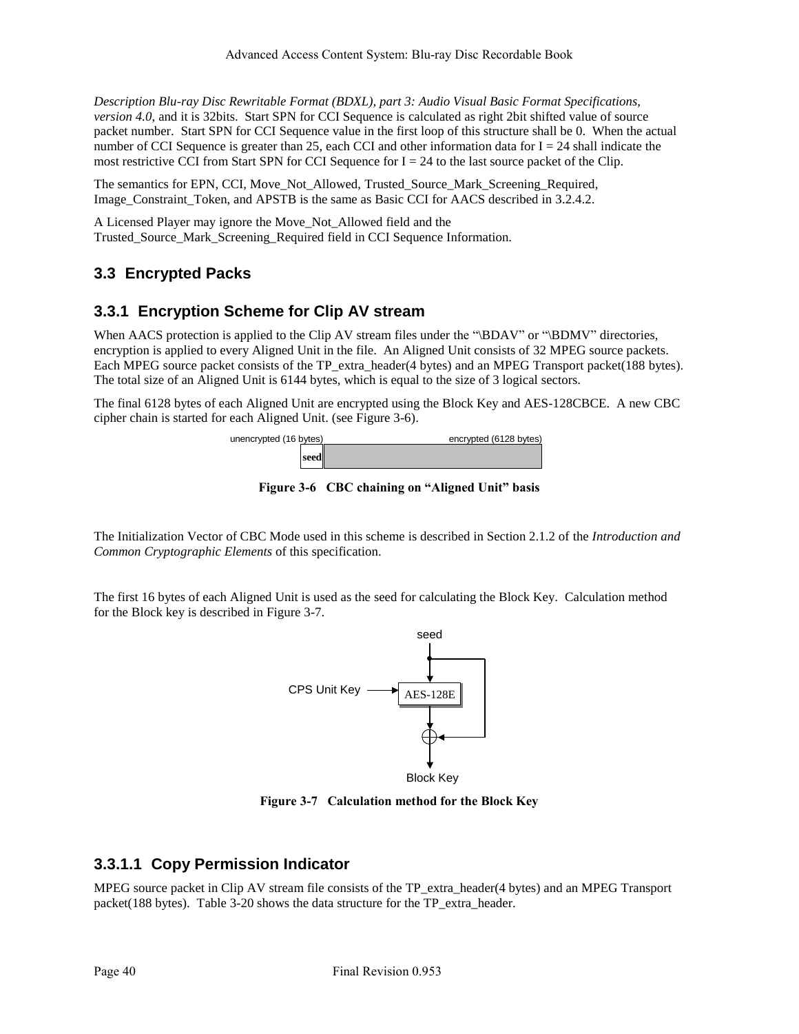*Description Blu-ray Disc Rewritable Format (BDXL), part 3: Audio Visual Basic Format Specifications, version 4.0*, and it is 32bits. Start SPN for CCI Sequence is calculated as right 2bit shifted value of source packet number. Start SPN for CCI Sequence value in the first loop of this structure shall be 0. When the actual number of CCI Sequence is greater than 25, each CCI and other information data for I = 24 shall indicate the most restrictive CCI from Start SPN for CCI Sequence for I = 24 to the last source packet of the Clip.

The semantics for EPN, CCI, Move_Not_Allowed, Trusted_Source_Mark_Screening_Required, Image_Constraint_Token, and APSTB is the same as Basic CCI for AACS described in 3.2.4.2.

A Licensed Player may ignore the Move_Not_Allowed field and the Trusted_Source_Mark_Screening_Required field in CCI Sequence Information.

## 3.3 Encrypted Packs

### 3.3.1 Encryption Scheme for Clip AV stream

When AACS protection is applied to the Clip AV stream files under the "\BDAV" or "\BDMV" directories, encryption is applied to every Aligned Unit in the file. An Aligned Unit consists of 32 MPEG source packets. Each MPEG source packet consists of the TP_extra_header(4 bytes) and an MPEG Transport packet(188 bytes). The total size of an Aligned Unit is 6144 bytes, which is equal to the size of 3 logical sectors.

The final 6128 bytes of each Aligned Unit are encrypted using the Block Key and AES-128CBCE. A new CBC cipher chain is started for each Aligned Unit. (see Figure 3-6).

unencrypted (16 bytes) | encrypted (6128 bytes)

seed

**Figure 3-6 CBC chaining on "Aligned Unit" basis**

The Initialization Vector of CBC Mode used in this scheme is described in Section 2.1.2 of the *Introduction and Common Cryptographic Elements* of this specification.

The first 16 bytes of each Aligned Unit is used as the seed for calculating the Block Key. Calculation method for the Block key is described in Figure 3-7.

seed

CPS Unit Key → AES-128E → ⊕ → Block Key

**Figure 3-7 Calculation method for the Block Key**

#### 3.3.1.1 Copy Permission Indicator

MPEG source packet in Clip AV stream file consists of the TP_extra_header(4 bytes) and an MPEG Transport packet(188 bytes). Table 3-20 shows the data structure for the TP_extra_header.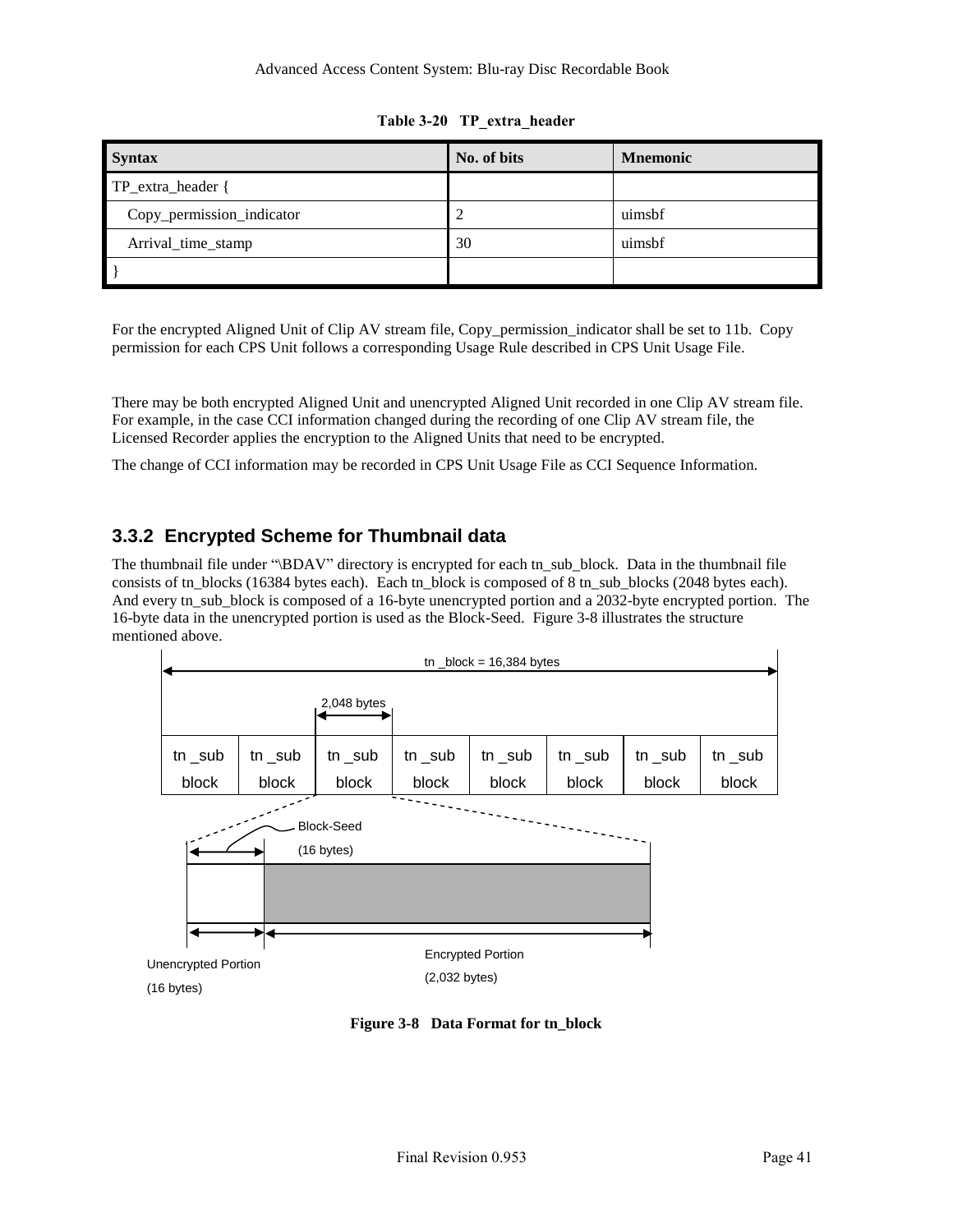**Table 3-20 TP_extra_header**

| Syntax | No. of bits | Mnemonic |
|---|---|---|
| TP_extra_header { | | |
| Copy_permission_indicator | 2 | uimsbf |
| Arrival_time_stamp | 30 | uimsbf |
| } | | |

For the encrypted Aligned Unit of Clip AV stream file, Copy_permission_indicator shall be set to 11b. Copy permission for each CPS Unit follows a corresponding Usage Rule described in CPS Unit Usage File.

There may be both encrypted Aligned Unit and unencrypted Aligned Unit recorded in one Clip AV stream file. For example, in the case CCI information changed during the recording of one Clip AV stream file, the Licensed Recorder applies the encryption to the Aligned Units that need to be encrypted.

The change of CCI information may be recorded in CPS Unit Usage File as CCI Sequence Information.

### 3.3.2 Encrypted Scheme for Thumbnail data

The thumbnail file under "\BDAV" directory is encrypted for each tn_sub_block. Data in the thumbnail file consists of tn_blocks (16384 bytes each). Each tn_block is composed of 8 tn_sub_blocks (2048 bytes each). And every tn_sub_block is composed of a 16-byte unencrypted portion and a 2032-byte encrypted portion. The 16-byte data in the unencrypted portion is used as the Block-Seed. Figure 3-8 illustrates the structure mentioned above.

tn _block = 16,384 bytes

2,048 bytes

| tn _sub block | tn _sub block | tn _sub block | tn _sub block | tn _sub block | tn _sub block | tn _sub block | tn _sub block |
|---|---|---|---|---|---|---|---|

Block-Seed (16 bytes)

Unencrypted Portion (16 bytes)

Encrypted Portion (2,032 bytes)

**Figure 3-8 Data Format for tn_block**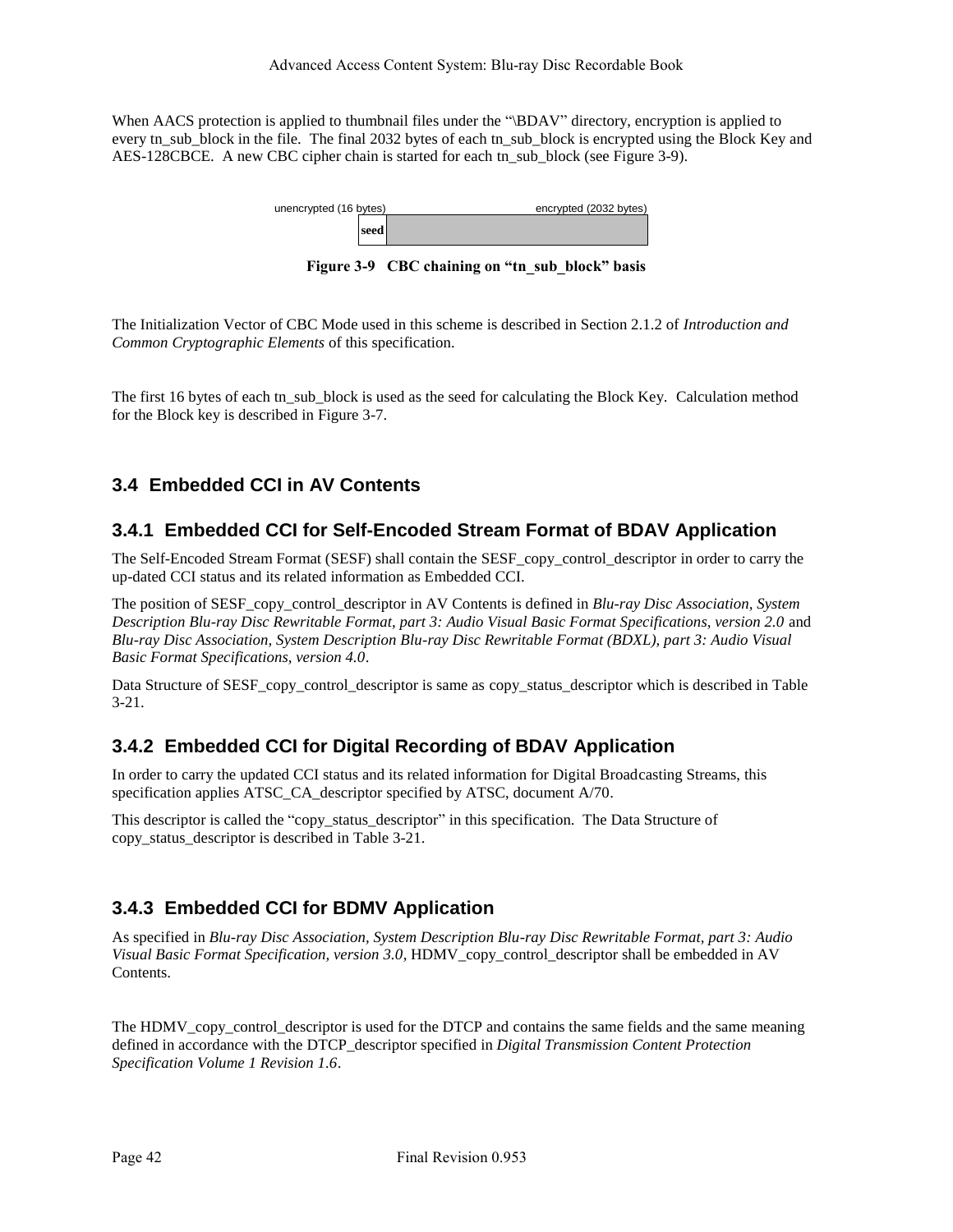When AACS protection is applied to thumbnail files under the "\BDAV" directory, encryption is applied to every tn_sub_block in the file. The final 2032 bytes of each tn_sub_block is encrypted using the Block Key and AES-128CBCE. A new CBC cipher chain is started for each tn_sub_block (see Figure 3-9).

| unencrypted (16 bytes) | encrypted (2032 bytes) |
|---|---|
| seed | |

**Figure 3-9 CBC chaining on "tn_sub_block" basis**

The Initialization Vector of CBC Mode used in this scheme is described in Section 2.1.2 of *Introduction and Common Cryptographic Elements* of this specification.

The first 16 bytes of each tn_sub_block is used as the seed for calculating the Block Key. Calculation method for the Block key is described in Figure 3-7.

## 3.4 Embedded CCI in AV Contents

### 3.4.1 Embedded CCI for Self-Encoded Stream Format of BDAV Application

The Self-Encoded Stream Format (SESF) shall contain the SESF_copy_control_descriptor in order to carry the up-dated CCI status and its related information as Embedded CCI.

The position of SESF_copy_control_descriptor in AV Contents is defined in *Blu-ray Disc Association, System Description Blu-ray Disc Rewritable Format, part 3: Audio Visual Basic Format Specifications, version 2.0* and *Blu-ray Disc Association, System Description Blu-ray Disc Rewritable Format (BDXL), part 3: Audio Visual Basic Format Specifications, version 4.0*.

Data Structure of SESF_copy_control_descriptor is same as copy_status_descriptor which is described in Table 3-21.

### 3.4.2 Embedded CCI for Digital Recording of BDAV Application

In order to carry the updated CCI status and its related information for Digital Broadcasting Streams, this specification applies ATSC_CA_descriptor specified by ATSC, document A/70.

This descriptor is called the "copy_status_descriptor" in this specification. The Data Structure of copy_status_descriptor is described in Table 3-21.

### 3.4.3 Embedded CCI for BDMV Application

As specified in *Blu-ray Disc Association, System Description Blu-ray Disc Rewritable Format, part 3: Audio Visual Basic Format Specification, version 3.0*, HDMV_copy_control_descriptor shall be embedded in AV Contents.

The HDMV_copy_control_descriptor is used for the DTCP and contains the same fields and the same meaning defined in accordance with the DTCP_descriptor specified in *Digital Transmission Content Protection Specification Volume 1 Revision 1.6*.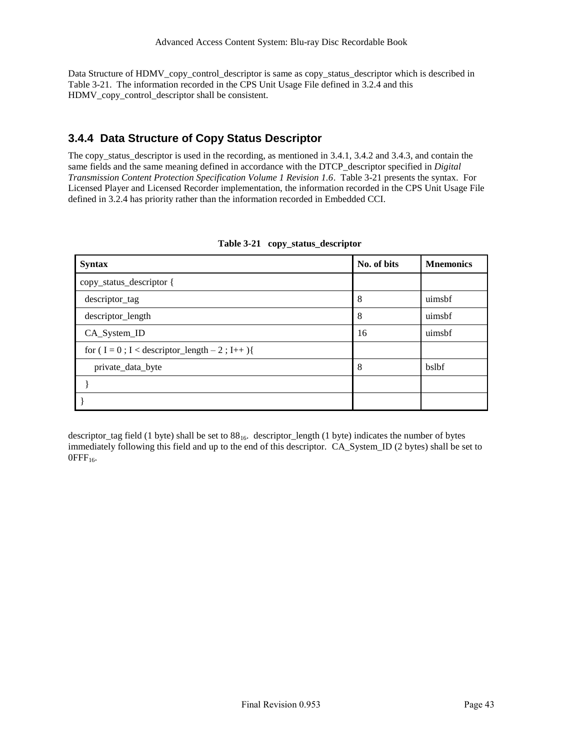Data Structure of HDMV_copy_control_descriptor is same as copy_status_descriptor which is described in Table 3-21. The information recorded in the CPS Unit Usage File defined in 3.2.4 and this HDMV_copy_control_descriptor shall be consistent.

### 3.4.4 Data Structure of Copy Status Descriptor

The copy_status_descriptor is used in the recording, as mentioned in 3.4.1, 3.4.2 and 3.4.3, and contain the same fields and the same meaning defined in accordance with the DTCP_descriptor specified in *Digital Transmission Content Protection Specification Volume 1 Revision 1.6*. Table 3-21 presents the syntax. For Licensed Player and Licensed Recorder implementation, the information recorded in the CPS Unit Usage File defined in 3.2.4 has priority rather than the information recorded in Embedded CCI.

**Table 3-21 copy_status_descriptor**

| Syntax | No. of bits | Mnemonics |
|---|---|---|
| copy_status_descriptor { | | |
| descriptor_tag | 8 | uimsbf |
| descriptor_length | 8 | uimsbf |
| CA_System_ID | 16 | uimsbf |
| for ( I = 0 ; I < descriptor_length – 2 ; I++ ){ | | |
| private_data_byte | 8 | bslbf |
| } | | |
| } | | |

descriptor_tag field (1 byte) shall be set to $88_{16}$. descriptor_length (1 byte) indicates the number of bytes immediately following this field and up to the end of this descriptor. CA_System_ID (2 bytes) shall be set to $0FFF_{16}$.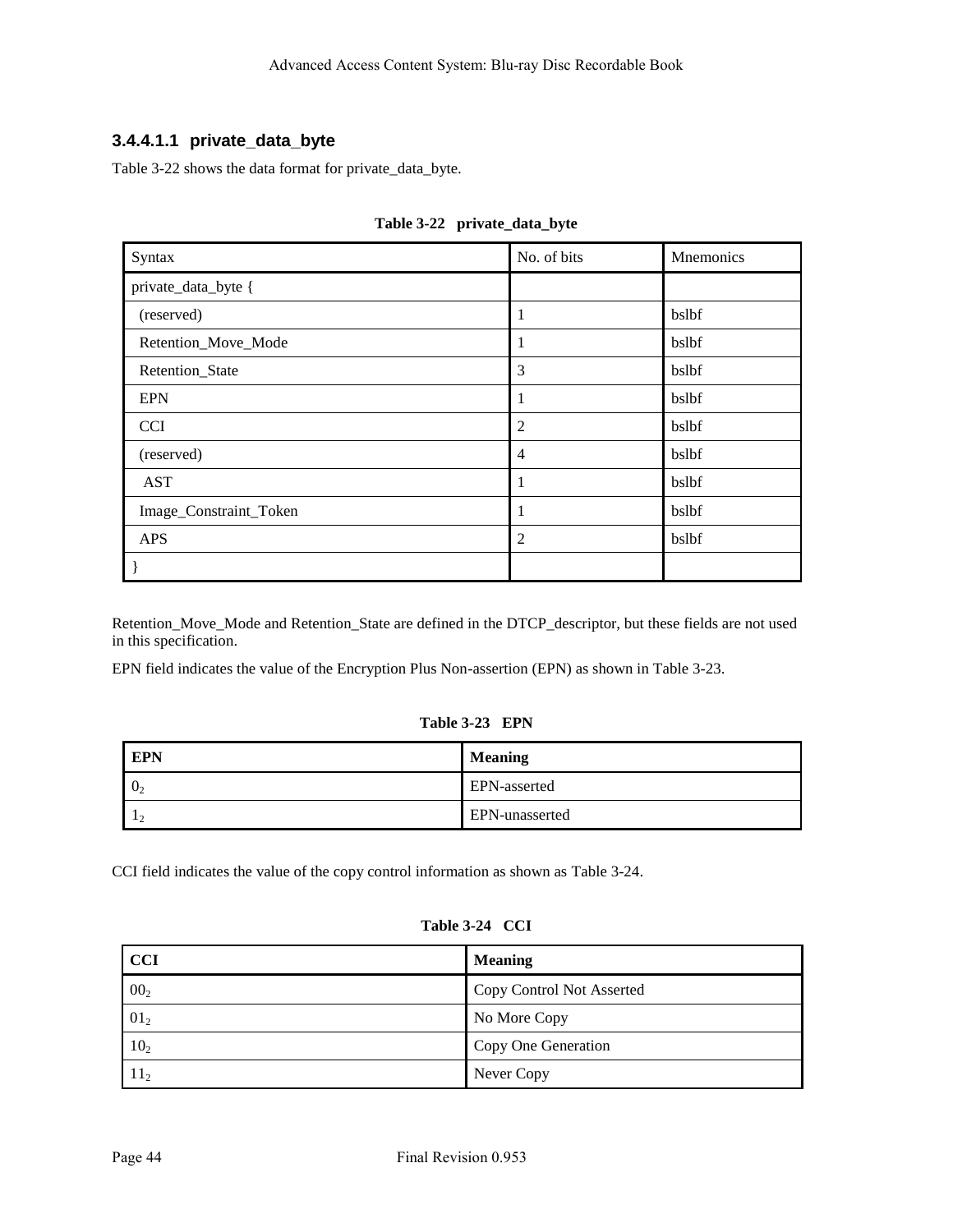#### 3.4.4.1.1 private_data_byte

Table 3-22 shows the data format for private_data_byte.

**Table 3-22 private_data_byte**

| Syntax | No. of bits | Mnemonics |
|---|---|---|
| private_data_byte { | | |
| (reserved) | 1 | bslbf |
| Retention_Move_Mode | 1 | bslbf |
| Retention_State | 3 | bslbf |
| EPN | 1 | bslbf |
| CCI | 2 | bslbf |
| (reserved) | 4 | bslbf |
| AST | 1 | bslbf |
| Image_Constraint_Token | 1 | bslbf |
| APS | 2 | bslbf |
| } | | |

Retention_Move_Mode and Retention_State are defined in the DTCP_descriptor, but these fields are not used in this specification.

EPN field indicates the value of the Encryption Plus Non-assertion (EPN) as shown in Table 3-23.

**Table 3-23 EPN**

| EPN | Meaning |
|---|---|
| $0_2$ | EPN-asserted |
| $1_2$ | EPN-unasserted |

CCI field indicates the value of the copy control information as shown as Table 3-24.

**Table 3-24 CCI**

| CCI | Meaning |
|---|---|
| $00_2$ | Copy Control Not Asserted |
| $01_2$ | No More Copy |
| $10_2$ | Copy One Generation |
| $11_2$ | Never Copy |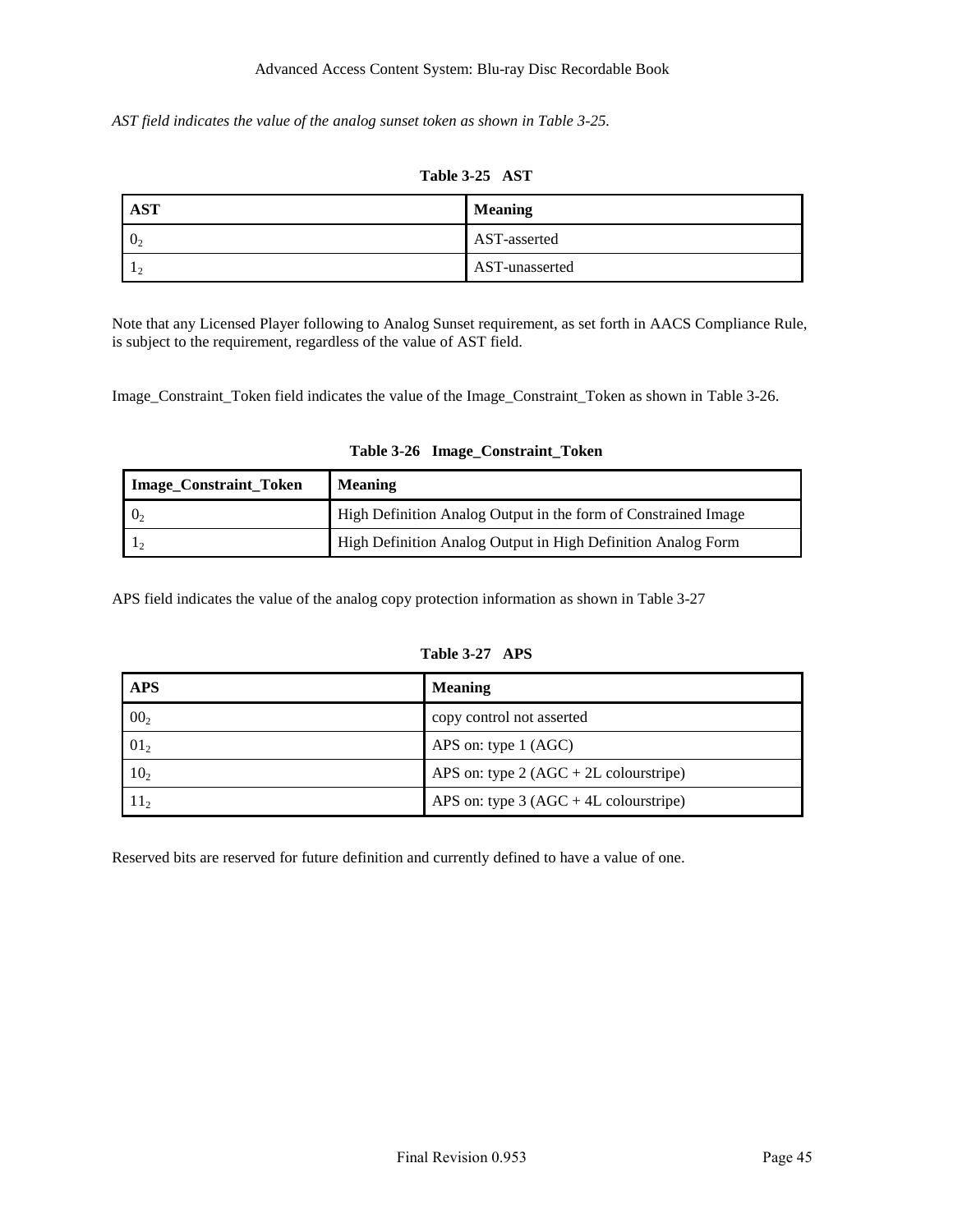*AST field indicates the value of the analog sunset token as shown in Table 3-25.*

**Table 3-25 AST**

| AST | Meaning |
| --- | --- |
| $0_2$ | AST-asserted |
| $1_2$ | AST-unasserted |

Note that any Licensed Player following to Analog Sunset requirement, as set forth in AACS Compliance Rule, is subject to the requirement, regardless of the value of AST field.

Image_Constraint_Token field indicates the value of the Image_Constraint_Token as shown in Table 3-26.

**Table 3-26 Image_Constraint_Token**

| Image_Constraint_Token | Meaning |
| --- | --- |
| $0_2$ | High Definition Analog Output in the form of Constrained Image |
| $1_2$ | High Definition Analog Output in High Definition Analog Form |

APS field indicates the value of the analog copy protection information as shown in Table 3-27

**Table 3-27 APS**

| APS | Meaning |
| --- | --- |
| $00_2$ | copy control not asserted |
| $01_2$ | APS on: type 1 (AGC) |
| $10_2$ | APS on: type 2 (AGC + 2L colourstripe) |
| $11_2$ | APS on: type 3 (AGC + 4L colourstripe) |

Reserved bits are reserved for future definition and currently defined to have a value of one.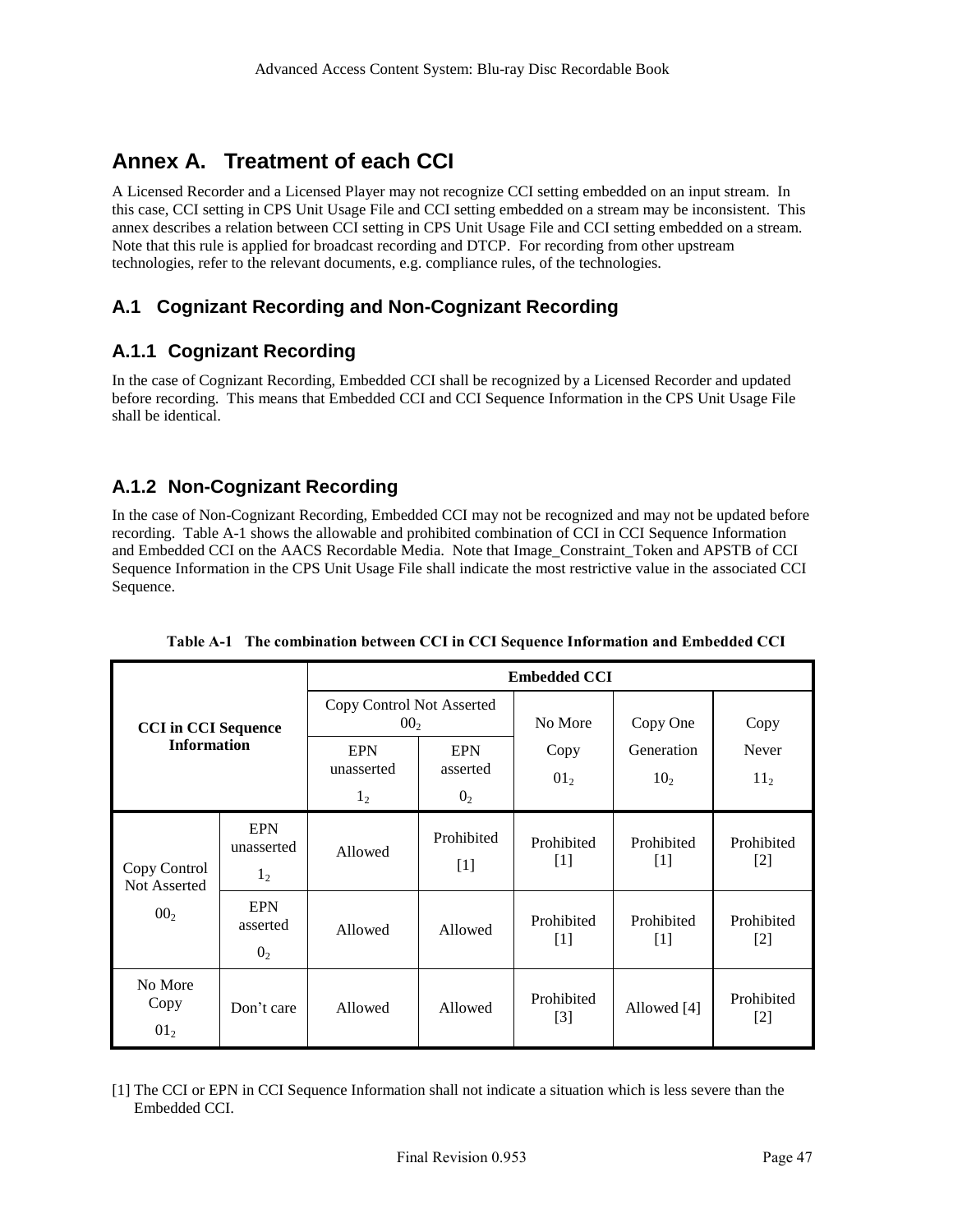# Annex A. Treatment of each CCI

A Licensed Recorder and a Licensed Player may not recognize CCI setting embedded on an input stream. In this case, CCI setting in CPS Unit Usage File and CCI setting embedded on a stream may be inconsistent. This annex describes a relation between CCI setting in CPS Unit Usage File and CCI setting embedded on a stream. Note that this rule is applied for broadcast recording and DTCP. For recording from other upstream technologies, refer to the relevant documents, e.g. compliance rules, of the technologies.

## A.1 Cognizant Recording and Non-Cognizant Recording

### A.1.1 Cognizant Recording

In the case of Cognizant Recording, Embedded CCI shall be recognized by a Licensed Recorder and updated before recording. This means that Embedded CCI and CCI Sequence Information in the CPS Unit Usage File shall be identical.

### A.1.2 Non-Cognizant Recording

In the case of Non-Cognizant Recording, Embedded CCI may not be recognized and may not be updated before recording. Table A-1 shows the allowable and prohibited combination of CCI in CCI Sequence Information and Embedded CCI on the AACS Recordable Media. Note that Image_Constraint_Token and APSTB of CCI Sequence Information in the CPS Unit Usage File shall indicate the most restrictive value in the associated CCI Sequence.

**Table A-1 The combination between CCI in CCI Sequence Information and Embedded CCI**

| CCI in CCI Sequence Information | | Embedded CCI | | | | |
|---|---|---|---|---|---|---|
| | | Copy Control Not Asserted $00_2$ | | No More Copy $01_2$ | Copy One Generation $10_2$ | Copy Never $11_2$ |
| | | EPN unasserted $1_2$ | EPN asserted $0_2$ | | | |
| Copy Control Not Asserted $00_2$ | EPN unasserted $1_2$ | Allowed | Prohibited [1] | Prohibited [1] | Prohibited [1] | Prohibited [2] |
| | EPN asserted $0_2$ | Allowed | Allowed | Prohibited [1] | Prohibited [1] | Prohibited [2] |
| No More Copy $01_2$ | Don't care | Allowed | Allowed | Prohibited [3] | Allowed [4] | Prohibited [2] |

[1] The CCI or EPN in CCI Sequence Information shall not indicate a situation which is less severe than the Embedded CCI.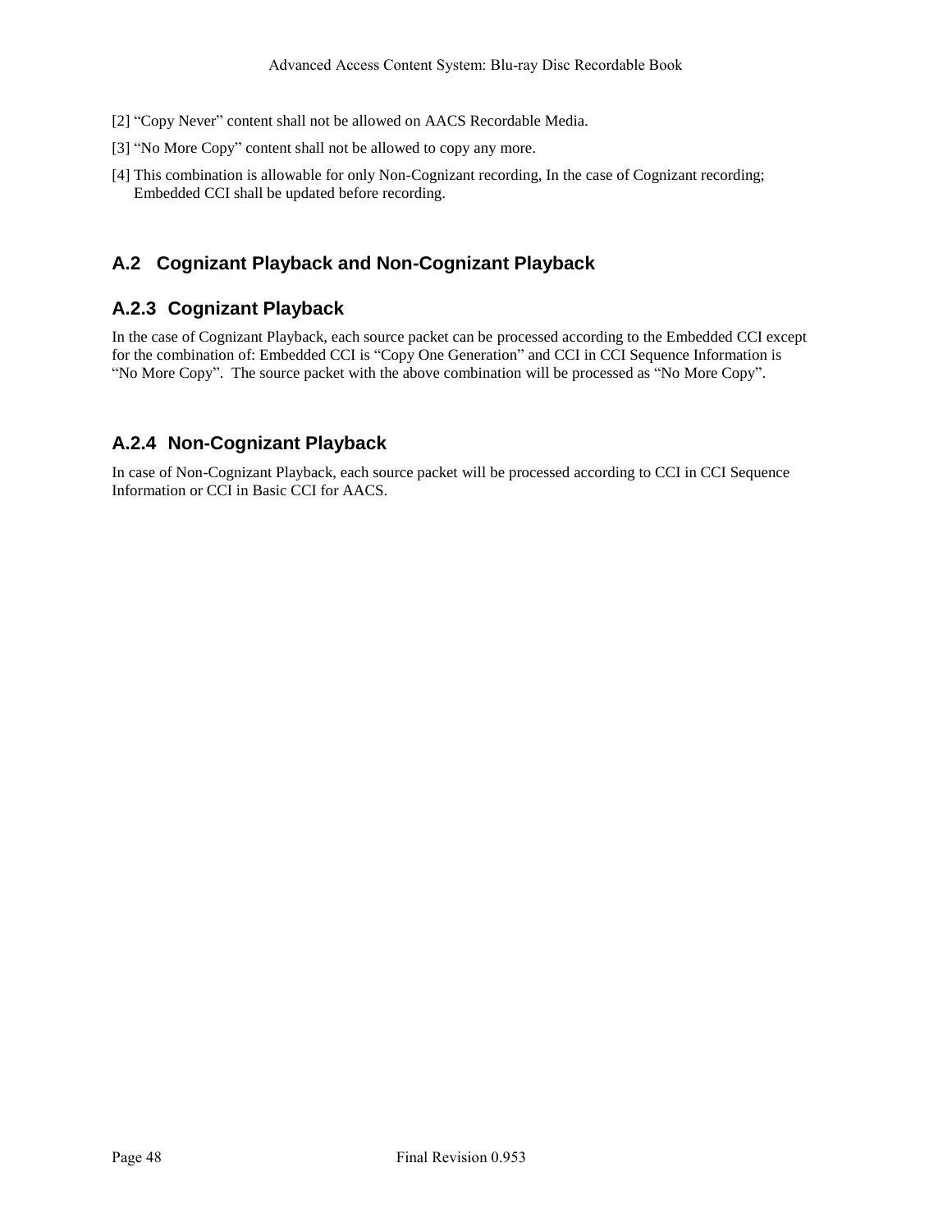[2] “Copy Never” content shall not be allowed on AACS Recordable Media.

[3] “No More Copy” content shall not be allowed to copy any more.

[4] This combination is allowable for only Non-Cognizant recording, In the case of Cognizant recording; Embedded CCI shall be updated before recording.

## A.2 Cognizant Playback and Non-Cognizant Playback

### A.2.3 Cognizant Playback

In the case of Cognizant Playback, each source packet can be processed according to the Embedded CCI except for the combination of: Embedded CCI is “Copy One Generation” and CCI in CCI Sequence Information is “No More Copy”. The source packet with the above combination will be processed as “No More Copy”.

### A.2.4 Non-Cognizant Playback

In case of Non-Cognizant Playback, each source packet will be processed according to CCI in CCI Sequence Information or CCI in Basic CCI for AACS.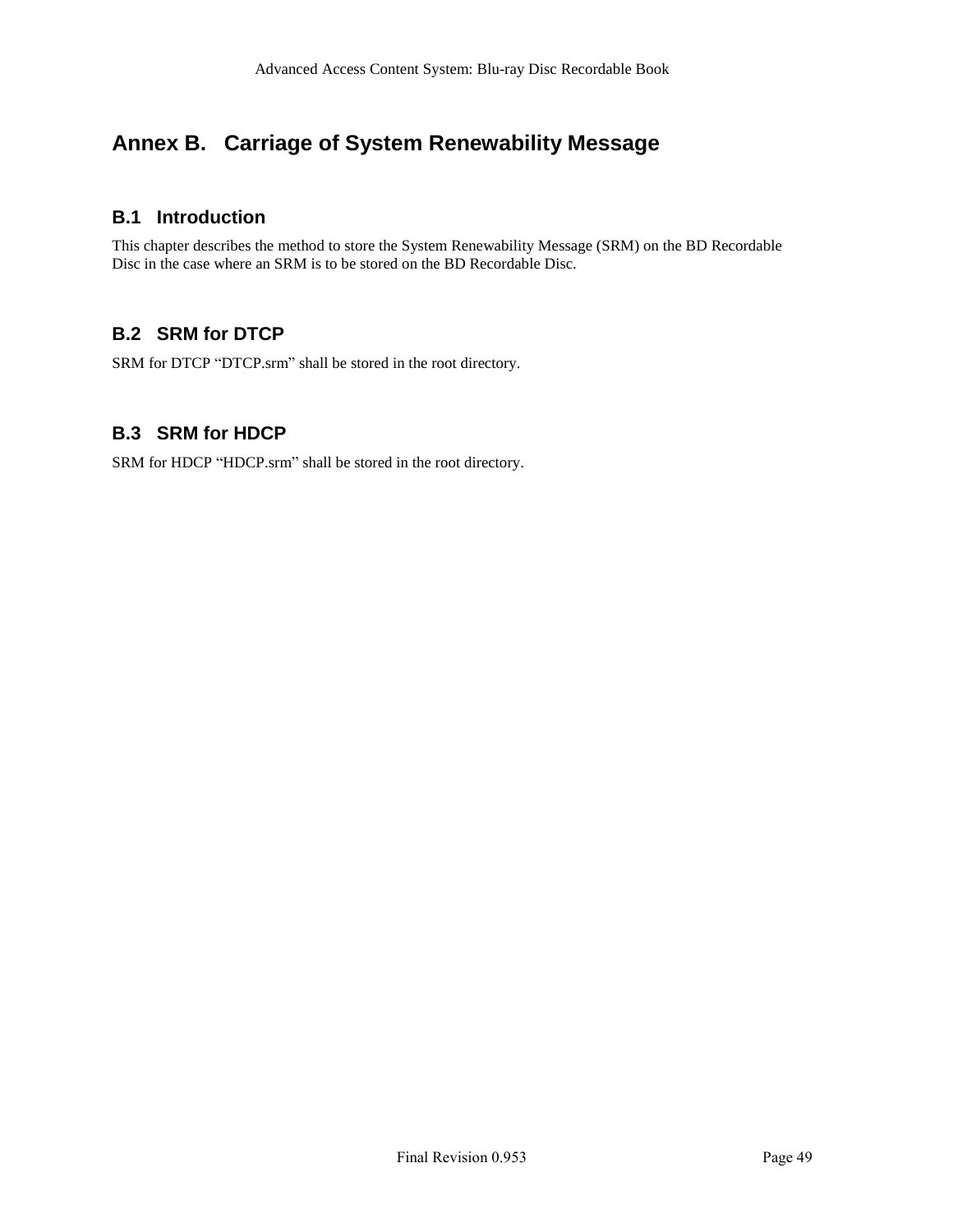# Annex B. Carriage of System Renewability Message

## B.1 Introduction

This chapter describes the method to store the System Renewability Message (SRM) on the BD Recordable Disc in the case where an SRM is to be stored on the BD Recordable Disc.

## B.2 SRM for DTCP

SRM for DTCP "DTCP.srm" shall be stored in the root directory.

## B.3 SRM for HDCP

SRM for HDCP "HDCP.srm" shall be stored in the root directory.